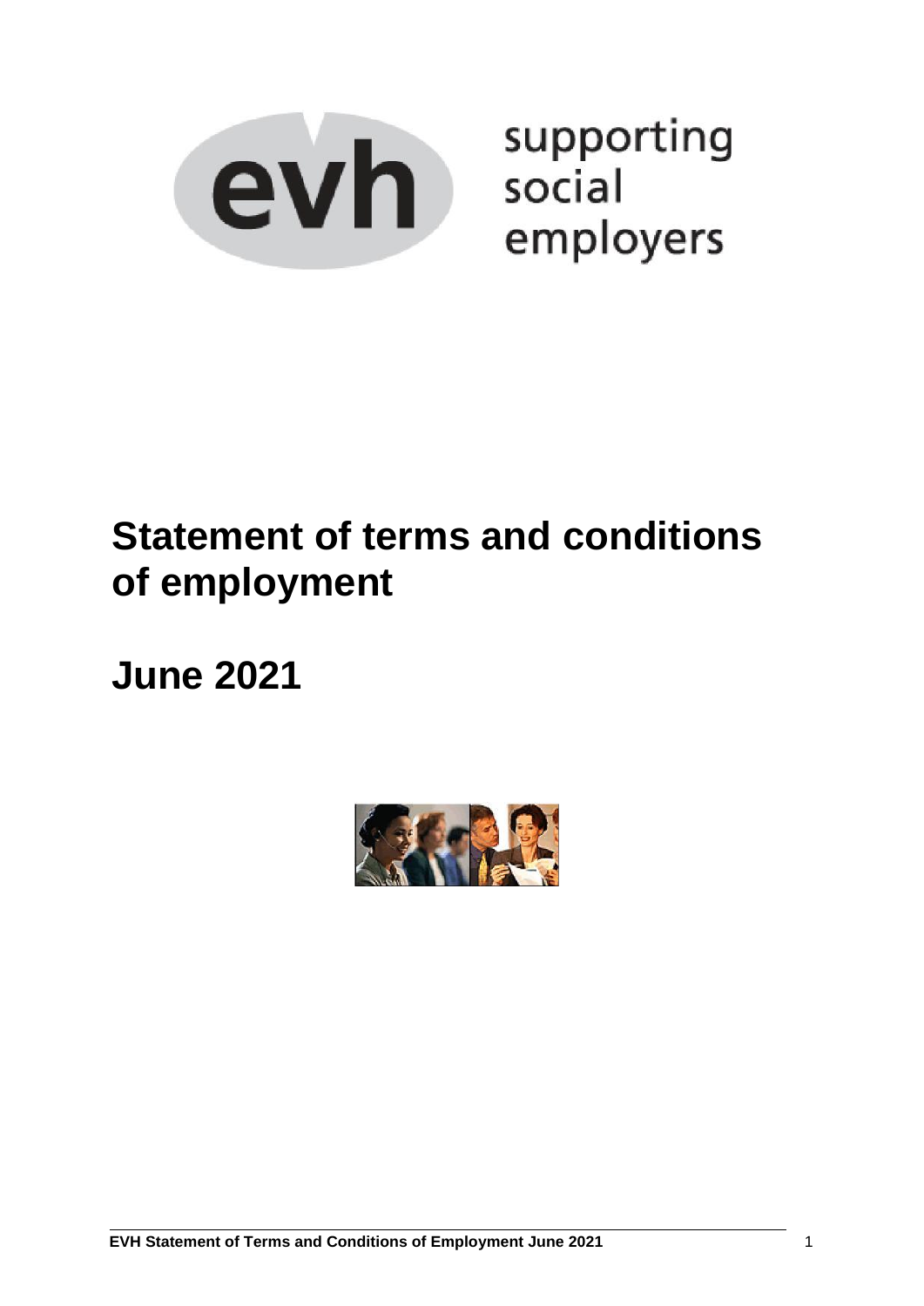evh supporting social employers

# Statement of terms and conditions of employment

# June 2021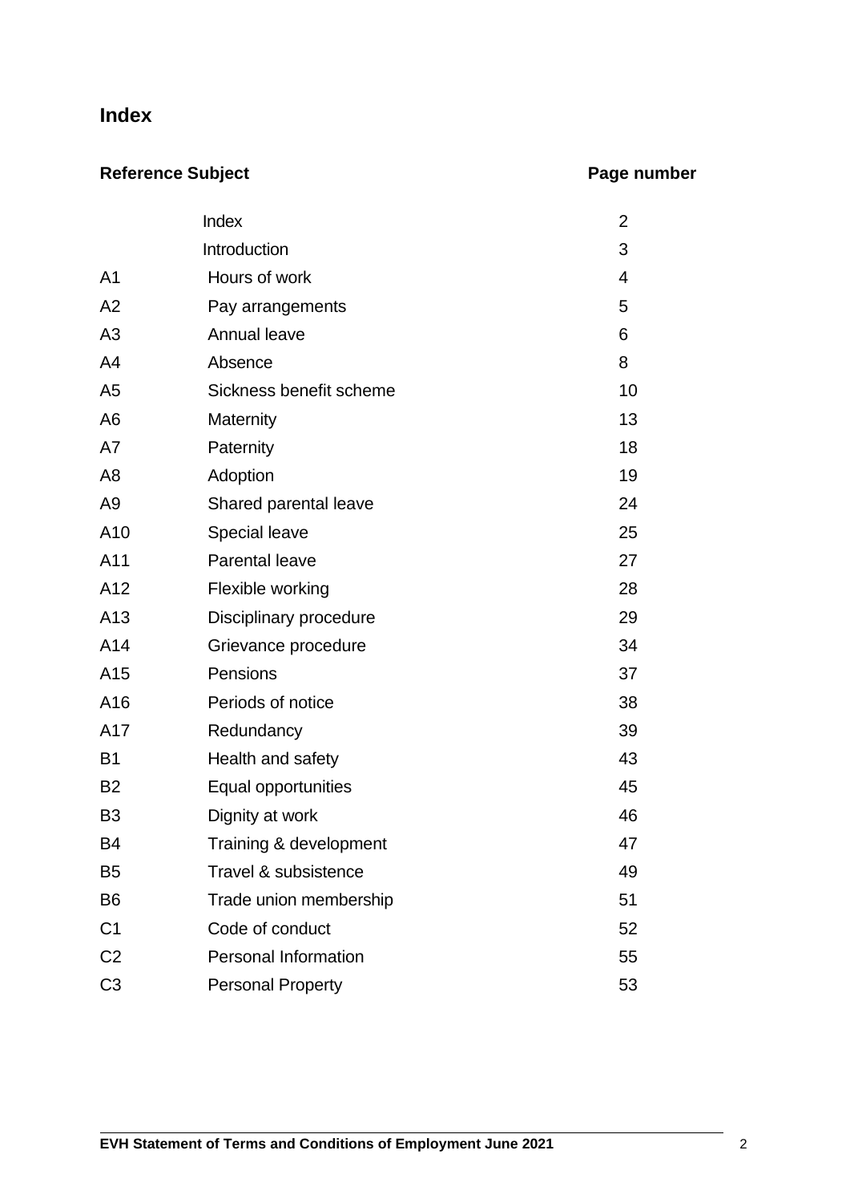## Index

| Reference | Subject | Page number |
|---|---|---|
| | Index | 2 |
| | Introduction | 3 |
| A1 | Hours of work | 4 |
| A2 | Pay arrangements | 5 |
| A3 | Annual leave | 6 |
| A4 | Absence | 8 |
| A5 | Sickness benefit scheme | 10 |
| A6 | Maternity | 13 |
| A7 | Paternity | 18 |
| A8 | Adoption | 19 |
| A9 | Shared parental leave | 24 |
| A10 | Special leave | 25 |
| A11 | Parental leave | 27 |
| A12 | Flexible working | 28 |
| A13 | Disciplinary procedure | 29 |
| A14 | Grievance procedure | 34 |
| A15 | Pensions | 37 |
| A16 | Periods of notice | 38 |
| A17 | Redundancy | 39 |
| B1 | Health and safety | 43 |
| B2 | Equal opportunities | 45 |
| B3 | Dignity at work | 46 |
| B4 | Training & development | 47 |
| B5 | Travel & subsistence | 49 |
| B6 | Trade union membership | 51 |
| C1 | Code of conduct | 52 |
| C2 | Personal Information | 55 |
| C3 | Personal Property | 53 |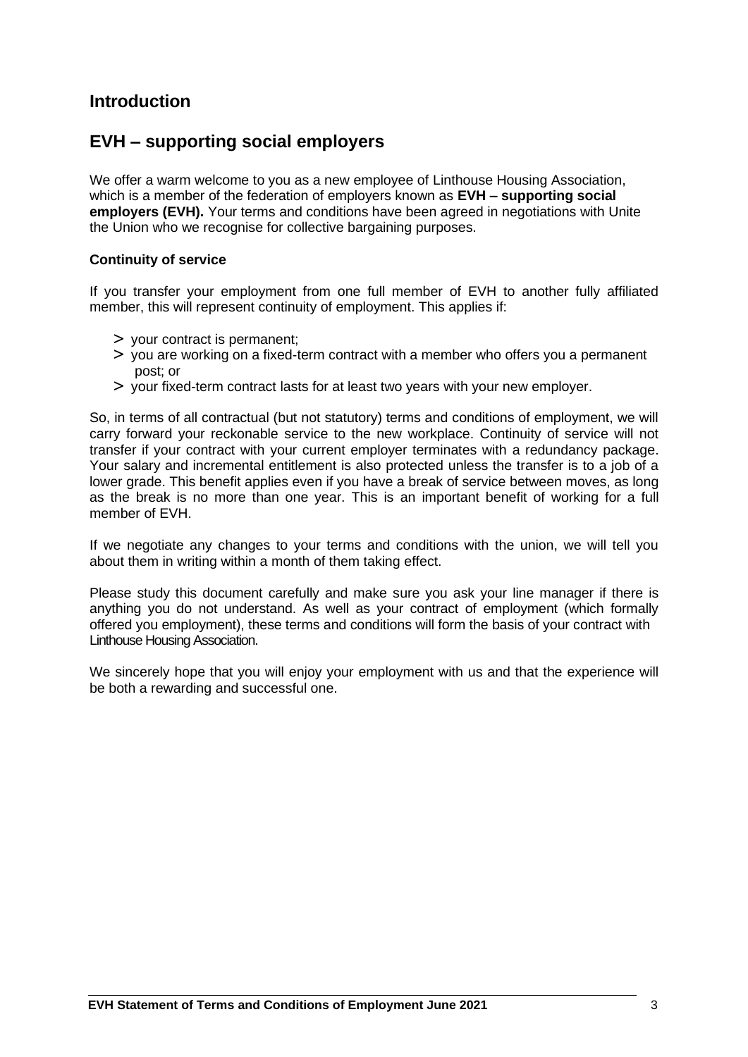# Introduction

## EVH – supporting social employers

We offer a warm welcome to you as a new employee of Linthouse Housing Association, which is a member of the federation of employers known as **EVH – supporting social employers (EVH).** Your terms and conditions have been agreed in negotiations with Unite the Union who we recognise for collective bargaining purposes.

### Continuity of service

If you transfer your employment from one full member of EVH to another fully affiliated member, this will represent continuity of employment. This applies if:

- your contract is permanent;
- you are working on a fixed-term contract with a member who offers you a permanent post; or
- your fixed-term contract lasts for at least two years with your new employer.

So, in terms of all contractual (but not statutory) terms and conditions of employment, we will carry forward your reckonable service to the new workplace. Continuity of service will not transfer if your contract with your current employer terminates with a redundancy package. Your salary and incremental entitlement is also protected unless the transfer is to a job of a lower grade. This benefit applies even if you have a break of service between moves, as long as the break is no more than one year. This is an important benefit of working for a full member of EVH.

If we negotiate any changes to your terms and conditions with the union, we will tell you about them in writing within a month of them taking effect.

Please study this document carefully and make sure you ask your line manager if there is anything you do not understand. As well as your contract of employment (which formally offered you employment), these terms and conditions will form the basis of your contract with Linthouse Housing Association.

We sincerely hope that you will enjoy your employment with us and that the experience will be both a rewarding and successful one.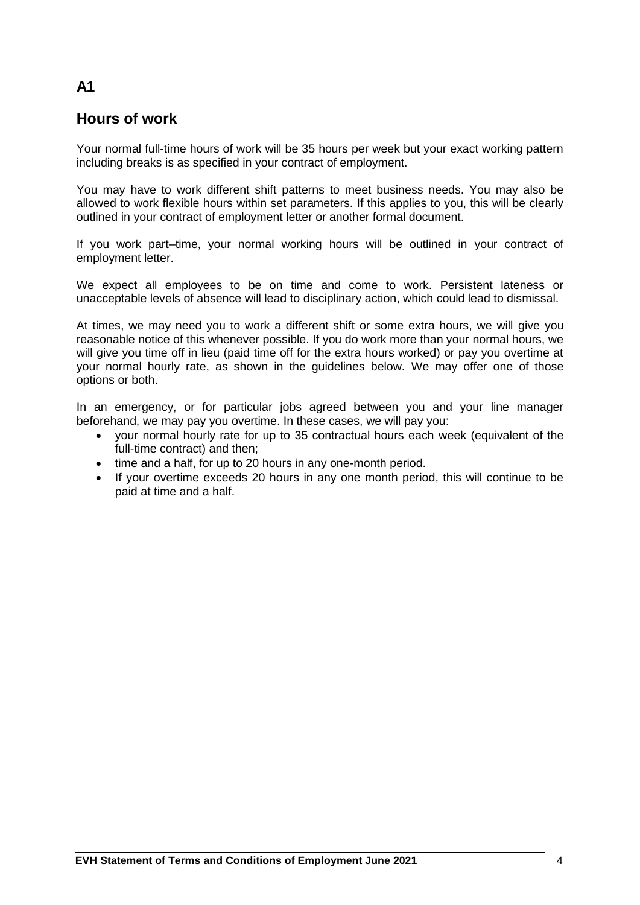## A1

## Hours of work

Your normal full-time hours of work will be 35 hours per week but your exact working pattern including breaks is as specified in your contract of employment.

You may have to work different shift patterns to meet business needs. You may also be allowed to work flexible hours within set parameters. If this applies to you, this will be clearly outlined in your contract of employment letter or another formal document.

If you work part–time, your normal working hours will be outlined in your contract of employment letter.

We expect all employees to be on time and come to work. Persistent lateness or unacceptable levels of absence will lead to disciplinary action, which could lead to dismissal.

At times, we may need you to work a different shift or some extra hours, we will give you reasonable notice of this whenever possible. If you do work more than your normal hours, we will give you time off in lieu (paid time off for the extra hours worked) or pay you overtime at your normal hourly rate, as shown in the guidelines below. We may offer one of those options or both.

In an emergency, or for particular jobs agreed between you and your line manager beforehand, we may pay you overtime. In these cases, we will pay you:

- your normal hourly rate for up to 35 contractual hours each week (equivalent of the full-time contract) and then;
- time and a half, for up to 20 hours in any one-month period.
- If your overtime exceeds 20 hours in any one month period, this will continue to be paid at time and a half.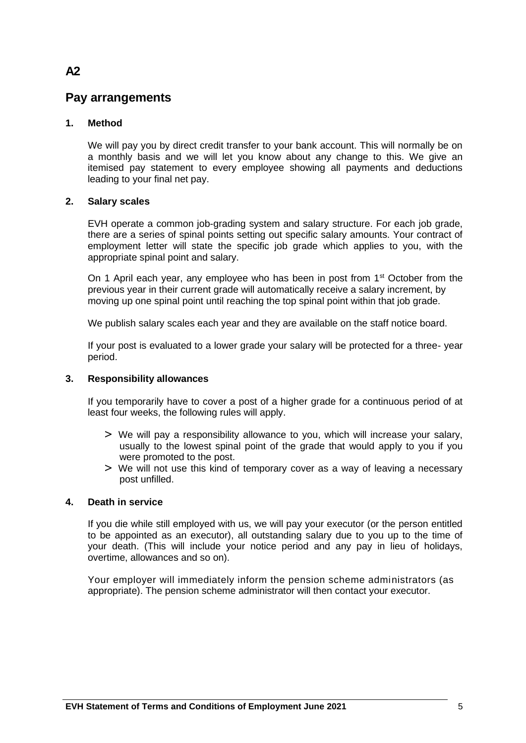# A2

## Pay arrangements

### 1. Method

We will pay you by direct credit transfer to your bank account. This will normally be on a monthly basis and we will let you know about any change to this. We give an itemised pay statement to every employee showing all payments and deductions leading to your final net pay.

### 2. Salary scales

EVH operate a common job-grading system and salary structure. For each job grade, there are a series of spinal points setting out specific salary amounts. Your contract of employment letter will state the specific job grade which applies to you, with the appropriate spinal point and salary.

On 1 April each year, any employee who has been in post from 1st October from the previous year in their current grade will automatically receive a salary increment, by moving up one spinal point until reaching the top spinal point within that job grade.

We publish salary scales each year and they are available on the staff notice board.

If your post is evaluated to a lower grade your salary will be protected for a three- year period.

### 3. Responsibility allowances

If you temporarily have to cover a post of a higher grade for a continuous period of at least four weeks, the following rules will apply.

> We will pay a responsibility allowance to you, which will increase your salary, usually to the lowest spinal point of the grade that would apply to you if you were promoted to the post.

> We will not use this kind of temporary cover as a way of leaving a necessary post unfilled.

### 4. Death in service

If you die while still employed with us, we will pay your executor (or the person entitled to be appointed as an executor), all outstanding salary due to you up to the time of your death. (This will include your notice period and any pay in lieu of holidays, overtime, allowances and so on).

Your employer will immediately inform the pension scheme administrators (as appropriate). The pension scheme administrator will then contact your executor.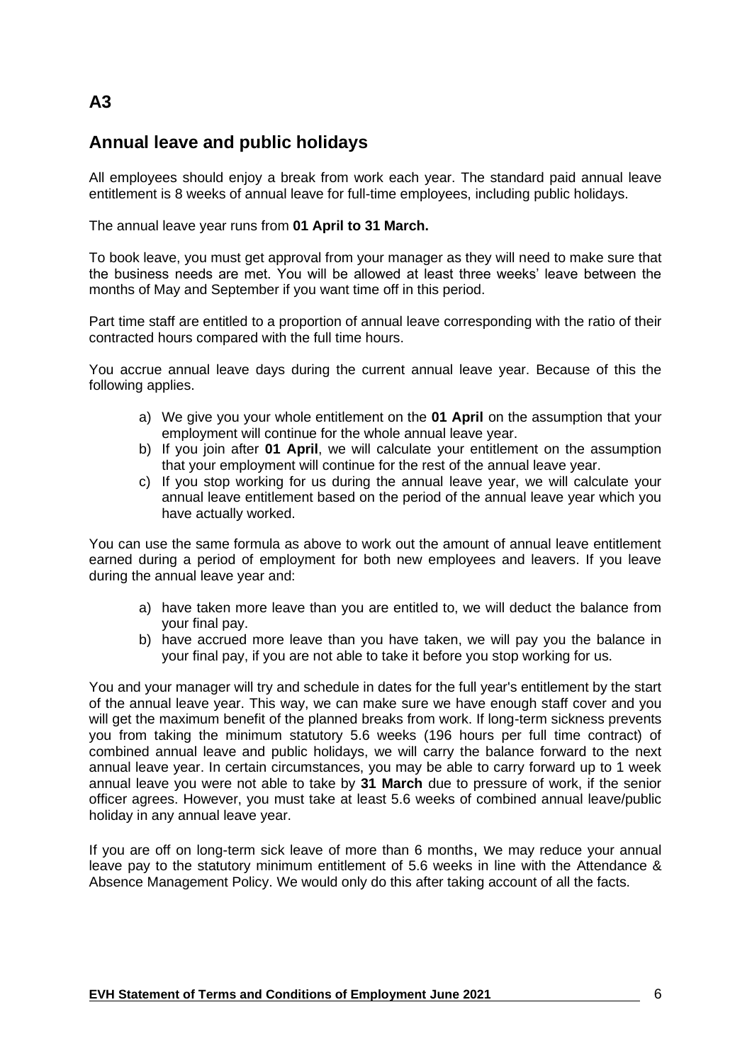# A3

## Annual leave and public holidays

All employees should enjoy a break from work each year. The standard paid annual leave entitlement is 8 weeks of annual leave for full-time employees, including public holidays.

The annual leave year runs from **01 April to 31 March.**

To book leave, you must get approval from your manager as they will need to make sure that the business needs are met. You will be allowed at least three weeks' leave between the months of May and September if you want time off in this period.

Part time staff are entitled to a proportion of annual leave corresponding with the ratio of their contracted hours compared with the full time hours.

You accrue annual leave days during the current annual leave year. Because of this the following applies.

a) We give you your whole entitlement on the **01 April** on the assumption that your employment will continue for the whole annual leave year.
b) If you join after **01 April**, we will calculate your entitlement on the assumption that your employment will continue for the rest of the annual leave year.
c) If you stop working for us during the annual leave year, we will calculate your annual leave entitlement based on the period of the annual leave year which you have actually worked.

You can use the same formula as above to work out the amount of annual leave entitlement earned during a period of employment for both new employees and leavers. If you leave during the annual leave year and:

a) have taken more leave than you are entitled to, we will deduct the balance from your final pay.
b) have accrued more leave than you have taken, we will pay you the balance in your final pay, if you are not able to take it before you stop working for us.

You and your manager will try and schedule in dates for the full year's entitlement by the start of the annual leave year. This way, we can make sure we have enough staff cover and you will get the maximum benefit of the planned breaks from work. If long-term sickness prevents you from taking the minimum statutory 5.6 weeks (196 hours per full time contract) of combined annual leave and public holidays, we will carry the balance forward to the next annual leave year. In certain circumstances, you may be able to carry forward up to 1 week annual leave you were not able to take by **31 March** due to pressure of work, if the senior officer agrees. However, you must take at least 5.6 weeks of combined annual leave/public holiday in any annual leave year.

If you are off on long-term sick leave of more than 6 months, we may reduce your annual leave pay to the statutory minimum entitlement of 5.6 weeks in line with the Attendance & Absence Management Policy. We would only do this after taking account of all the facts.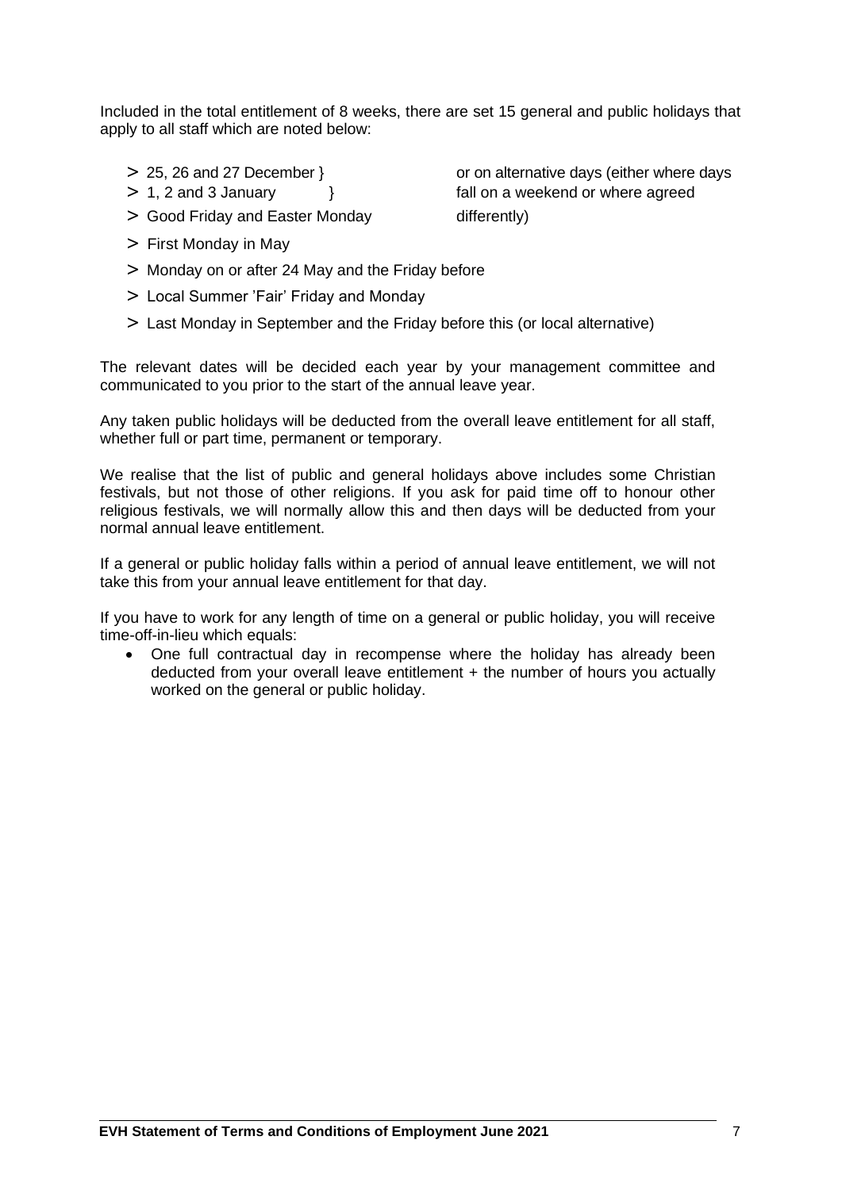Included in the total entitlement of 8 weeks, there are set 15 general and public holidays that apply to all staff which are noted below:

- 25, 26 and 27 December } or on alternative days (either where days
- 1, 2 and 3 January } fall on a weekend or where agreed
- Good Friday and Easter Monday differently)
- First Monday in May
- Monday on or after 24 May and the Friday before
- Local Summer 'Fair' Friday and Monday
- Last Monday in September and the Friday before this (or local alternative)

The relevant dates will be decided each year by your management committee and communicated to you prior to the start of the annual leave year.

Any taken public holidays will be deducted from the overall leave entitlement for all staff, whether full or part time, permanent or temporary.

We realise that the list of public and general holidays above includes some Christian festivals, but not those of other religions. If you ask for paid time off to honour other religious festivals, we will normally allow this and then days will be deducted from your normal annual leave entitlement.

If a general or public holiday falls within a period of annual leave entitlement, we will not take this from your annual leave entitlement for that day.

If you have to work for any length of time on a general or public holiday, you will receive time-off-in-lieu which equals:

- One full contractual day in recompense where the holiday has already been deducted from your overall leave entitlement + the number of hours you actually worked on the general or public holiday.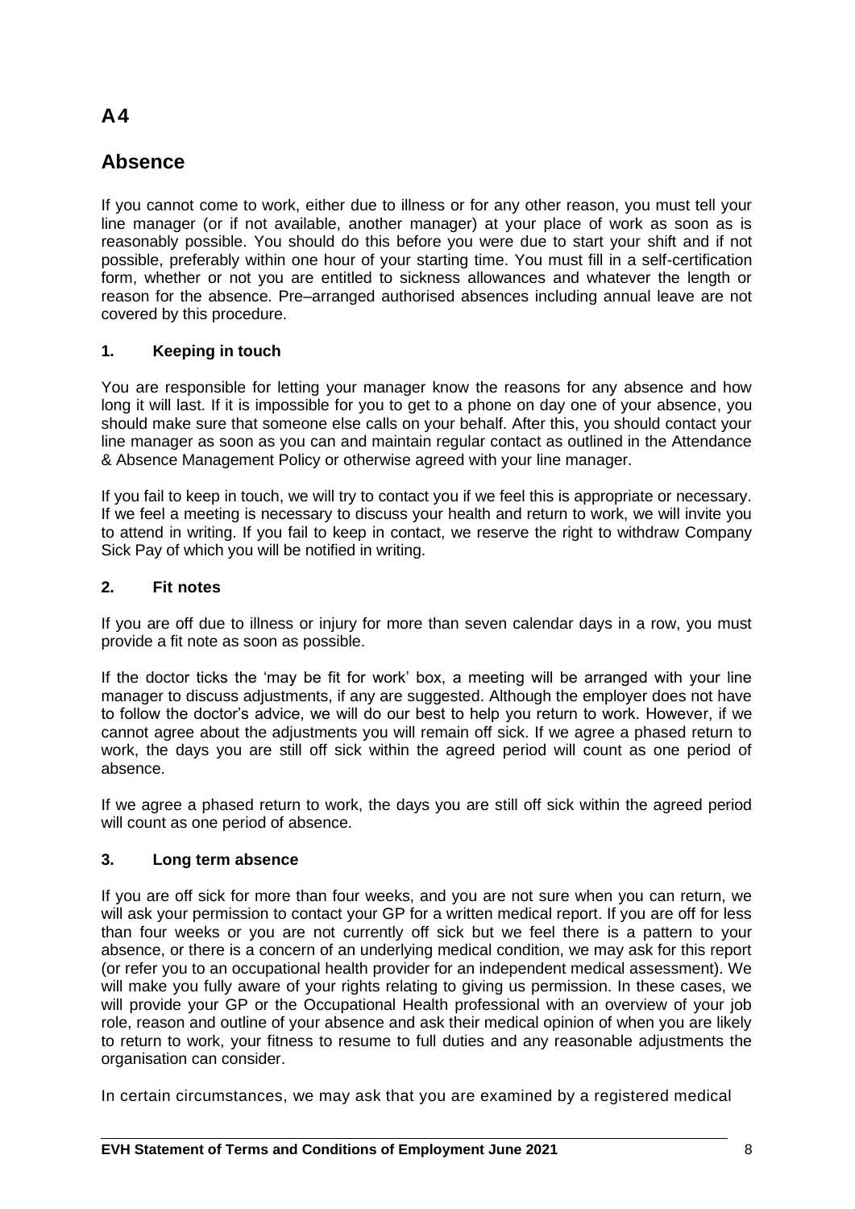# A4

## Absence

If you cannot come to work, either due to illness or for any other reason, you must tell your line manager (or if not available, another manager) at your place of work as soon as is reasonably possible. You should do this before you were due to start your shift and if not possible, preferably within one hour of your starting time. You must fill in a self-certification form, whether or not you are entitled to sickness allowances and whatever the length or reason for the absence. Pre–arranged authorised absences including annual leave are not covered by this procedure.

### 1. Keeping in touch

You are responsible for letting your manager know the reasons for any absence and how long it will last. If it is impossible for you to get to a phone on day one of your absence, you should make sure that someone else calls on your behalf. After this, you should contact your line manager as soon as you can and maintain regular contact as outlined in the Attendance & Absence Management Policy or otherwise agreed with your line manager.

If you fail to keep in touch, we will try to contact you if we feel this is appropriate or necessary. If we feel a meeting is necessary to discuss your health and return to work, we will invite you to attend in writing. If you fail to keep in contact, we reserve the right to withdraw Company Sick Pay of which you will be notified in writing.

### 2. Fit notes

If you are off due to illness or injury for more than seven calendar days in a row, you must provide a fit note as soon as possible.

If the doctor ticks the 'may be fit for work' box, a meeting will be arranged with your line manager to discuss adjustments, if any are suggested. Although the employer does not have to follow the doctor's advice, we will do our best to help you return to work. However, if we cannot agree about the adjustments you will remain off sick. If we agree a phased return to work, the days you are still off sick within the agreed period will count as one period of absence.

If we agree a phased return to work, the days you are still off sick within the agreed period will count as one period of absence.

### 3. Long term absence

If you are off sick for more than four weeks, and you are not sure when you can return, we will ask your permission to contact your GP for a written medical report. If you are off for less than four weeks or you are not currently off sick but we feel there is a pattern to your absence, or there is a concern of an underlying medical condition, we may ask for this report (or refer you to an occupational health provider for an independent medical assessment). We will make you fully aware of your rights relating to giving us permission. In these cases, we will provide your GP or the Occupational Health professional with an overview of your job role, reason and outline of your absence and ask their medical opinion of when you are likely to return to work, your fitness to resume to full duties and any reasonable adjustments the organisation can consider.

In certain circumstances, we may ask that you are examined by a registered medical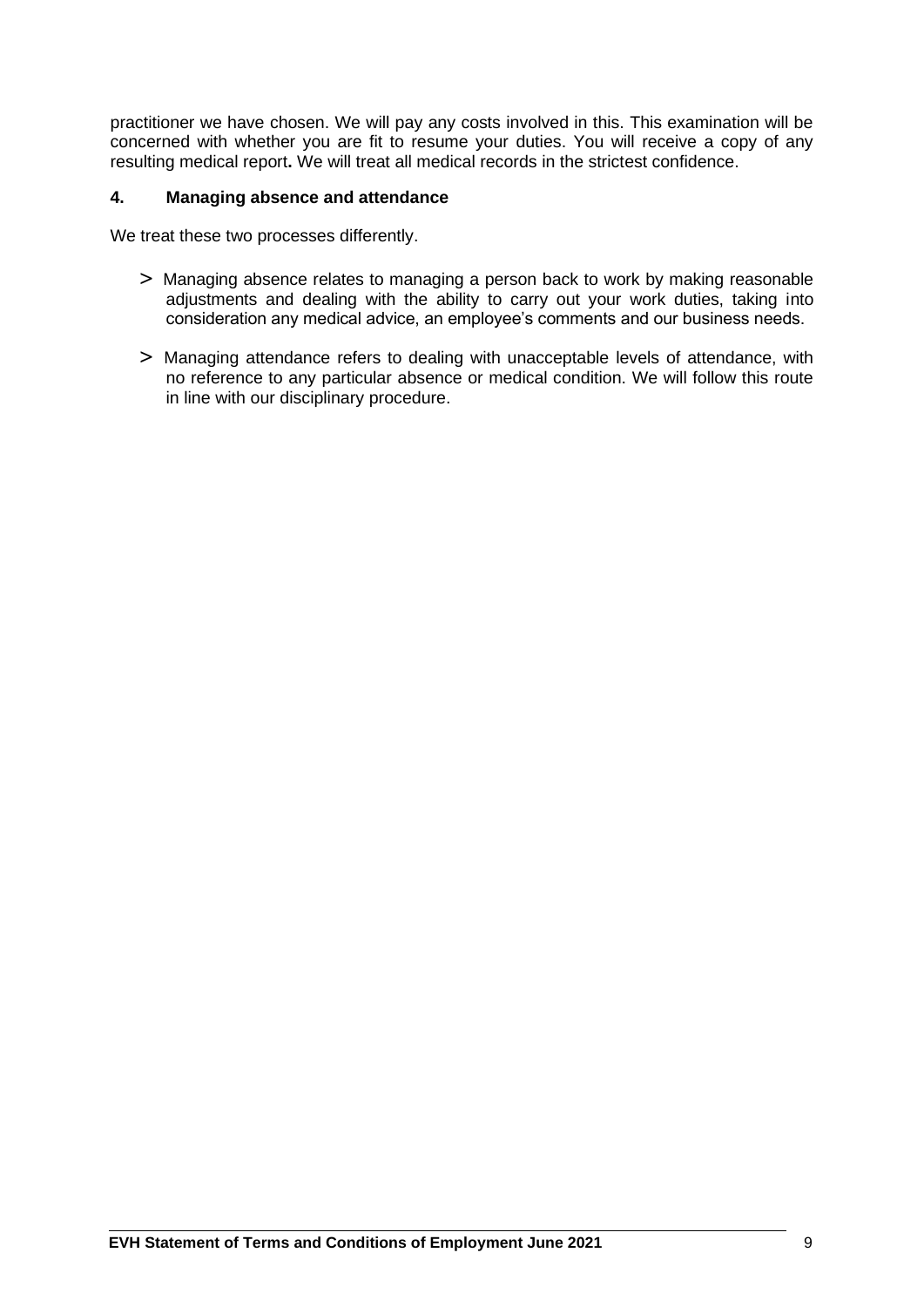practitioner we have chosen. We will pay any costs involved in this. This examination will be concerned with whether you are fit to resume your duties. You will receive a copy of any resulting medical report**.** We will treat all medical records in the strictest confidence.

## 4. Managing absence and attendance

We treat these two processes differently.

> Managing absence relates to managing a person back to work by making reasonable adjustments and dealing with the ability to carry out your work duties, taking into consideration any medical advice, an employee's comments and our business needs.

> Managing attendance refers to dealing with unacceptable levels of attendance, with no reference to any particular absence or medical condition. We will follow this route in line with our disciplinary procedure.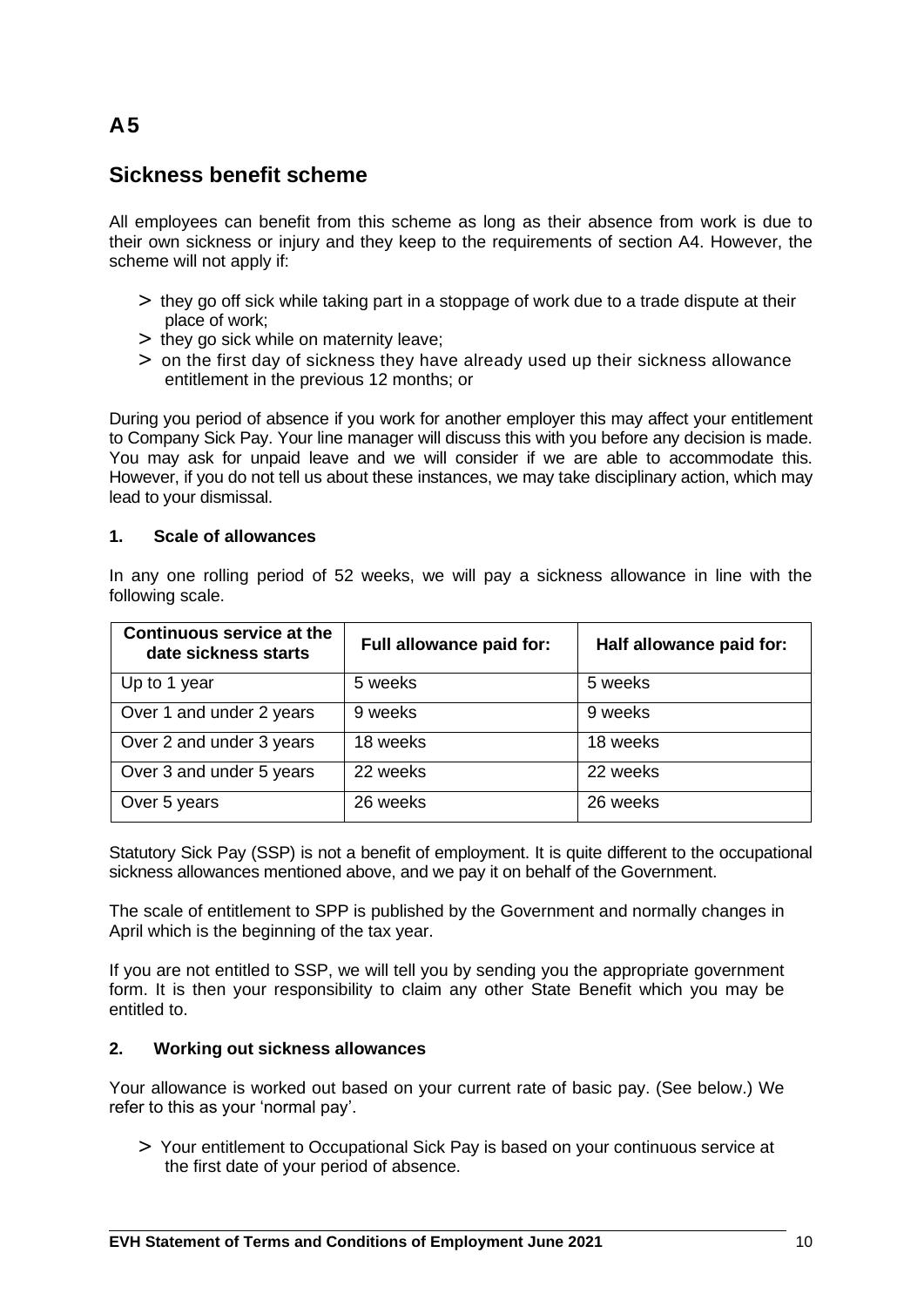## A5

# Sickness benefit scheme

All employees can benefit from this scheme as long as their absence from work is due to their own sickness or injury and they keep to the requirements of section A4. However, the scheme will not apply if:

- they go off sick while taking part in a stoppage of work due to a trade dispute at their place of work;
- they go sick while on maternity leave;
- on the first day of sickness they have already used up their sickness allowance entitlement in the previous 12 months; or

During you period of absence if you work for another employer this may affect your entitlement to Company Sick Pay. Your line manager will discuss this with you before any decision is made. You may ask for unpaid leave and we will consider if we are able to accommodate this. However, if you do not tell us about these instances, we may take disciplinary action, which may lead to your dismissal.

### 1. Scale of allowances

In any one rolling period of 52 weeks, we will pay a sickness allowance in line with the following scale.

| Continuous service at the date sickness starts | Full allowance paid for: | Half allowance paid for: |
|---|---|---|
| Up to 1 year | 5 weeks | 5 weeks |
| Over 1 and under 2 years | 9 weeks | 9 weeks |
| Over 2 and under 3 years | 18 weeks | 18 weeks |
| Over 3 and under 5 years | 22 weeks | 22 weeks |
| Over 5 years | 26 weeks | 26 weeks |

Statutory Sick Pay (SSP) is not a benefit of employment. It is quite different to the occupational sickness allowances mentioned above, and we pay it on behalf of the Government.

The scale of entitlement to SPP is published by the Government and normally changes in April which is the beginning of the tax year.

If you are not entitled to SSP, we will tell you by sending you the appropriate government form. It is then your responsibility to claim any other State Benefit which you may be entitled to.

### 2. Working out sickness allowances

Your allowance is worked out based on your current rate of basic pay. (See below.) We refer to this as your 'normal pay'.

- Your entitlement to Occupational Sick Pay is based on your continuous service at the first date of your period of absence.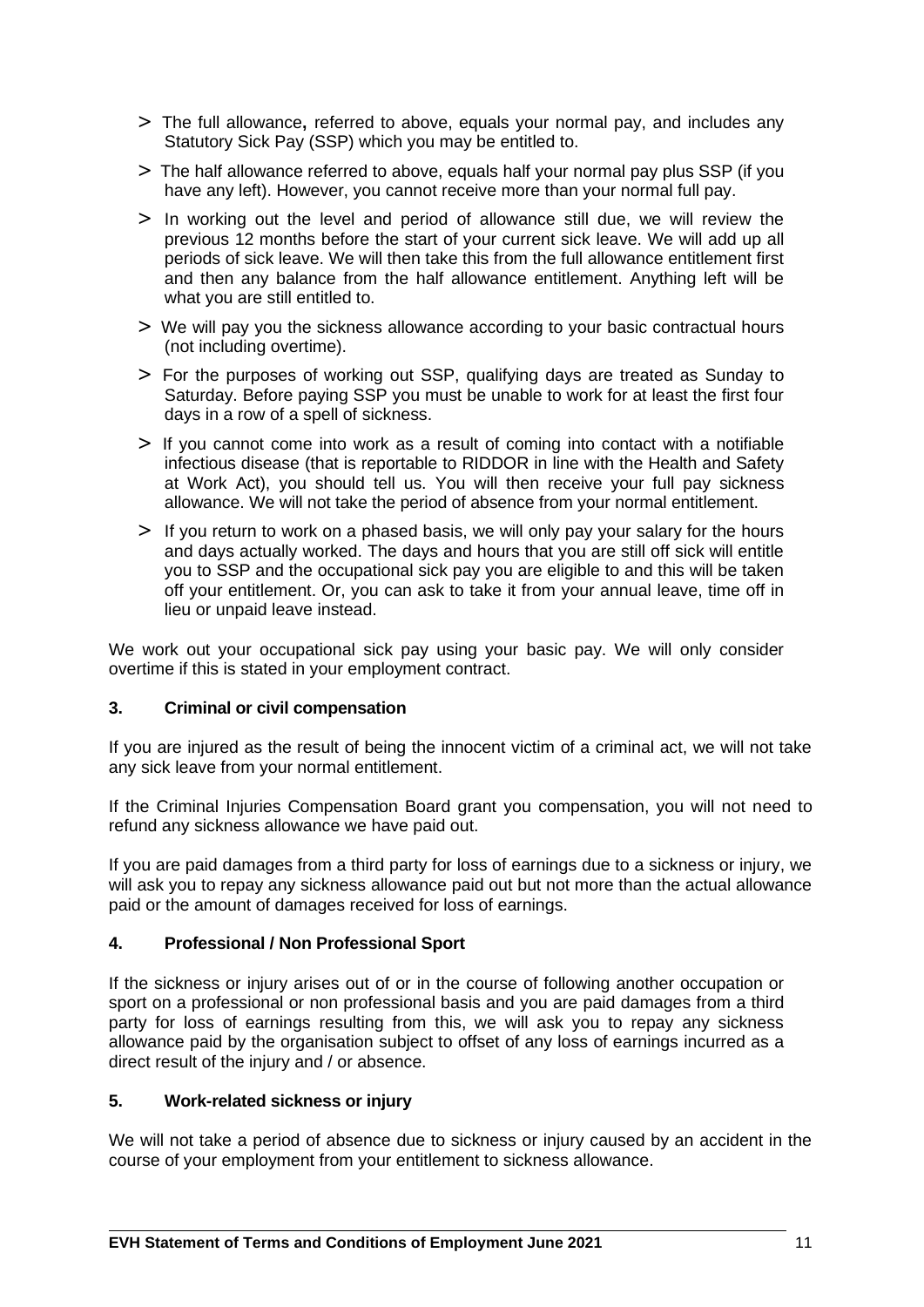- The full allowance**,** referred to above, equals your normal pay, and includes any Statutory Sick Pay (SSP) which you may be entitled to.
- The half allowance referred to above, equals half your normal pay plus SSP (if you have any left). However, you cannot receive more than your normal full pay.
- In working out the level and period of allowance still due, we will review the previous 12 months before the start of your current sick leave. We will add up all periods of sick leave. We will then take this from the full allowance entitlement first and then any balance from the half allowance entitlement. Anything left will be what you are still entitled to.
- We will pay you the sickness allowance according to your basic contractual hours (not including overtime).
- For the purposes of working out SSP, qualifying days are treated as Sunday to Saturday. Before paying SSP you must be unable to work for at least the first four days in a row of a spell of sickness.
- If you cannot come into work as a result of coming into contact with a notifiable infectious disease (that is reportable to RIDDOR in line with the Health and Safety at Work Act), you should tell us. You will then receive your full pay sickness allowance. We will not take the period of absence from your normal entitlement.
- If you return to work on a phased basis, we will only pay your salary for the hours and days actually worked. The days and hours that you are still off sick will entitle you to SSP and the occupational sick pay you are eligible to and this will be taken off your entitlement. Or, you can ask to take it from your annual leave, time off in lieu or unpaid leave instead.

We work out your occupational sick pay using your basic pay. We will only consider overtime if this is stated in your employment contract.

### 3. Criminal or civil compensation

If you are injured as the result of being the innocent victim of a criminal act, we will not take any sick leave from your normal entitlement.

If the Criminal Injuries Compensation Board grant you compensation, you will not need to refund any sickness allowance we have paid out.

If you are paid damages from a third party for loss of earnings due to a sickness or injury, we will ask you to repay any sickness allowance paid out but not more than the actual allowance paid or the amount of damages received for loss of earnings.

### 4. Professional / Non Professional Sport

If the sickness or injury arises out of or in the course of following another occupation or sport on a professional or non professional basis and you are paid damages from a third party for loss of earnings resulting from this, we will ask you to repay any sickness allowance paid by the organisation subject to offset of any loss of earnings incurred as a direct result of the injury and / or absence.

### 5. Work-related sickness or injury

We will not take a period of absence due to sickness or injury caused by an accident in the course of your employment from your entitlement to sickness allowance.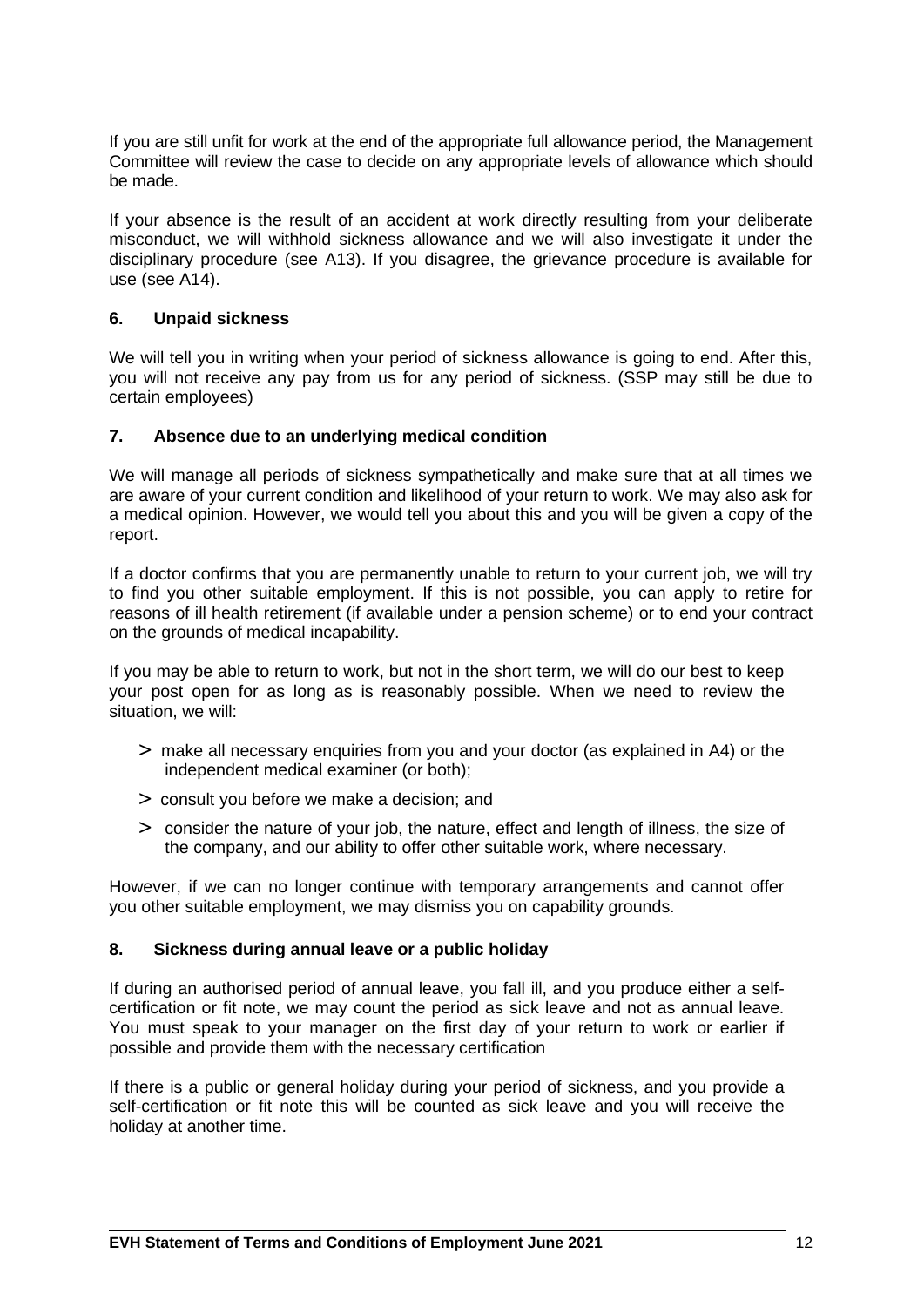If you are still unfit for work at the end of the appropriate full allowance period, the Management Committee will review the case to decide on any appropriate levels of allowance which should be made.

If your absence is the result of an accident at work directly resulting from your deliberate misconduct, we will withhold sickness allowance and we will also investigate it under the disciplinary procedure (see A13). If you disagree, the grievance procedure is available for use (see A14).

## 6. Unpaid sickness

We will tell you in writing when your period of sickness allowance is going to end. After this, you will not receive any pay from us for any period of sickness. (SSP may still be due to certain employees)

## 7. Absence due to an underlying medical condition

We will manage all periods of sickness sympathetically and make sure that at all times we are aware of your current condition and likelihood of your return to work. We may also ask for a medical opinion. However, we would tell you about this and you will be given a copy of the report.

If a doctor confirms that you are permanently unable to return to your current job, we will try to find you other suitable employment. If this is not possible, you can apply to retire for reasons of ill health retirement (if available under a pension scheme) or to end your contract on the grounds of medical incapability.

If you may be able to return to work, but not in the short term, we will do our best to keep your post open for as long as is reasonably possible. When we need to review the situation, we will:

- make all necessary enquiries from you and your doctor (as explained in A4) or the independent medical examiner (or both);
- consult you before we make a decision; and
- consider the nature of your job, the nature, effect and length of illness, the size of the company, and our ability to offer other suitable work, where necessary.

However, if we can no longer continue with temporary arrangements and cannot offer you other suitable employment, we may dismiss you on capability grounds.

## 8. Sickness during annual leave or a public holiday

If during an authorised period of annual leave, you fall ill, and you produce either a self-certification or fit note, we may count the period as sick leave and not as annual leave. You must speak to your manager on the first day of your return to work or earlier if possible and provide them with the necessary certification

If there is a public or general holiday during your period of sickness, and you provide a self-certification or fit note this will be counted as sick leave and you will receive the holiday at another time.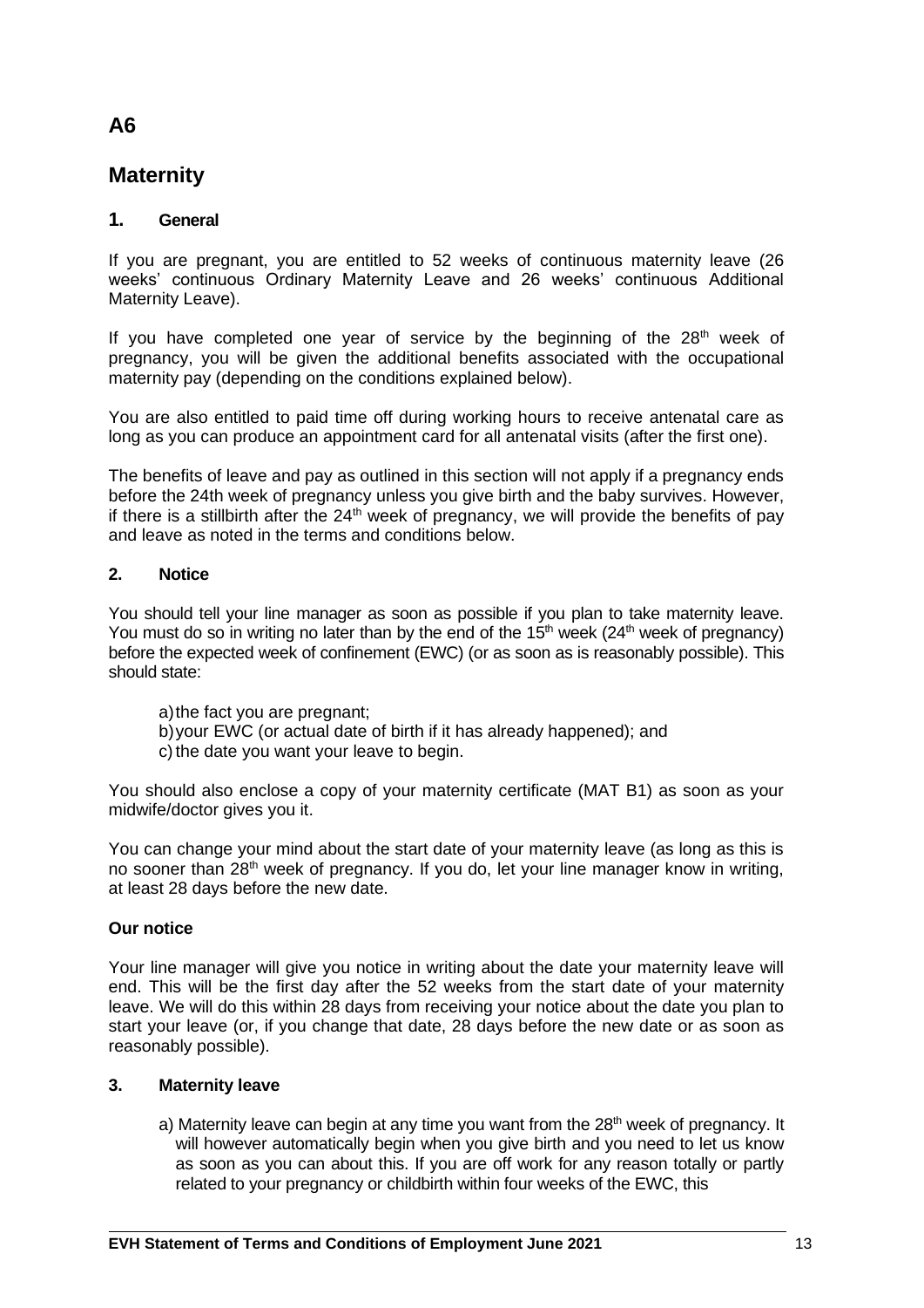# A6

## Maternity

### 1. General

If you are pregnant, you are entitled to 52 weeks of continuous maternity leave (26 weeks' continuous Ordinary Maternity Leave and 26 weeks' continuous Additional Maternity Leave).

If you have completed one year of service by the beginning of the 28th week of pregnancy, you will be given the additional benefits associated with the occupational maternity pay (depending on the conditions explained below).

You are also entitled to paid time off during working hours to receive antenatal care as long as you can produce an appointment card for all antenatal visits (after the first one).

The benefits of leave and pay as outlined in this section will not apply if a pregnancy ends before the 24th week of pregnancy unless you give birth and the baby survives. However, if there is a stillbirth after the 24th week of pregnancy, we will provide the benefits of pay and leave as noted in the terms and conditions below.

### 2. Notice

You should tell your line manager as soon as possible if you plan to take maternity leave. You must do so in writing no later than by the end of the 15th week (24th week of pregnancy) before the expected week of confinement (EWC) (or as soon as is reasonably possible). This should state:

a) the fact you are pregnant;
b) your EWC (or actual date of birth if it has already happened); and
c) the date you want your leave to begin.

You should also enclose a copy of your maternity certificate (MAT B1) as soon as your midwife/doctor gives you it.

You can change your mind about the start date of your maternity leave (as long as this is no sooner than 28th week of pregnancy. If you do, let your line manager know in writing, at least 28 days before the new date.

**Our notice**

Your line manager will give you notice in writing about the date your maternity leave will end. This will be the first day after the 52 weeks from the start date of your maternity leave. We will do this within 28 days from receiving your notice about the date you plan to start your leave (or, if you change that date, 28 days before the new date or as soon as reasonably possible).

### 3. Maternity leave

a) Maternity leave can begin at any time you want from the 28th week of pregnancy. It will however automatically begin when you give birth and you need to let us know as soon as you can about this. If you are off work for any reason totally or partly related to your pregnancy or childbirth within four weeks of the EWC, this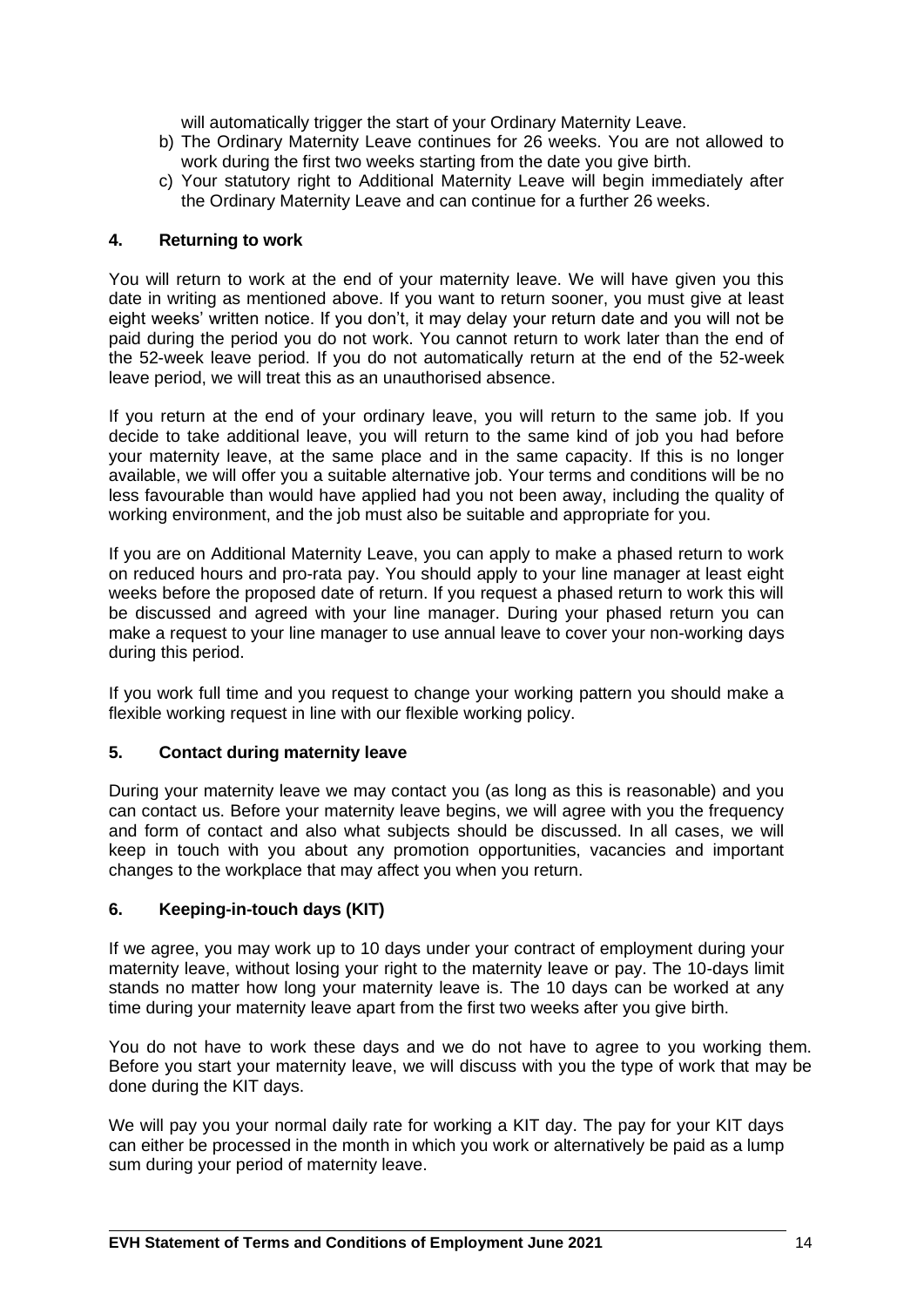will automatically trigger the start of your Ordinary Maternity Leave.

b) The Ordinary Maternity Leave continues for 26 weeks. You are not allowed to work during the first two weeks starting from the date you give birth.

c) Your statutory right to Additional Maternity Leave will begin immediately after the Ordinary Maternity Leave and can continue for a further 26 weeks.

## 4. Returning to work

You will return to work at the end of your maternity leave. We will have given you this date in writing as mentioned above. If you want to return sooner, you must give at least eight weeks' written notice. If you don't, it may delay your return date and you will not be paid during the period you do not work. You cannot return to work later than the end of the 52-week leave period. If you do not automatically return at the end of the 52-week leave period, we will treat this as an unauthorised absence.

If you return at the end of your ordinary leave, you will return to the same job. If you decide to take additional leave, you will return to the same kind of job you had before your maternity leave, at the same place and in the same capacity. If this is no longer available, we will offer you a suitable alternative job. Your terms and conditions will be no less favourable than would have applied had you not been away, including the quality of working environment, and the job must also be suitable and appropriate for you.

If you are on Additional Maternity Leave, you can apply to make a phased return to work on reduced hours and pro-rata pay. You should apply to your line manager at least eight weeks before the proposed date of return. If you request a phased return to work this will be discussed and agreed with your line manager. During your phased return you can make a request to your line manager to use annual leave to cover your non-working days during this period.

If you work full time and you request to change your working pattern you should make a flexible working request in line with our flexible working policy.

## 5. Contact during maternity leave

During your maternity leave we may contact you (as long as this is reasonable) and you can contact us. Before your maternity leave begins, we will agree with you the frequency and form of contact and also what subjects should be discussed. In all cases, we will keep in touch with you about any promotion opportunities, vacancies and important changes to the workplace that may affect you when you return.

## 6. Keeping-in-touch days (KIT)

If we agree, you may work up to 10 days under your contract of employment during your maternity leave, without losing your right to the maternity leave or pay. The 10-days limit stands no matter how long your maternity leave is. The 10 days can be worked at any time during your maternity leave apart from the first two weeks after you give birth.

You do not have to work these days and we do not have to agree to you working them. Before you start your maternity leave, we will discuss with you the type of work that may be done during the KIT days.

We will pay you your normal daily rate for working a KIT day. The pay for your KIT days can either be processed in the month in which you work or alternatively be paid as a lump sum during your period of maternity leave.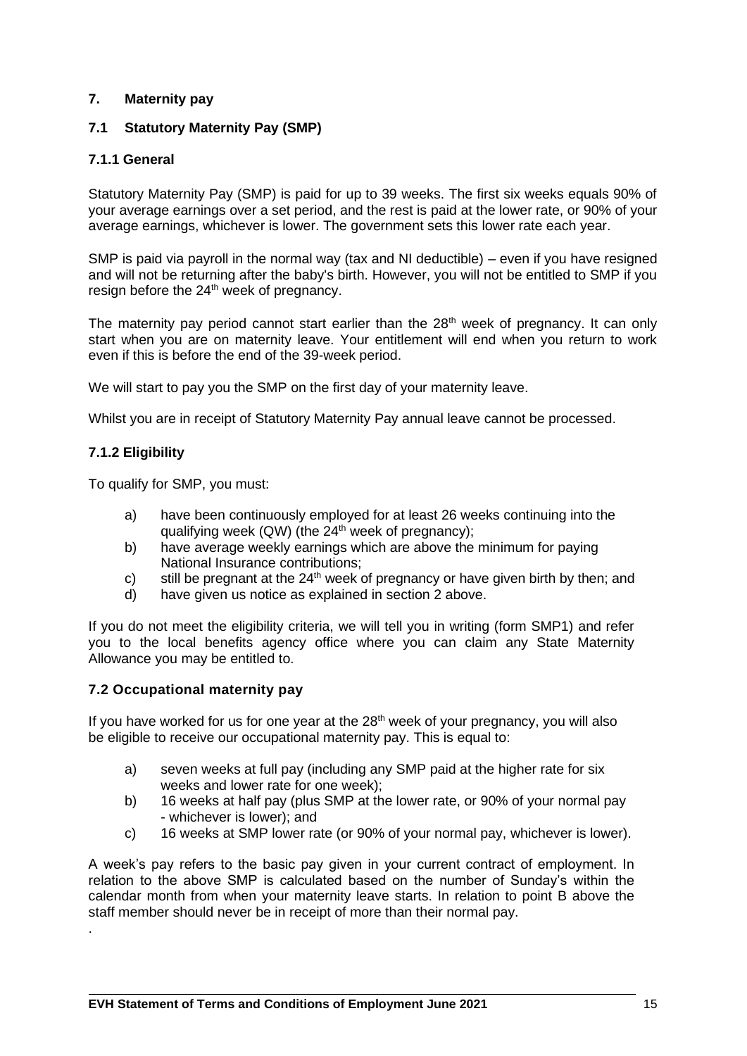## 7. Maternity pay

### 7.1 Statutory Maternity Pay (SMP)

#### 7.1.1 General

Statutory Maternity Pay (SMP) is paid for up to 39 weeks. The first six weeks equals 90% of your average earnings over a set period, and the rest is paid at the lower rate, or 90% of your average earnings, whichever is lower. The government sets this lower rate each year.

SMP is paid via payroll in the normal way (tax and NI deductible) – even if you have resigned and will not be returning after the baby's birth. However, you will not be entitled to SMP if you resign before the 24th week of pregnancy.

The maternity pay period cannot start earlier than the 28th week of pregnancy. It can only start when you are on maternity leave. Your entitlement will end when you return to work even if this is before the end of the 39-week period.

We will start to pay you the SMP on the first day of your maternity leave.

Whilst you are in receipt of Statutory Maternity Pay annual leave cannot be processed.

#### 7.1.2 Eligibility

To qualify for SMP, you must:

a) have been continuously employed for at least 26 weeks continuing into the qualifying week (QW) (the 24th week of pregnancy);
b) have average weekly earnings which are above the minimum for paying National Insurance contributions;
c) still be pregnant at the 24th week of pregnancy or have given birth by then; and
d) have given us notice as explained in section 2 above.

If you do not meet the eligibility criteria, we will tell you in writing (form SMP1) and refer you to the local benefits agency office where you can claim any State Maternity Allowance you may be entitled to.

### 7.2 Occupational maternity pay

If you have worked for us for one year at the 28th week of your pregnancy, you will also be eligible to receive our occupational maternity pay. This is equal to:

a) seven weeks at full pay (including any SMP paid at the higher rate for six weeks and lower rate for one week);
b) 16 weeks at half pay (plus SMP at the lower rate, or 90% of your normal pay - whichever is lower); and
c) 16 weeks at SMP lower rate (or 90% of your normal pay, whichever is lower).

A week's pay refers to the basic pay given in your current contract of employment. In relation to the above SMP is calculated based on the number of Sunday's within the calendar month from when your maternity leave starts. In relation to point B above the staff member should never be in receipt of more than their normal pay.

.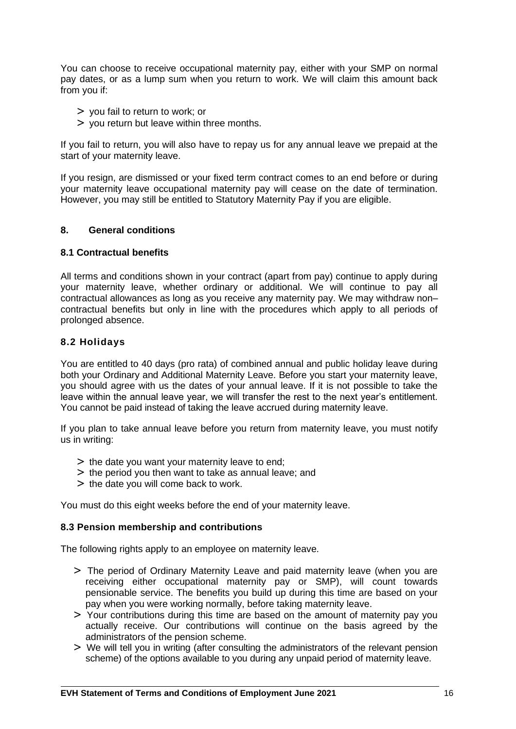You can choose to receive occupational maternity pay, either with your SMP on normal pay dates, or as a lump sum when you return to work. We will claim this amount back from you if:

- you fail to return to work; or
- you return but leave within three months.

If you fail to return, you will also have to repay us for any annual leave we prepaid at the start of your maternity leave.

If you resign, are dismissed or your fixed term contract comes to an end before or during your maternity leave occupational maternity pay will cease on the date of termination. However, you may still be entitled to Statutory Maternity Pay if you are eligible.

## 8. General conditions

### 8.1 Contractual benefits

All terms and conditions shown in your contract (apart from pay) continue to apply during your maternity leave, whether ordinary or additional. We will continue to pay all contractual allowances as long as you receive any maternity pay. We may withdraw non–contractual benefits but only in line with the procedures which apply to all periods of prolonged absence.

### 8.2 Holidays

You are entitled to 40 days (pro rata) of combined annual and public holiday leave during both your Ordinary and Additional Maternity Leave. Before you start your maternity leave, you should agree with us the dates of your annual leave. If it is not possible to take the leave within the annual leave year, we will transfer the rest to the next year's entitlement. You cannot be paid instead of taking the leave accrued during maternity leave.

If you plan to take annual leave before you return from maternity leave, you must notify us in writing:

- the date you want your maternity leave to end;
- the period you then want to take as annual leave; and
- the date you will come back to work.

You must do this eight weeks before the end of your maternity leave.

### 8.3 Pension membership and contributions

The following rights apply to an employee on maternity leave.

- The period of Ordinary Maternity Leave and paid maternity leave (when you are receiving either occupational maternity pay or SMP), will count towards pensionable service. The benefits you build up during this time are based on your pay when you were working normally, before taking maternity leave.
- Your contributions during this time are based on the amount of maternity pay you actually receive. Our contributions will continue on the basis agreed by the administrators of the pension scheme.
- We will tell you in writing (after consulting the administrators of the relevant pension scheme) of the options available to you during any unpaid period of maternity leave.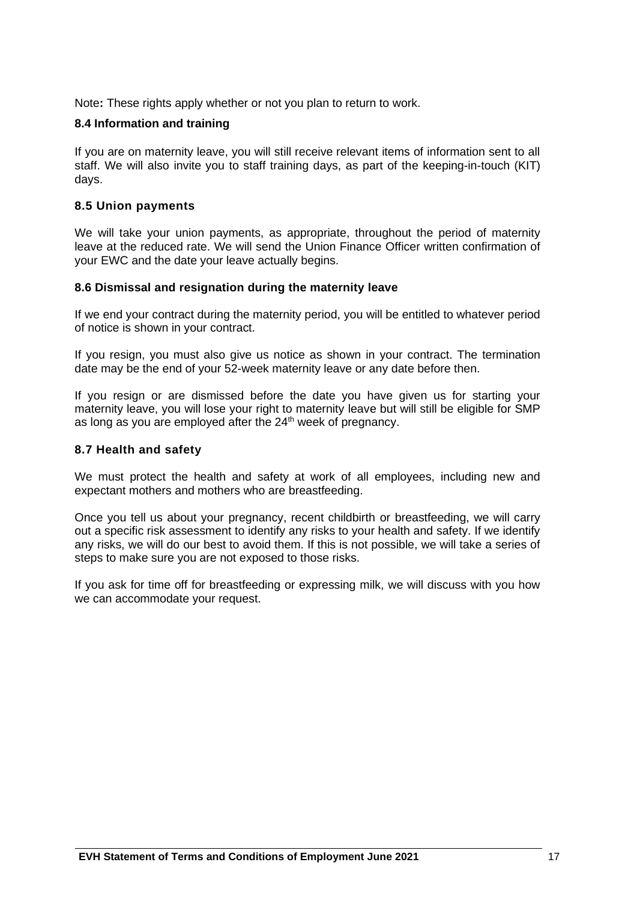Note**:** These rights apply whether or not you plan to return to work.

### 8.4 Information and training

If you are on maternity leave, you will still receive relevant items of information sent to all staff. We will also invite you to staff training days, as part of the keeping-in-touch (KIT) days.

### 8.5 Union payments

We will take your union payments, as appropriate, throughout the period of maternity leave at the reduced rate. We will send the Union Finance Officer written confirmation of your EWC and the date your leave actually begins.

### 8.6 Dismissal and resignation during the maternity leave

If we end your contract during the maternity period, you will be entitled to whatever period of notice is shown in your contract.

If you resign, you must also give us notice as shown in your contract. The termination date may be the end of your 52-week maternity leave or any date before then.

If you resign or are dismissed before the date you have given us for starting your maternity leave, you will lose your right to maternity leave but will still be eligible for SMP as long as you are employed after the 24th week of pregnancy.

### 8.7 Health and safety

We must protect the health and safety at work of all employees, including new and expectant mothers and mothers who are breastfeeding.

Once you tell us about your pregnancy, recent childbirth or breastfeeding, we will carry out a specific risk assessment to identify any risks to your health and safety. If we identify any risks, we will do our best to avoid them. If this is not possible, we will take a series of steps to make sure you are not exposed to those risks.

If you ask for time off for breastfeeding or expressing milk, we will discuss with you how we can accommodate your request.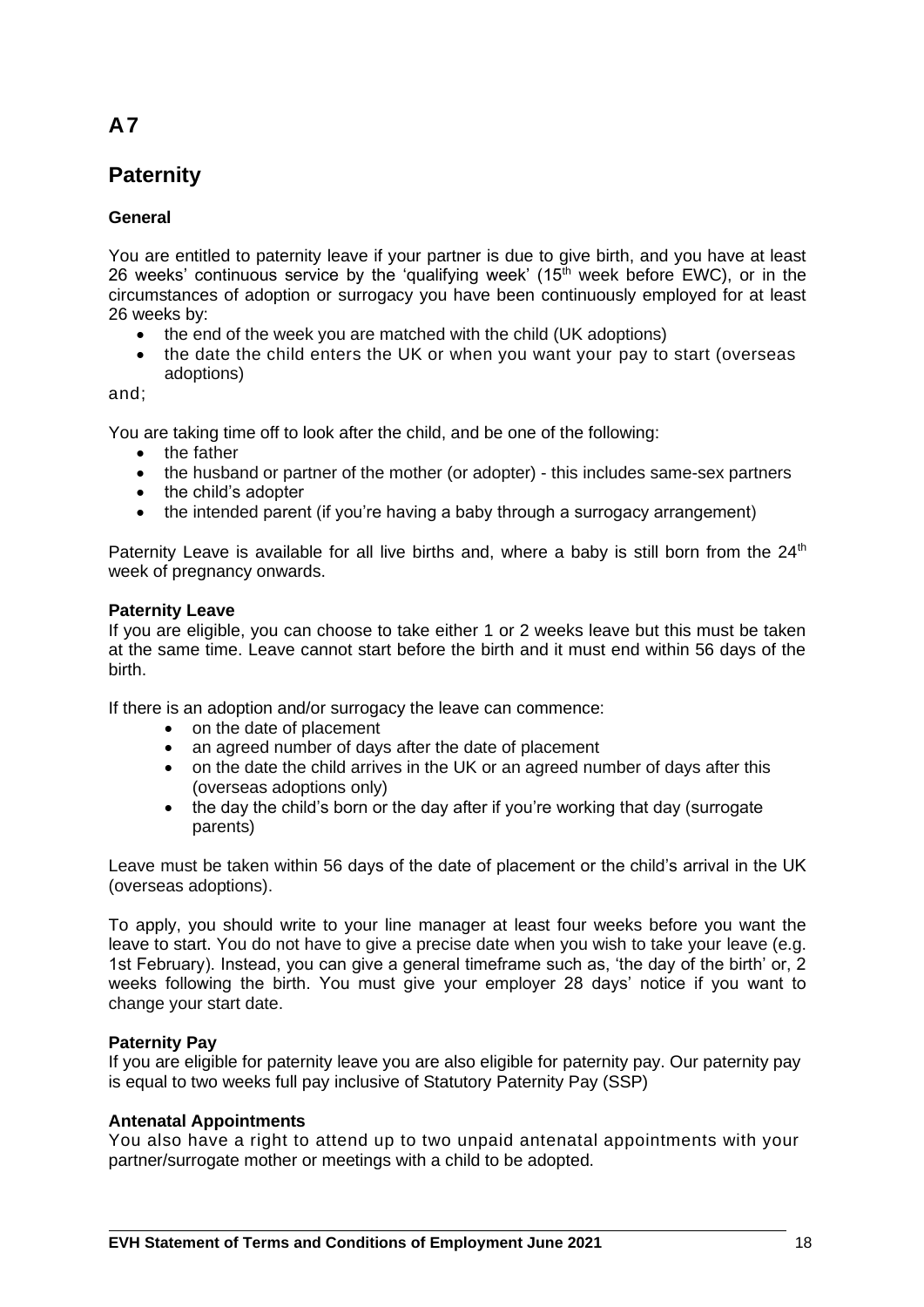# A7

## Paternity

### General

You are entitled to paternity leave if your partner is due to give birth, and you have at least 26 weeks' continuous service by the 'qualifying week' (15th week before EWC), or in the circumstances of adoption or surrogacy you have been continuously employed for at least 26 weeks by:

- the end of the week you are matched with the child (UK adoptions)
- the date the child enters the UK or when you want your pay to start (overseas adoptions)

and;

You are taking time off to look after the child, and be one of the following:

- the father
- the husband or partner of the mother (or adopter) - this includes same-sex partners
- the child's adopter
- the intended parent (if you're having a baby through a surrogacy arrangement)

Paternity Leave is available for all live births and, where a baby is still born from the 24th week of pregnancy onwards.

### Paternity Leave

If you are eligible, you can choose to take either 1 or 2 weeks leave but this must be taken at the same time. Leave cannot start before the birth and it must end within 56 days of the birth.

If there is an adoption and/or surrogacy the leave can commence:

- on the date of placement
- an agreed number of days after the date of placement
- on the date the child arrives in the UK or an agreed number of days after this (overseas adoptions only)
- the day the child's born or the day after if you're working that day (surrogate parents)

Leave must be taken within 56 days of the date of placement or the child's arrival in the UK (overseas adoptions).

To apply, you should write to your line manager at least four weeks before you want the leave to start. You do not have to give a precise date when you wish to take your leave (e.g. 1st February). Instead, you can give a general timeframe such as, 'the day of the birth' or, 2 weeks following the birth. You must give your employer 28 days' notice if you want to change your start date.

### Paternity Pay

If you are eligible for paternity leave you are also eligible for paternity pay. Our paternity pay is equal to two weeks full pay inclusive of Statutory Paternity Pay (SSP)

### Antenatal Appointments

You also have a right to attend up to two unpaid antenatal appointments with your partner/surrogate mother or meetings with a child to be adopted.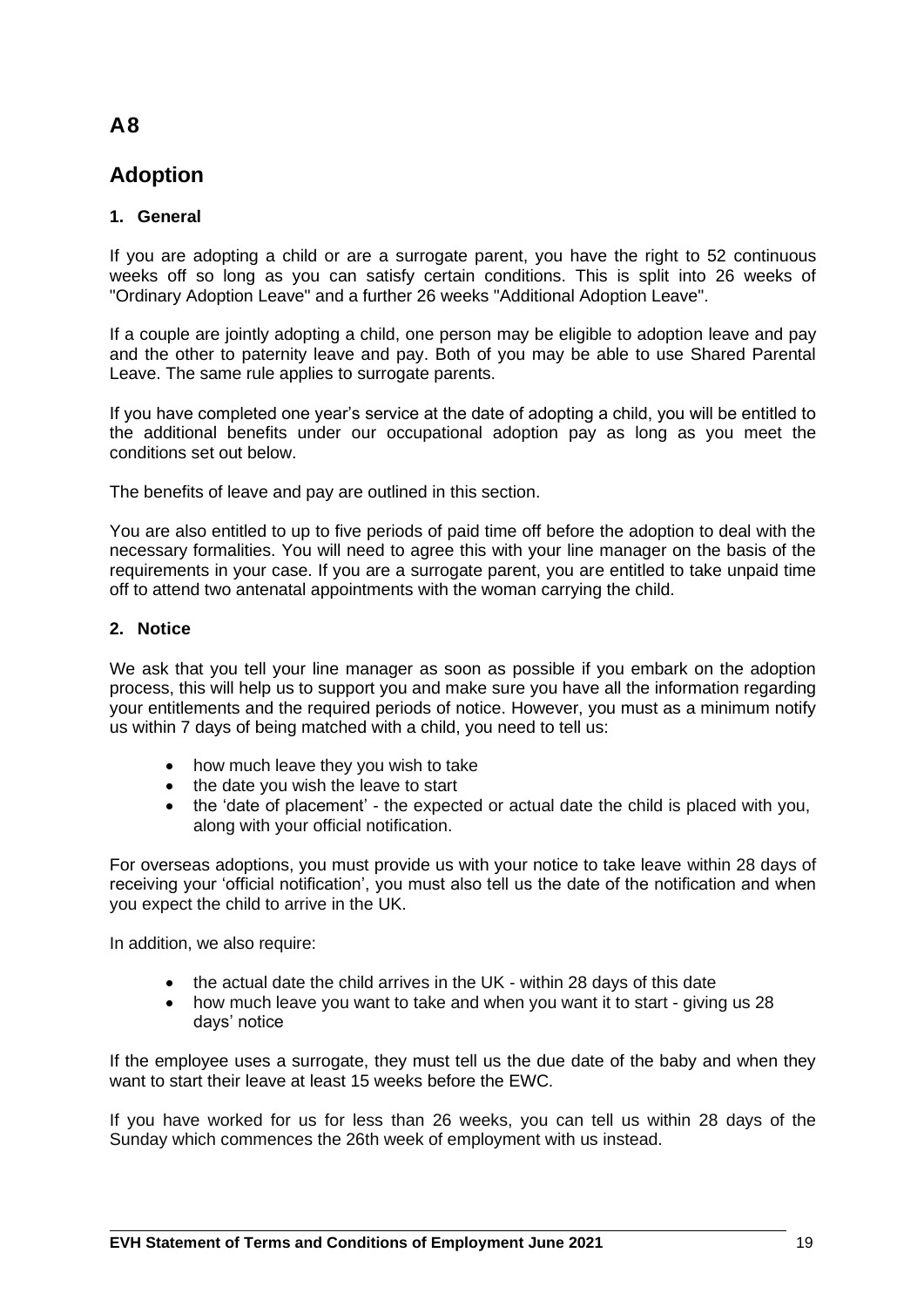# A8

# Adoption

## 1. General

If you are adopting a child or are a surrogate parent, you have the right to 52 continuous weeks off so long as you can satisfy certain conditions. This is split into 26 weeks of "Ordinary Adoption Leave" and a further 26 weeks "Additional Adoption Leave".

If a couple are jointly adopting a child, one person may be eligible to adoption leave and pay and the other to paternity leave and pay. Both of you may be able to use Shared Parental Leave. The same rule applies to surrogate parents.

If you have completed one year's service at the date of adopting a child, you will be entitled to the additional benefits under our occupational adoption pay as long as you meet the conditions set out below.

The benefits of leave and pay are outlined in this section.

You are also entitled to up to five periods of paid time off before the adoption to deal with the necessary formalities. You will need to agree this with your line manager on the basis of the requirements in your case. If you are a surrogate parent, you are entitled to take unpaid time off to attend two antenatal appointments with the woman carrying the child.

## 2. Notice

We ask that you tell your line manager as soon as possible if you embark on the adoption process, this will help us to support you and make sure you have all the information regarding your entitlements and the required periods of notice. However, you must as a minimum notify us within 7 days of being matched with a child, you need to tell us:

- how much leave they you wish to take
- the date you wish the leave to start
- the 'date of placement' - the expected or actual date the child is placed with you, along with your official notification.

For overseas adoptions, you must provide us with your notice to take leave within 28 days of receiving your 'official notification', you must also tell us the date of the notification and when you expect the child to arrive in the UK.

In addition, we also require:

- the actual date the child arrives in the UK - within 28 days of this date
- how much leave you want to take and when you want it to start - giving us 28 days' notice

If the employee uses a surrogate, they must tell us the due date of the baby and when they want to start their leave at least 15 weeks before the EWC.

If you have worked for us for less than 26 weeks, you can tell us within 28 days of the Sunday which commences the 26th week of employment with us instead.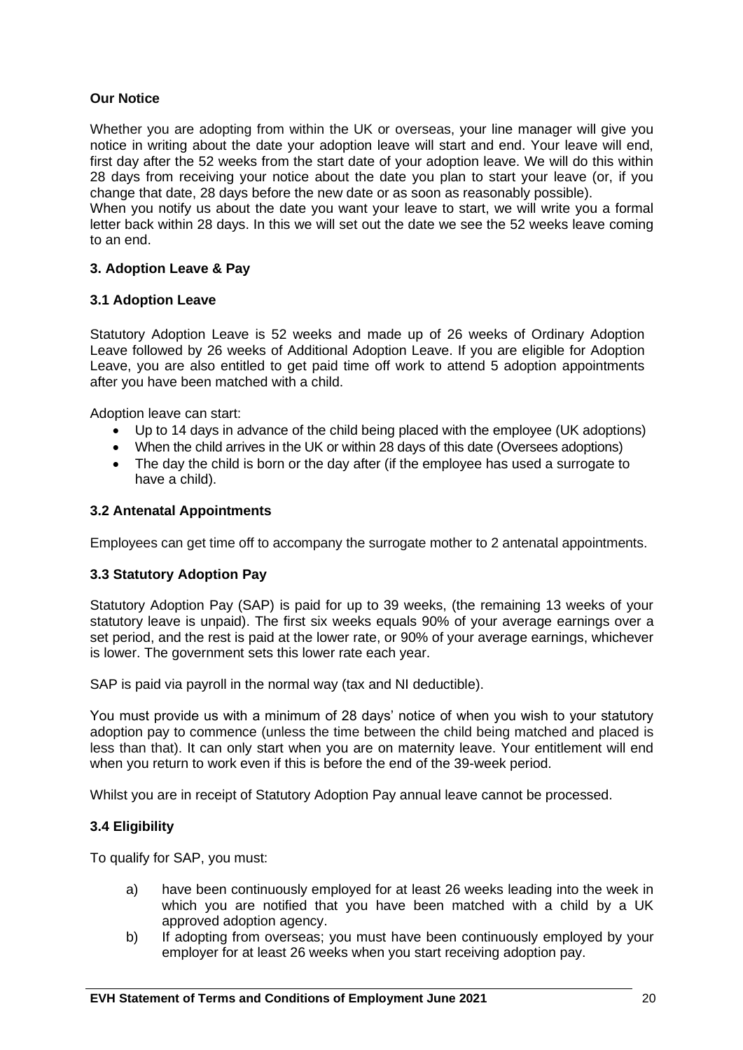**Our Notice**

Whether you are adopting from within the UK or overseas, your line manager will give you notice in writing about the date your adoption leave will start and end. Your leave will end, first day after the 52 weeks from the start date of your adoption leave. We will do this within 28 days from receiving your notice about the date you plan to start your leave (or, if you change that date, 28 days before the new date or as soon as reasonably possible).
When you notify us about the date you want your leave to start, we will write you a formal letter back within 28 days. In this we will set out the date we see the 52 weeks leave coming to an end.

**3. Adoption Leave & Pay**

**3.1 Adoption Leave**

Statutory Adoption Leave is 52 weeks and made up of 26 weeks of Ordinary Adoption Leave followed by 26 weeks of Additional Adoption Leave. If you are eligible for Adoption Leave, you are also entitled to get paid time off work to attend 5 adoption appointments after you have been matched with a child.

Adoption leave can start:

- Up to 14 days in advance of the child being placed with the employee (UK adoptions)
- When the child arrives in the UK or within 28 days of this date (Oversees adoptions)
- The day the child is born or the day after (if the employee has used a surrogate to have a child).

**3.2 Antenatal Appointments**

Employees can get time off to accompany the surrogate mother to 2 antenatal appointments.

**3.3 Statutory Adoption Pay**

Statutory Adoption Pay (SAP) is paid for up to 39 weeks, (the remaining 13 weeks of your statutory leave is unpaid). The first six weeks equals 90% of your average earnings over a set period, and the rest is paid at the lower rate, or 90% of your average earnings, whichever is lower. The government sets this lower rate each year.

SAP is paid via payroll in the normal way (tax and NI deductible).

You must provide us with a minimum of 28 days' notice of when you wish to your statutory adoption pay to commence (unless the time between the child being matched and placed is less than that). It can only start when you are on maternity leave. Your entitlement will end when you return to work even if this is before the end of the 39-week period.

Whilst you are in receipt of Statutory Adoption Pay annual leave cannot be processed.

**3.4 Eligibility**

To qualify for SAP, you must:

a) have been continuously employed for at least 26 weeks leading into the week in which you are notified that you have been matched with a child by a UK approved adoption agency.

b) If adopting from overseas; you must have been continuously employed by your employer for at least 26 weeks when you start receiving adoption pay.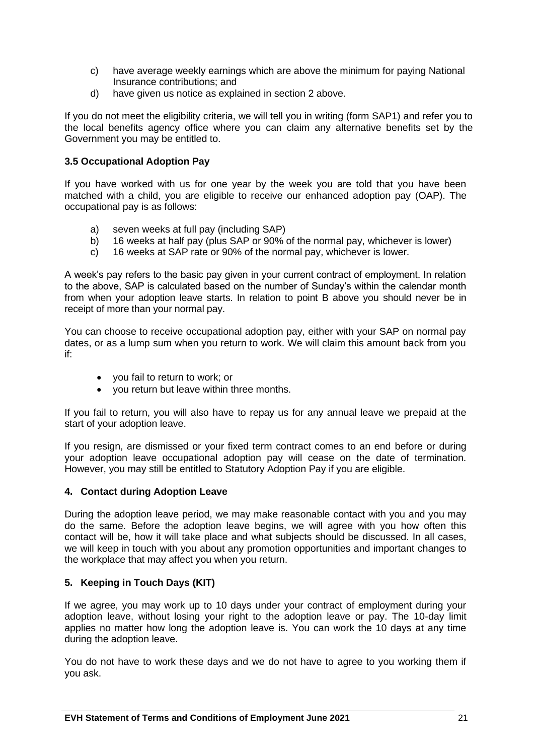c) have average weekly earnings which are above the minimum for paying National Insurance contributions; and
d) have given us notice as explained in section 2 above.

If you do not meet the eligibility criteria, we will tell you in writing (form SAP1) and refer you to the local benefits agency office where you can claim any alternative benefits set by the Government you may be entitled to.

### 3.5 Occupational Adoption Pay

If you have worked with us for one year by the week you are told that you have been matched with a child, you are eligible to receive our enhanced adoption pay (OAP). The occupational pay is as follows:

a) seven weeks at full pay (including SAP)
b) 16 weeks at half pay (plus SAP or 90% of the normal pay, whichever is lower)
c) 16 weeks at SAP rate or 90% of the normal pay, whichever is lower.

A week's pay refers to the basic pay given in your current contract of employment. In relation to the above, SAP is calculated based on the number of Sunday's within the calendar month from when your adoption leave starts. In relation to point B above you should never be in receipt of more than your normal pay.

You can choose to receive occupational adoption pay, either with your SAP on normal pay dates, or as a lump sum when you return to work. We will claim this amount back from you if:

- you fail to return to work; or
- you return but leave within three months.

If you fail to return, you will also have to repay us for any annual leave we prepaid at the start of your adoption leave.

If you resign, are dismissed or your fixed term contract comes to an end before or during your adoption leave occupational adoption pay will cease on the date of termination. However, you may still be entitled to Statutory Adoption Pay if you are eligible.

## 4. Contact during Adoption Leave

During the adoption leave period, we may make reasonable contact with you and you may do the same. Before the adoption leave begins, we will agree with you how often this contact will be, how it will take place and what subjects should be discussed. In all cases, we will keep in touch with you about any promotion opportunities and important changes to the workplace that may affect you when you return.

## 5. Keeping in Touch Days (KIT)

If we agree, you may work up to 10 days under your contract of employment during your adoption leave, without losing your right to the adoption leave or pay. The 10-day limit applies no matter how long the adoption leave is. You can work the 10 days at any time during the adoption leave.

You do not have to work these days and we do not have to agree to you working them if you ask.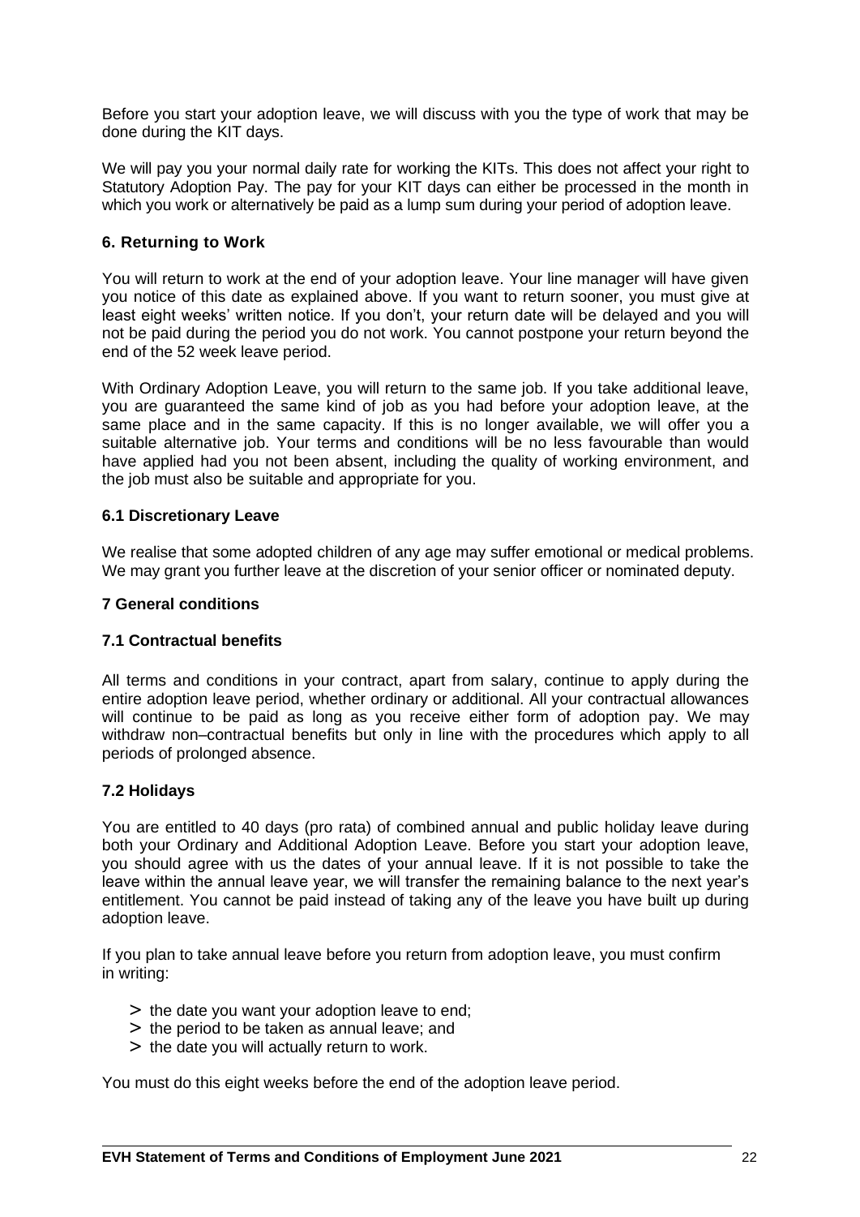Before you start your adoption leave, we will discuss with you the type of work that may be done during the KIT days.

We will pay you your normal daily rate for working the KITs. This does not affect your right to Statutory Adoption Pay. The pay for your KIT days can either be processed in the month in which you work or alternatively be paid as a lump sum during your period of adoption leave.

### 6. Returning to Work

You will return to work at the end of your adoption leave. Your line manager will have given you notice of this date as explained above. If you want to return sooner, you must give at least eight weeks' written notice. If you don't, your return date will be delayed and you will not be paid during the period you do not work. You cannot postpone your return beyond the end of the 52 week leave period.

With Ordinary Adoption Leave, you will return to the same job. If you take additional leave, you are guaranteed the same kind of job as you had before your adoption leave, at the same place and in the same capacity. If this is no longer available, we will offer you a suitable alternative job. Your terms and conditions will be no less favourable than would have applied had you not been absent, including the quality of working environment, and the job must also be suitable and appropriate for you.

### 6.1 Discretionary Leave

We realise that some adopted children of any age may suffer emotional or medical problems. We may grant you further leave at the discretion of your senior officer or nominated deputy.

### 7 General conditions

### 7.1 Contractual benefits

All terms and conditions in your contract, apart from salary, continue to apply during the entire adoption leave period, whether ordinary or additional. All your contractual allowances will continue to be paid as long as you receive either form of adoption pay. We may withdraw non–contractual benefits but only in line with the procedures which apply to all periods of prolonged absence.

### 7.2 Holidays

You are entitled to 40 days (pro rata) of combined annual and public holiday leave during both your Ordinary and Additional Adoption Leave. Before you start your adoption leave, you should agree with us the dates of your annual leave. If it is not possible to take the leave within the annual leave year, we will transfer the remaining balance to the next year's entitlement. You cannot be paid instead of taking any of the leave you have built up during adoption leave.

If you plan to take annual leave before you return from adoption leave, you must confirm in writing:

- the date you want your adoption leave to end;
- the period to be taken as annual leave; and
- the date you will actually return to work.

You must do this eight weeks before the end of the adoption leave period.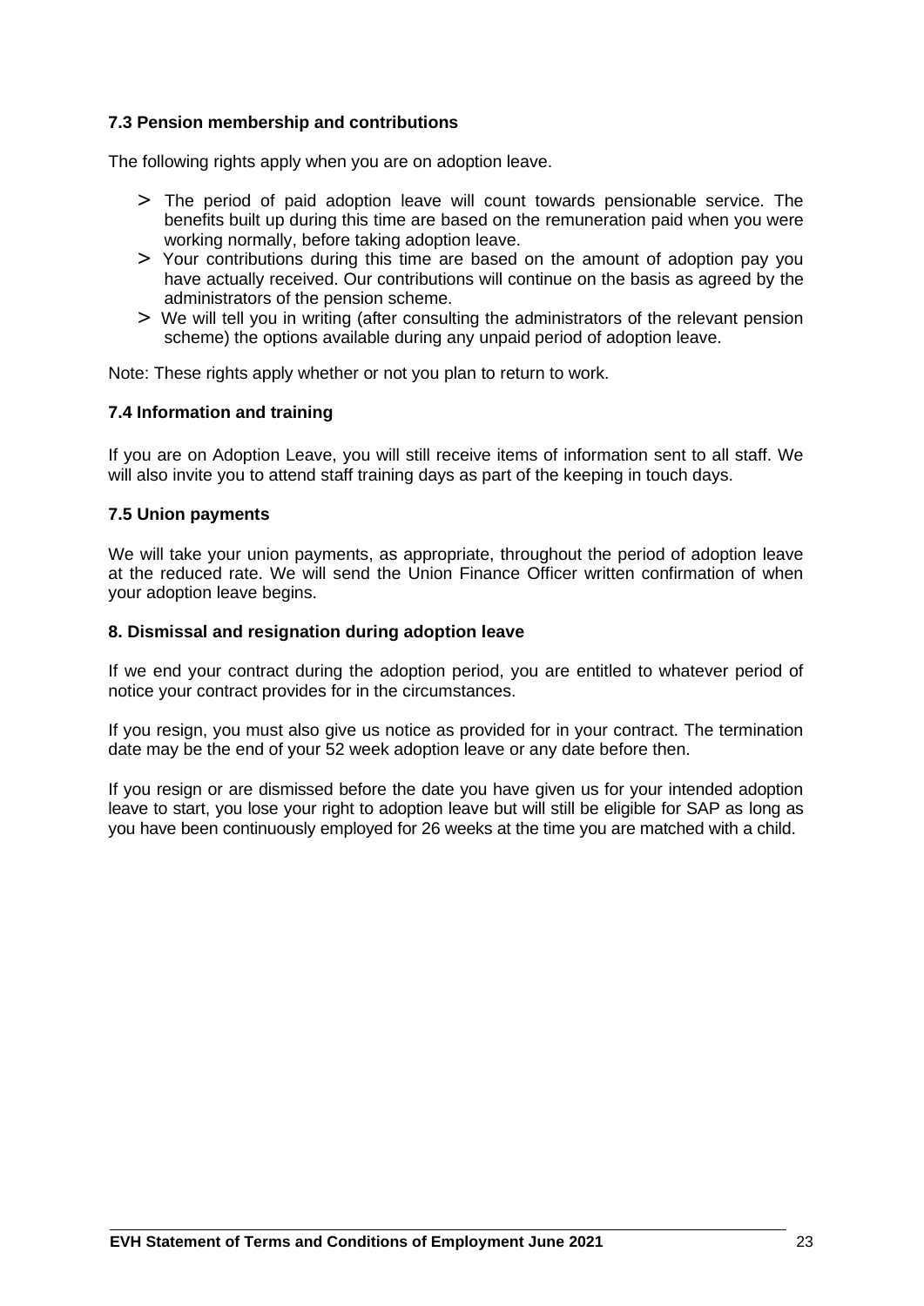### 7.3 Pension membership and contributions

The following rights apply when you are on adoption leave.

- The period of paid adoption leave will count towards pensionable service. The benefits built up during this time are based on the remuneration paid when you were working normally, before taking adoption leave.
- Your contributions during this time are based on the amount of adoption pay you have actually received. Our contributions will continue on the basis as agreed by the administrators of the pension scheme.
- We will tell you in writing (after consulting the administrators of the relevant pension scheme) the options available during any unpaid period of adoption leave.

Note: These rights apply whether or not you plan to return to work.

### 7.4 Information and training

If you are on Adoption Leave, you will still receive items of information sent to all staff. We will also invite you to attend staff training days as part of the keeping in touch days.

### 7.5 Union payments

We will take your union payments, as appropriate, throughout the period of adoption leave at the reduced rate. We will send the Union Finance Officer written confirmation of when your adoption leave begins.

## 8. Dismissal and resignation during adoption leave

If we end your contract during the adoption period, you are entitled to whatever period of notice your contract provides for in the circumstances.

If you resign, you must also give us notice as provided for in your contract. The termination date may be the end of your 52 week adoption leave or any date before then.

If you resign or are dismissed before the date you have given us for your intended adoption leave to start, you lose your right to adoption leave but will still be eligible for SAP as long as you have been continuously employed for 26 weeks at the time you are matched with a child.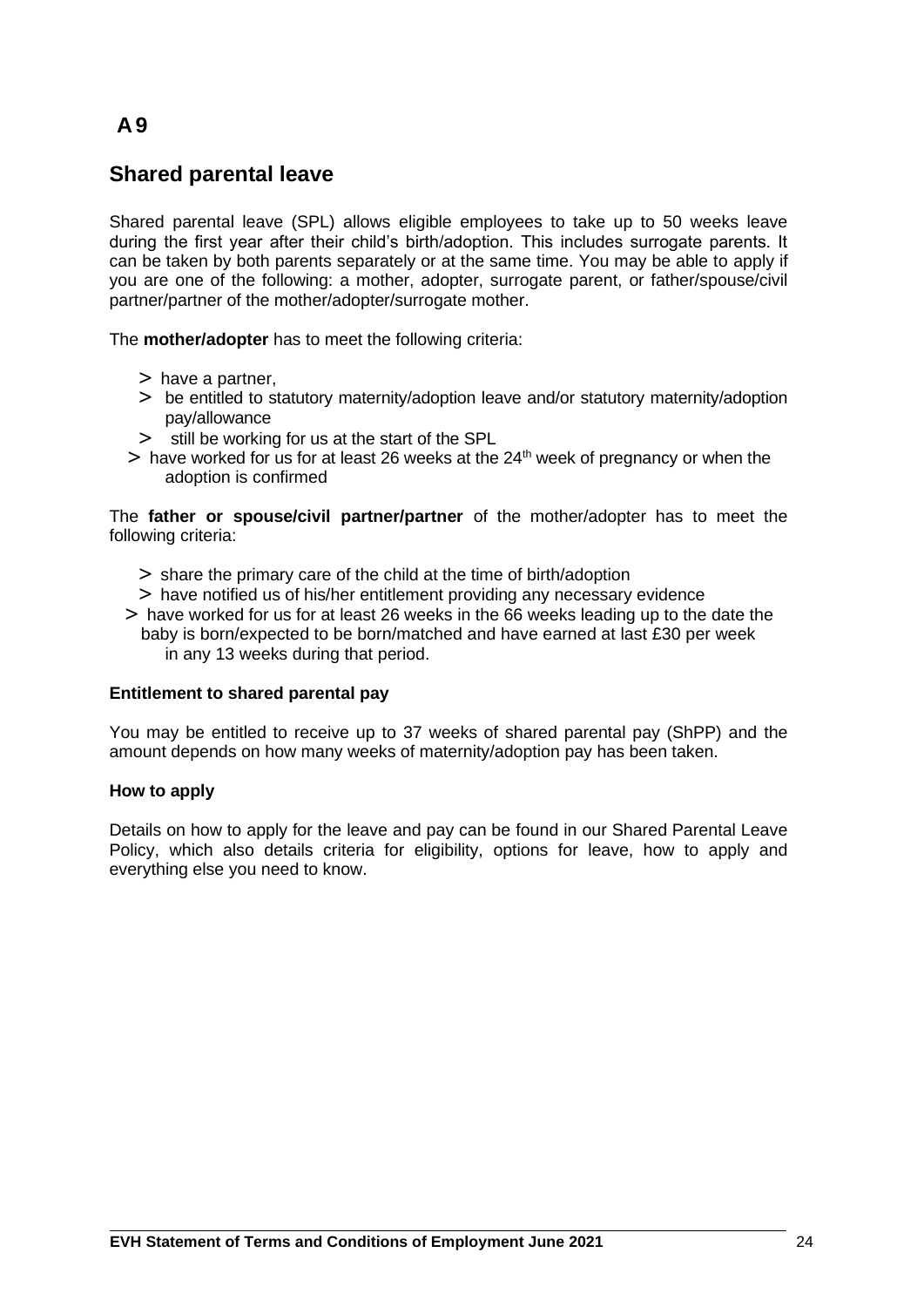# A 9

## Shared parental leave

Shared parental leave (SPL) allows eligible employees to take up to 50 weeks leave during the first year after their child's birth/adoption. This includes surrogate parents. It can be taken by both parents separately or at the same time. You may be able to apply if you are one of the following: a mother, adopter, surrogate parent, or father/spouse/civil partner/partner of the mother/adopter/surrogate mother.

The **mother/adopter** has to meet the following criteria:

- have a partner,
- be entitled to statutory maternity/adoption leave and/or statutory maternity/adoption pay/allowance
- still be working for us at the start of the SPL
- have worked for us for at least 26 weeks at the 24th week of pregnancy or when the adoption is confirmed

The **father or spouse/civil partner/partner** of the mother/adopter has to meet the following criteria:

- share the primary care of the child at the time of birth/adoption
- have notified us of his/her entitlement providing any necessary evidence
- have worked for us for at least 26 weeks in the 66 weeks leading up to the date the baby is born/expected to be born/matched and have earned at last £30 per week in any 13 weeks during that period.

#### Entitlement to shared parental pay

You may be entitled to receive up to 37 weeks of shared parental pay (ShPP) and the amount depends on how many weeks of maternity/adoption pay has been taken.

#### How to apply

Details on how to apply for the leave and pay can be found in our Shared Parental Leave Policy, which also details criteria for eligibility, options for leave, how to apply and everything else you need to know.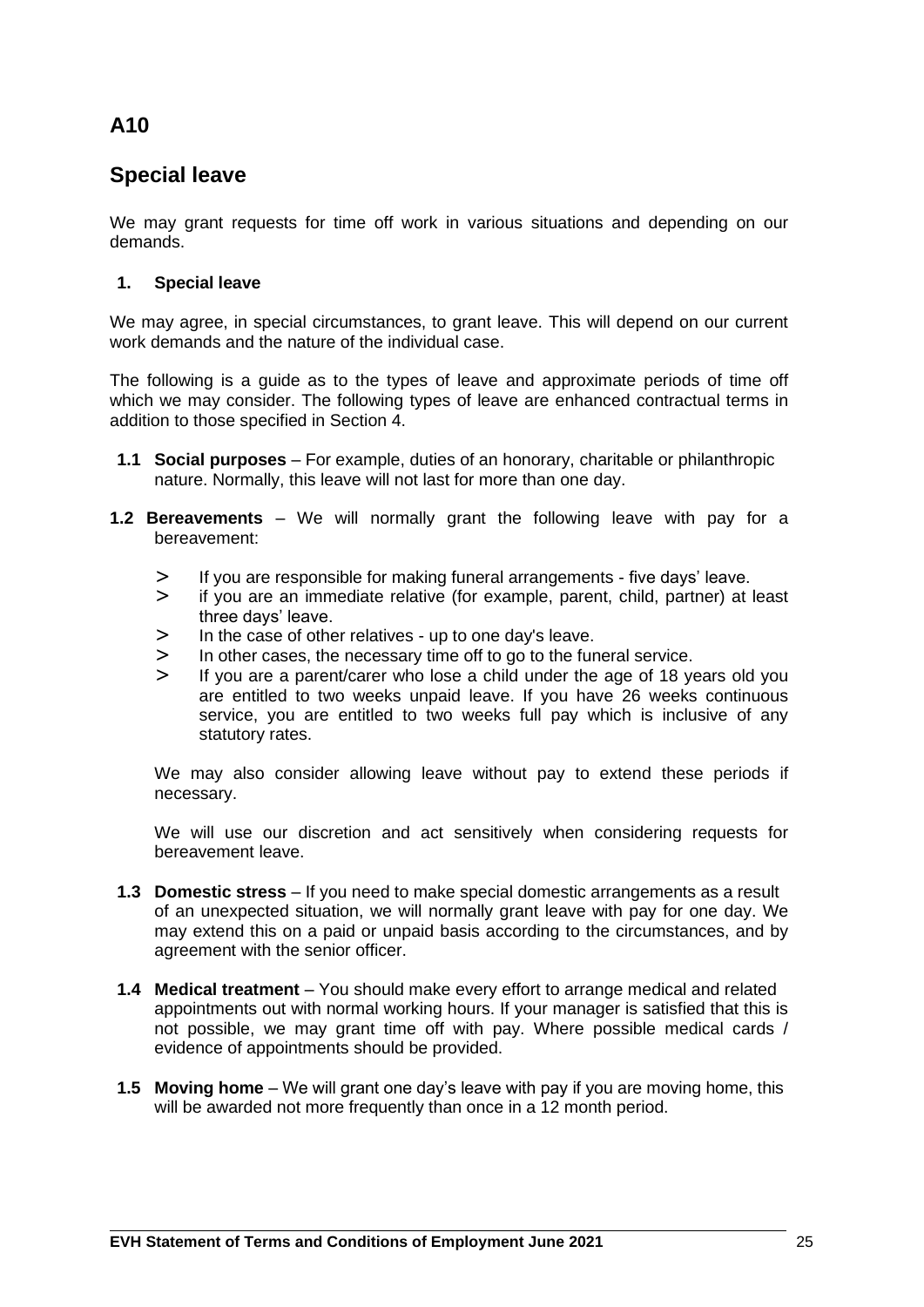# A10

## Special leave

We may grant requests for time off work in various situations and depending on our demands.

### 1. Special leave

We may agree, in special circumstances, to grant leave. This will depend on our current work demands and the nature of the individual case.

The following is a guide as to the types of leave and approximate periods of time off which we may consider. The following types of leave are enhanced contractual terms in addition to those specified in Section 4.

**1.1 Social purposes** – For example, duties of an honorary, charitable or philanthropic nature. Normally, this leave will not last for more than one day.

**1.2 Bereavements** – We will normally grant the following leave with pay for a bereavement:

- If you are responsible for making funeral arrangements - five days' leave.
- if you are an immediate relative (for example, parent, child, partner) at least three days' leave.
- In the case of other relatives - up to one day's leave.
- In other cases, the necessary time off to go to the funeral service.
- If you are a parent/carer who lose a child under the age of 18 years old you are entitled to two weeks unpaid leave. If you have 26 weeks continuous service, you are entitled to two weeks full pay which is inclusive of any statutory rates.

We may also consider allowing leave without pay to extend these periods if necessary.

We will use our discretion and act sensitively when considering requests for bereavement leave.

**1.3 Domestic stress** – If you need to make special domestic arrangements as a result of an unexpected situation, we will normally grant leave with pay for one day. We may extend this on a paid or unpaid basis according to the circumstances, and by agreement with the senior officer.

**1.4 Medical treatment** – You should make every effort to arrange medical and related appointments out with normal working hours. If your manager is satisfied that this is not possible, we may grant time off with pay. Where possible medical cards / evidence of appointments should be provided.

**1.5 Moving home** – We will grant one day's leave with pay if you are moving home, this will be awarded not more frequently than once in a 12 month period.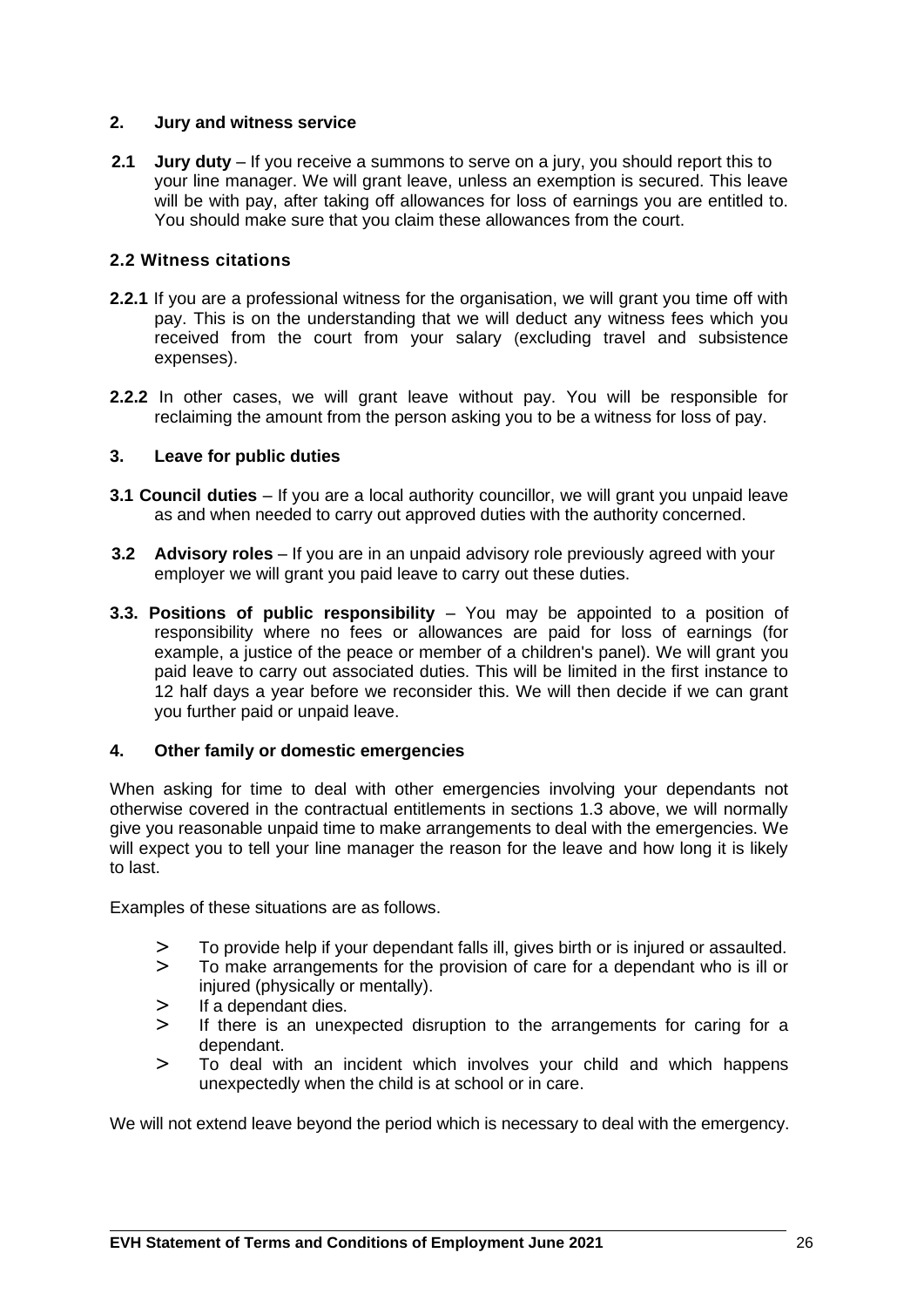## 2. Jury and witness service

**2.1 Jury duty** – If you receive a summons to serve on a jury, you should report this to your line manager. We will grant leave, unless an exemption is secured. This leave will be with pay, after taking off allowances for loss of earnings you are entitled to. You should make sure that you claim these allowances from the court.

### 2.2 Witness citations

**2.2.1** If you are a professional witness for the organisation, we will grant you time off with pay. This is on the understanding that we will deduct any witness fees which you received from the court from your salary (excluding travel and subsistence expenses).

**2.2.2** In other cases, we will grant leave without pay. You will be responsible for reclaiming the amount from the person asking you to be a witness for loss of pay.

## 3. Leave for public duties

**3.1 Council duties** – If you are a local authority councillor, we will grant you unpaid leave as and when needed to carry out approved duties with the authority concerned.

**3.2 Advisory roles** – If you are in an unpaid advisory role previously agreed with your employer we will grant you paid leave to carry out these duties.

**3.3. Positions of public responsibility** – You may be appointed to a position of responsibility where no fees or allowances are paid for loss of earnings (for example, a justice of the peace or member of a children's panel). We will grant you paid leave to carry out associated duties. This will be limited in the first instance to 12 half days a year before we reconsider this. We will then decide if we can grant you further paid or unpaid leave.

## 4. Other family or domestic emergencies

When asking for time to deal with other emergencies involving your dependants not otherwise covered in the contractual entitlements in sections 1.3 above, we will normally give you reasonable unpaid time to make arrangements to deal with the emergencies. We will expect you to tell your line manager the reason for the leave and how long it is likely to last.

Examples of these situations are as follows.

- To provide help if your dependant falls ill, gives birth or is injured or assaulted.
- To make arrangements for the provision of care for a dependant who is ill or injured (physically or mentally).
- If a dependant dies.
- If there is an unexpected disruption to the arrangements for caring for a dependant.
- To deal with an incident which involves your child and which happens unexpectedly when the child is at school or in care.

We will not extend leave beyond the period which is necessary to deal with the emergency.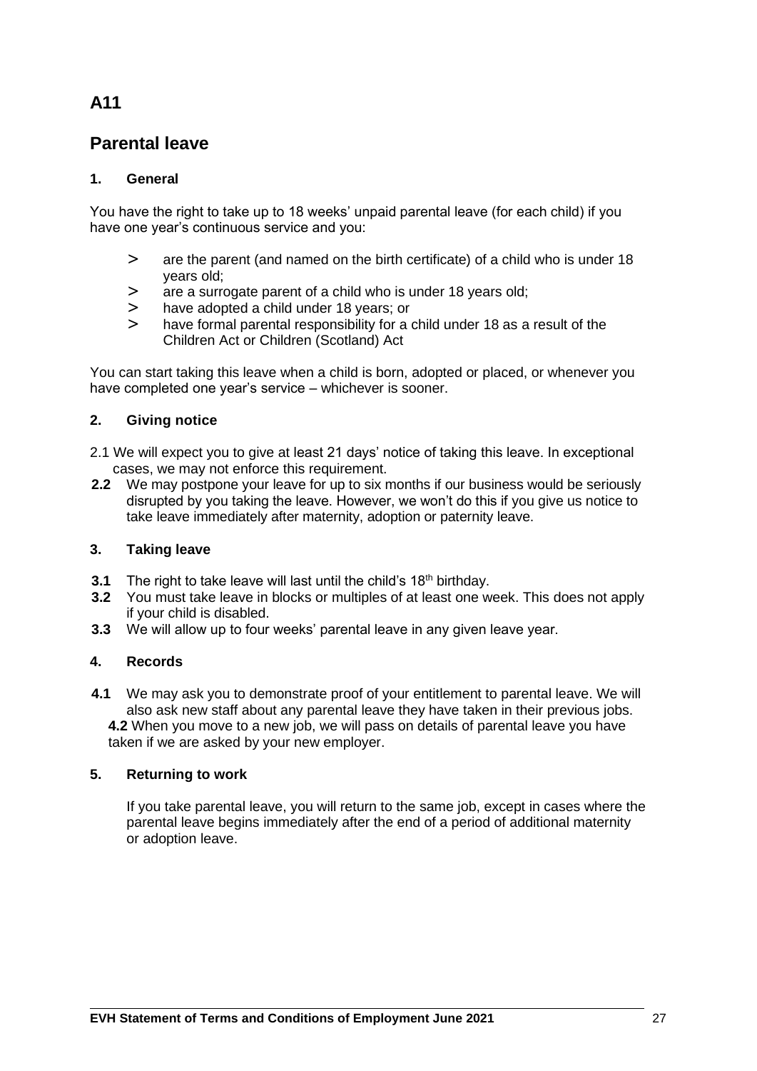## A11

## Parental leave

### 1. General

You have the right to take up to 18 weeks' unpaid parental leave (for each child) if you have one year's continuous service and you:

- > are the parent (and named on the birth certificate) of a child who is under 18 years old;
- > are a surrogate parent of a child who is under 18 years old;
- > have adopted a child under 18 years; or
- > have formal parental responsibility for a child under 18 as a result of the Children Act or Children (Scotland) Act

You can start taking this leave when a child is born, adopted or placed, or whenever you have completed one year's service – whichever is sooner.

### 2. Giving notice

2.1 We will expect you to give at least 21 days' notice of taking this leave. In exceptional cases, we may not enforce this requirement.

**2.2** We may postpone your leave for up to six months if our business would be seriously disrupted by you taking the leave. However, we won't do this if you give us notice to take leave immediately after maternity, adoption or paternity leave.

### 3. Taking leave

**3.1** The right to take leave will last until the child's 18th birthday.

**3.2** You must take leave in blocks or multiples of at least one week. This does not apply if your child is disabled.

**3.3** We will allow up to four weeks' parental leave in any given leave year.

### 4. Records

**4.1** We may ask you to demonstrate proof of your entitlement to parental leave. We will also ask new staff about any parental leave they have taken in their previous jobs.

**4.2** When you move to a new job, we will pass on details of parental leave you have taken if we are asked by your new employer.

### 5. Returning to work

If you take parental leave, you will return to the same job, except in cases where the parental leave begins immediately after the end of a period of additional maternity or adoption leave.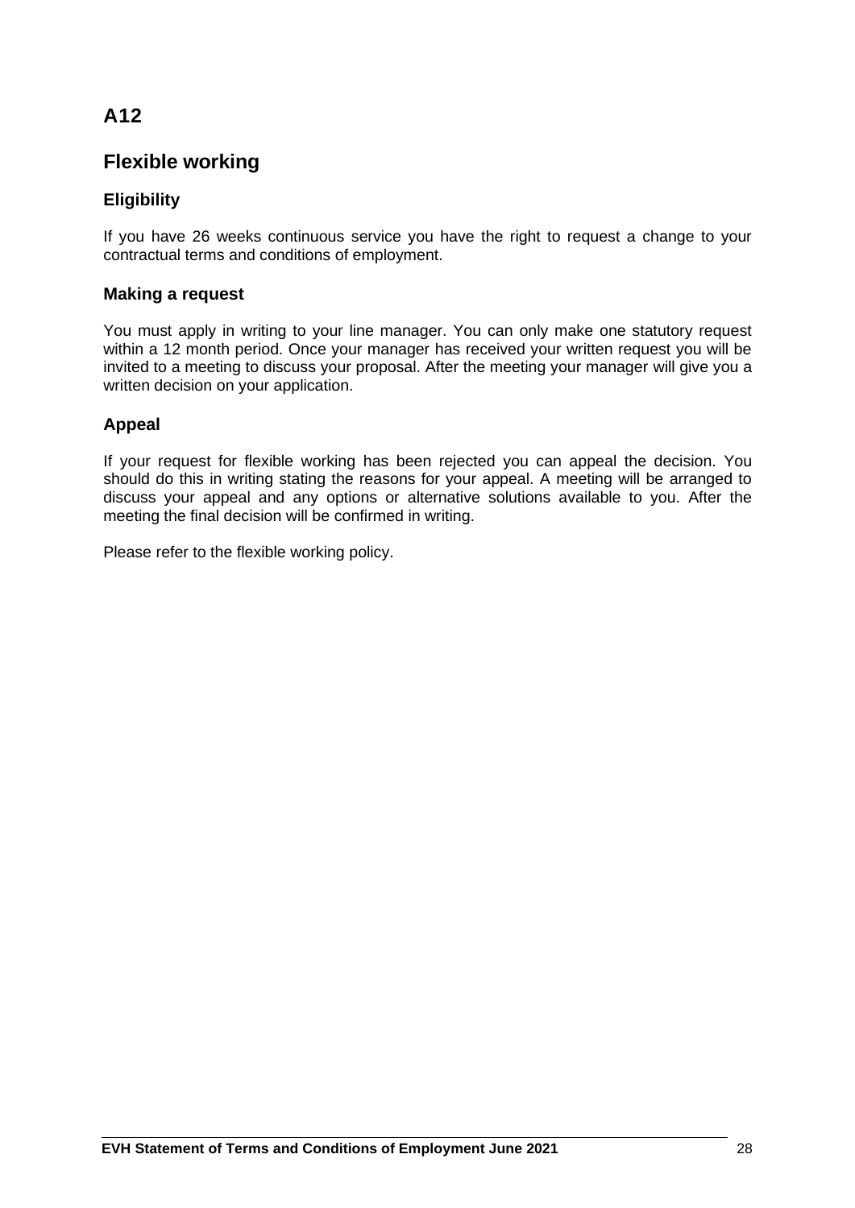# A12

## Flexible working

### Eligibility

If you have 26 weeks continuous service you have the right to request a change to your contractual terms and conditions of employment.

### Making a request

You must apply in writing to your line manager. You can only make one statutory request within a 12 month period. Once your manager has received your written request you will be invited to a meeting to discuss your proposal. After the meeting your manager will give you a written decision on your application.

### Appeal

If your request for flexible working has been rejected you can appeal the decision. You should do this in writing stating the reasons for your appeal. A meeting will be arranged to discuss your appeal and any options or alternative solutions available to you. After the meeting the final decision will be confirmed in writing.

Please refer to the flexible working policy.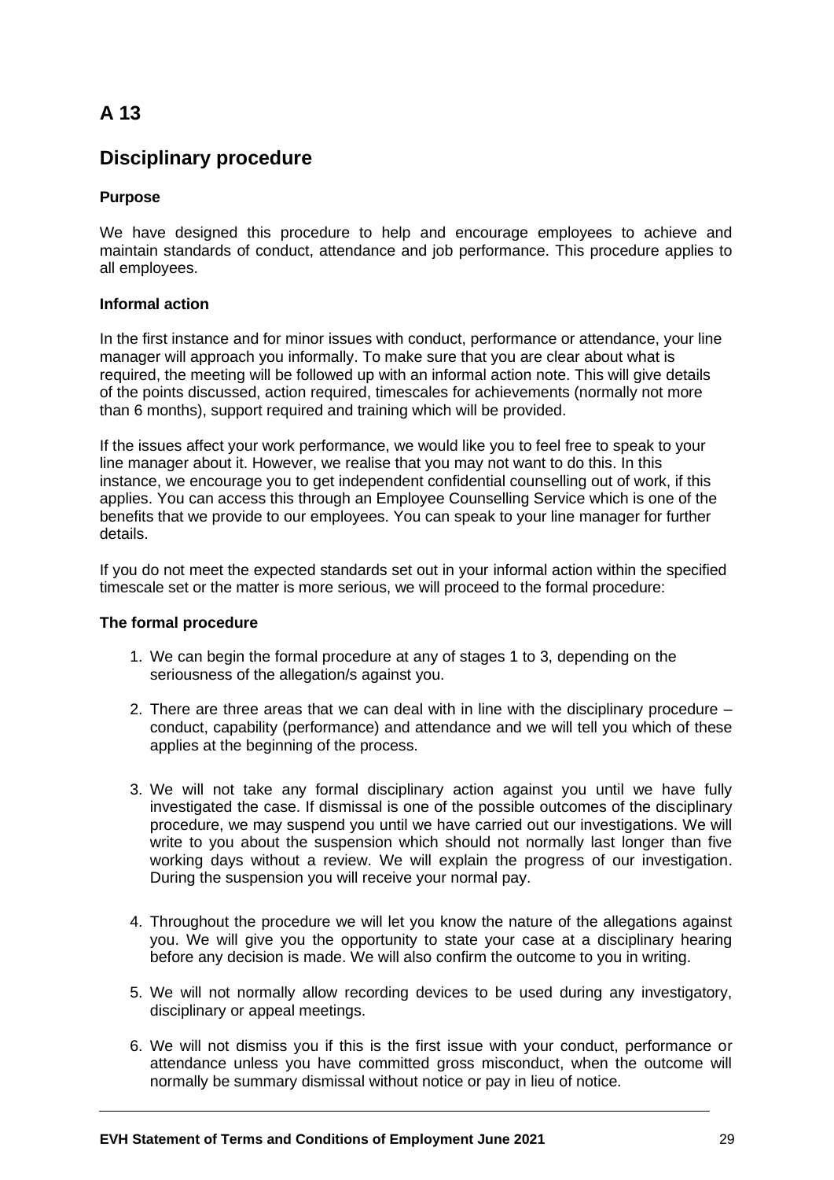## A 13

## Disciplinary procedure

**Purpose**

We have designed this procedure to help and encourage employees to achieve and maintain standards of conduct, attendance and job performance. This procedure applies to all employees.

**Informal action**

In the first instance and for minor issues with conduct, performance or attendance, your line manager will approach you informally. To make sure that you are clear about what is required, the meeting will be followed up with an informal action note. This will give details of the points discussed, action required, timescales for achievements (normally not more than 6 months), support required and training which will be provided.

If the issues affect your work performance, we would like you to feel free to speak to your line manager about it. However, we realise that you may not want to do this. In this instance, we encourage you to get independent confidential counselling out of work, if this applies. You can access this through an Employee Counselling Service which is one of the benefits that we provide to our employees. You can speak to your line manager for further details.

If you do not meet the expected standards set out in your informal action within the specified timescale set or the matter is more serious, we will proceed to the formal procedure:

**The formal procedure**

1. We can begin the formal procedure at any of stages 1 to 3, depending on the seriousness of the allegation/s against you.

2. There are three areas that we can deal with in line with the disciplinary procedure – conduct, capability (performance) and attendance and we will tell you which of these applies at the beginning of the process.

3. We will not take any formal disciplinary action against you until we have fully investigated the case. If dismissal is one of the possible outcomes of the disciplinary procedure, we may suspend you until we have carried out our investigations. We will write to you about the suspension which should not normally last longer than five working days without a review. We will explain the progress of our investigation. During the suspension you will receive your normal pay.

4. Throughout the procedure we will let you know the nature of the allegations against you. We will give you the opportunity to state your case at a disciplinary hearing before any decision is made. We will also confirm the outcome to you in writing.

5. We will not normally allow recording devices to be used during any investigatory, disciplinary or appeal meetings.

6. We will not dismiss you if this is the first issue with your conduct, performance or attendance unless you have committed gross misconduct, when the outcome will normally be summary dismissal without notice or pay in lieu of notice.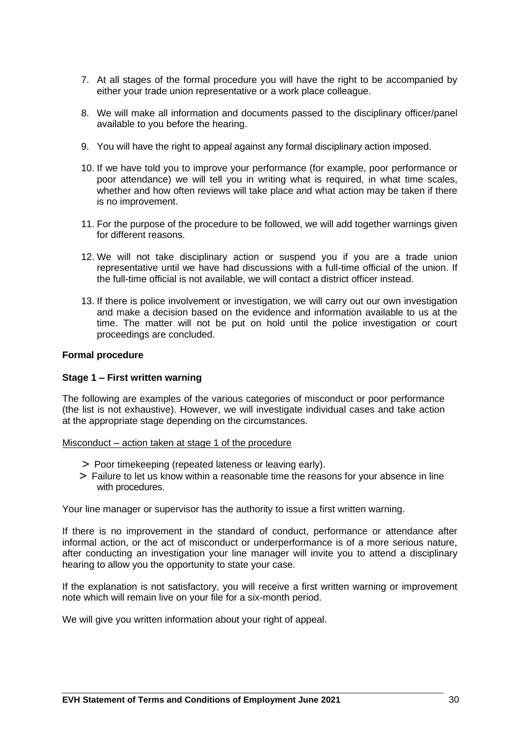7. At all stages of the formal procedure you will have the right to be accompanied by either your trade union representative or a work place colleague.

8. We will make all information and documents passed to the disciplinary officer/panel available to you before the hearing.

9. You will have the right to appeal against any formal disciplinary action imposed.

10. If we have told you to improve your performance (for example, poor performance or poor attendance) we will tell you in writing what is required, in what time scales, whether and how often reviews will take place and what action may be taken if there is no improvement.

11. For the purpose of the procedure to be followed, we will add together warnings given for different reasons.

12. We will not take disciplinary action or suspend you if you are a trade union representative until we have had discussions with a full-time official of the union. If the full-time official is not available, we will contact a district officer instead.

13. If there is police involvement or investigation, we will carry out our own investigation and make a decision based on the evidence and information available to us at the time. The matter will not be put on hold until the police investigation or court proceedings are concluded.

**Formal procedure**

**Stage 1 – First written warning**

The following are examples of the various categories of misconduct or poor performance (the list is not exhaustive). However, we will investigate individual cases and take action at the appropriate stage depending on the circumstances.

<u>Misconduct – action taken at stage 1 of the procedure</u>

- Poor timekeeping (repeated lateness or leaving early).
- Failure to let us know within a reasonable time the reasons for your absence in line with procedures.

Your line manager or supervisor has the authority to issue a first written warning.

If there is no improvement in the standard of conduct, performance or attendance after informal action, or the act of misconduct or underperformance is of a more serious nature, after conducting an investigation your line manager will invite you to attend a disciplinary hearing to allow you the opportunity to state your case.

If the explanation is not satisfactory, you will receive a first written warning or improvement note which will remain live on your file for a six-month period.

We will give you written information about your right of appeal.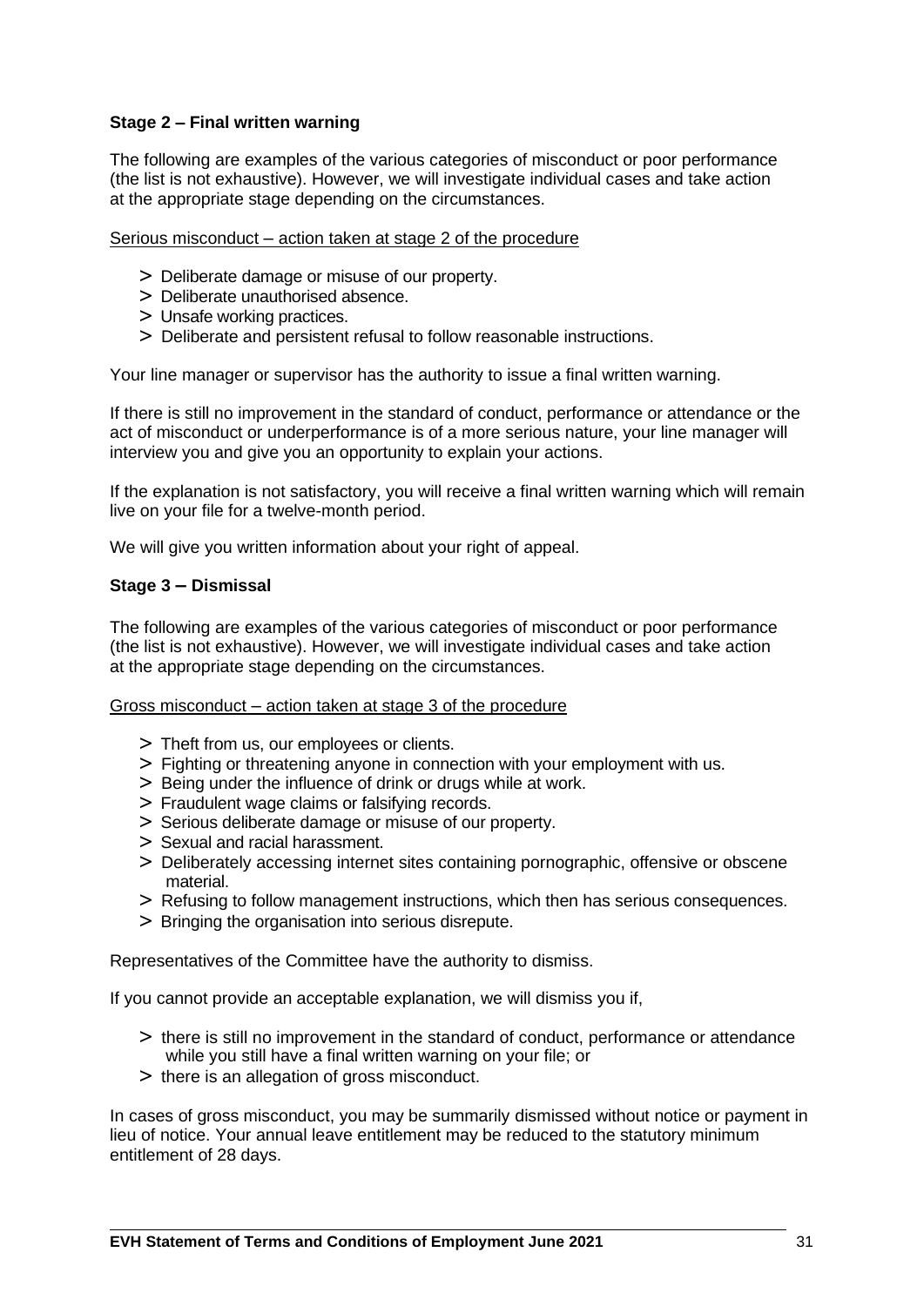**Stage 2 – Final written warning**

The following are examples of the various categories of misconduct or poor performance (the list is not exhaustive). However, we will investigate individual cases and take action at the appropriate stage depending on the circumstances.

Serious misconduct – action taken at stage 2 of the procedure

- Deliberate damage or misuse of our property.
- Deliberate unauthorised absence.
- Unsafe working practices.
- Deliberate and persistent refusal to follow reasonable instructions.

Your line manager or supervisor has the authority to issue a final written warning.

If there is still no improvement in the standard of conduct, performance or attendance or the act of misconduct or underperformance is of a more serious nature, your line manager will interview you and give you an opportunity to explain your actions.

If the explanation is not satisfactory, you will receive a final written warning which will remain live on your file for a twelve-month period.

We will give you written information about your right of appeal.

**Stage 3 – Dismissal**

The following are examples of the various categories of misconduct or poor performance (the list is not exhaustive). However, we will investigate individual cases and take action at the appropriate stage depending on the circumstances.

Gross misconduct – action taken at stage 3 of the procedure

- Theft from us, our employees or clients.
- Fighting or threatening anyone in connection with your employment with us.
- Being under the influence of drink or drugs while at work.
- Fraudulent wage claims or falsifying records.
- Serious deliberate damage or misuse of our property.
- Sexual and racial harassment.
- Deliberately accessing internet sites containing pornographic, offensive or obscene material.
- Refusing to follow management instructions, which then has serious consequences.
- Bringing the organisation into serious disrepute.

Representatives of the Committee have the authority to dismiss.

If you cannot provide an acceptable explanation, we will dismiss you if,

- there is still no improvement in the standard of conduct, performance or attendance while you still have a final written warning on your file; or
- there is an allegation of gross misconduct.

In cases of gross misconduct, you may be summarily dismissed without notice or payment in lieu of notice. Your annual leave entitlement may be reduced to the statutory minimum entitlement of 28 days.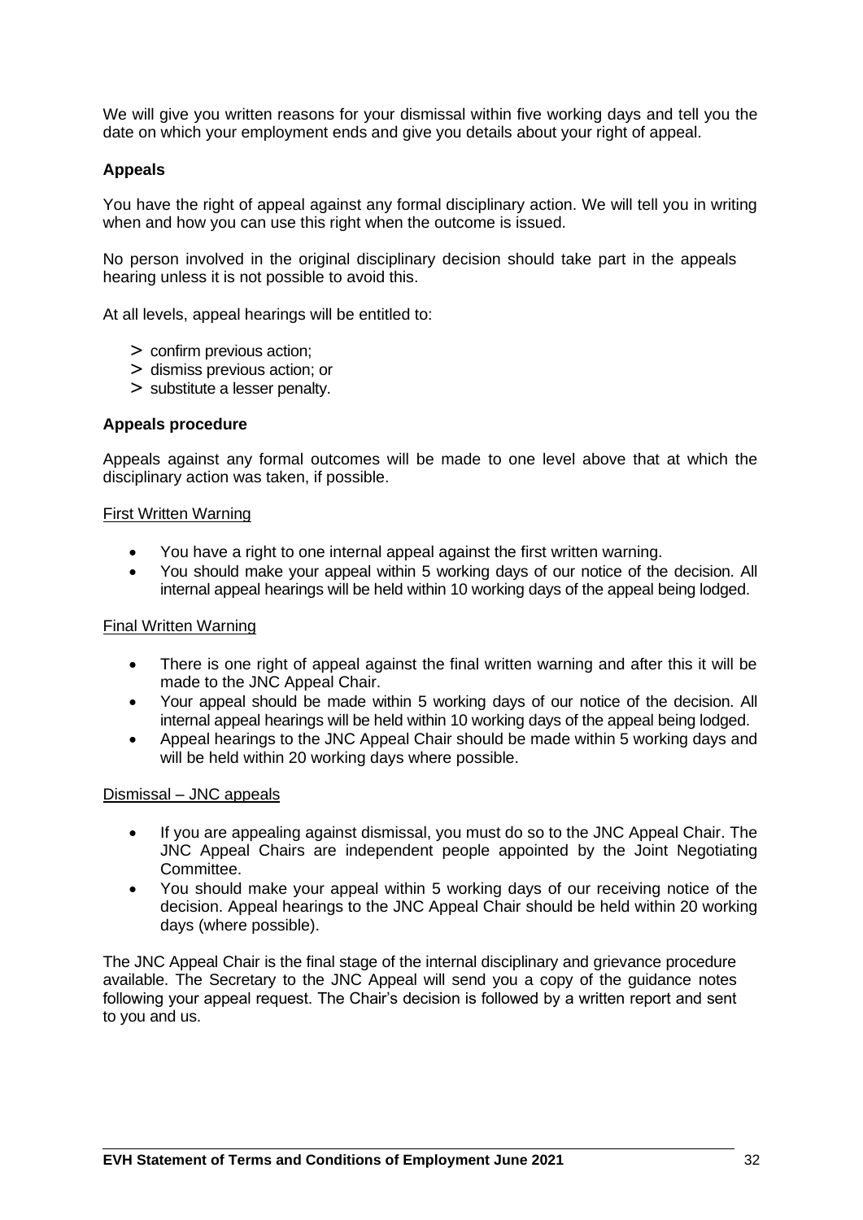We will give you written reasons for your dismissal within five working days and tell you the date on which your employment ends and give you details about your right of appeal.

**Appeals**

You have the right of appeal against any formal disciplinary action. We will tell you in writing when and how you can use this right when the outcome is issued.

No person involved in the original disciplinary decision should take part in the appeals hearing unless it is not possible to avoid this.

At all levels, appeal hearings will be entitled to:

> confirm previous action;
> dismiss previous action; or
> substitute a lesser penalty.

**Appeals procedure**

Appeals against any formal outcomes will be made to one level above that at which the disciplinary action was taken, if possible.

<u>First Written Warning</u>

- You have a right to one internal appeal against the first written warning.
- You should make your appeal within 5 working days of our notice of the decision. All internal appeal hearings will be held within 10 working days of the appeal being lodged.

<u>Final Written Warning</u>

- There is one right of appeal against the final written warning and after this it will be made to the JNC Appeal Chair.
- Your appeal should be made within 5 working days of our notice of the decision. All internal appeal hearings will be held within 10 working days of the appeal being lodged.
- Appeal hearings to the JNC Appeal Chair should be made within 5 working days and will be held within 20 working days where possible.

<u>Dismissal – JNC appeals</u>

- If you are appealing against dismissal, you must do so to the JNC Appeal Chair. The JNC Appeal Chairs are independent people appointed by the Joint Negotiating Committee.
- You should make your appeal within 5 working days of our receiving notice of the decision. Appeal hearings to the JNC Appeal Chair should be held within 20 working days (where possible).

The JNC Appeal Chair is the final stage of the internal disciplinary and grievance procedure available. The Secretary to the JNC Appeal will send you a copy of the guidance notes following your appeal request. The Chair's decision is followed by a written report and sent to you and us.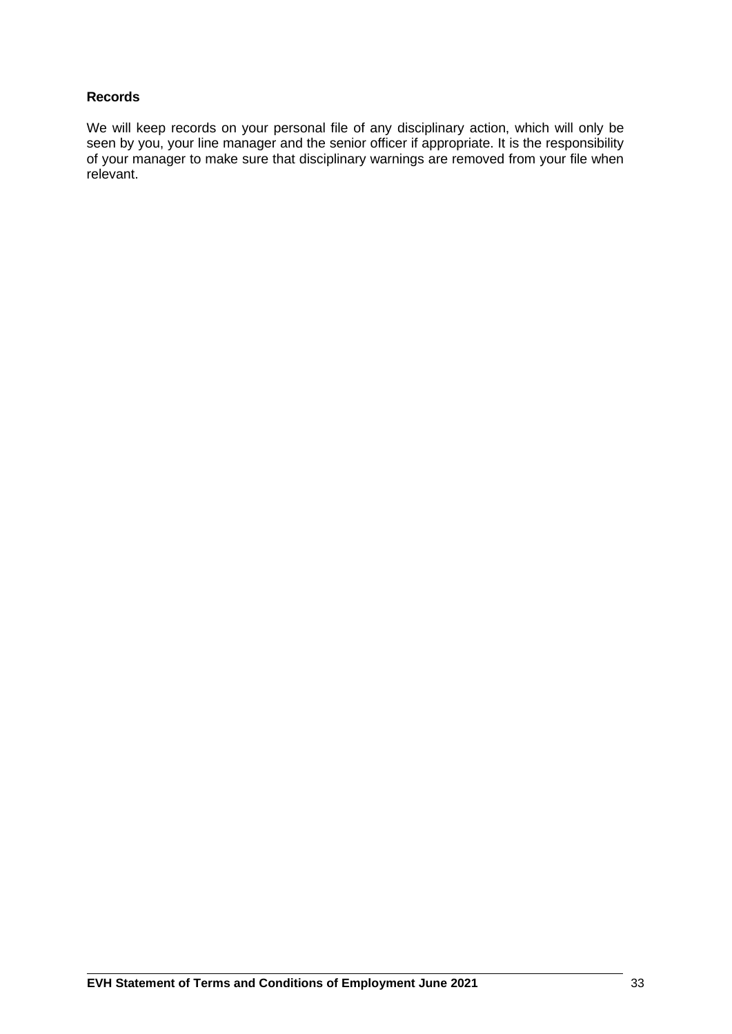**Records**

We will keep records on your personal file of any disciplinary action, which will only be seen by you, your line manager and the senior officer if appropriate. It is the responsibility of your manager to make sure that disciplinary warnings are removed from your file when relevant.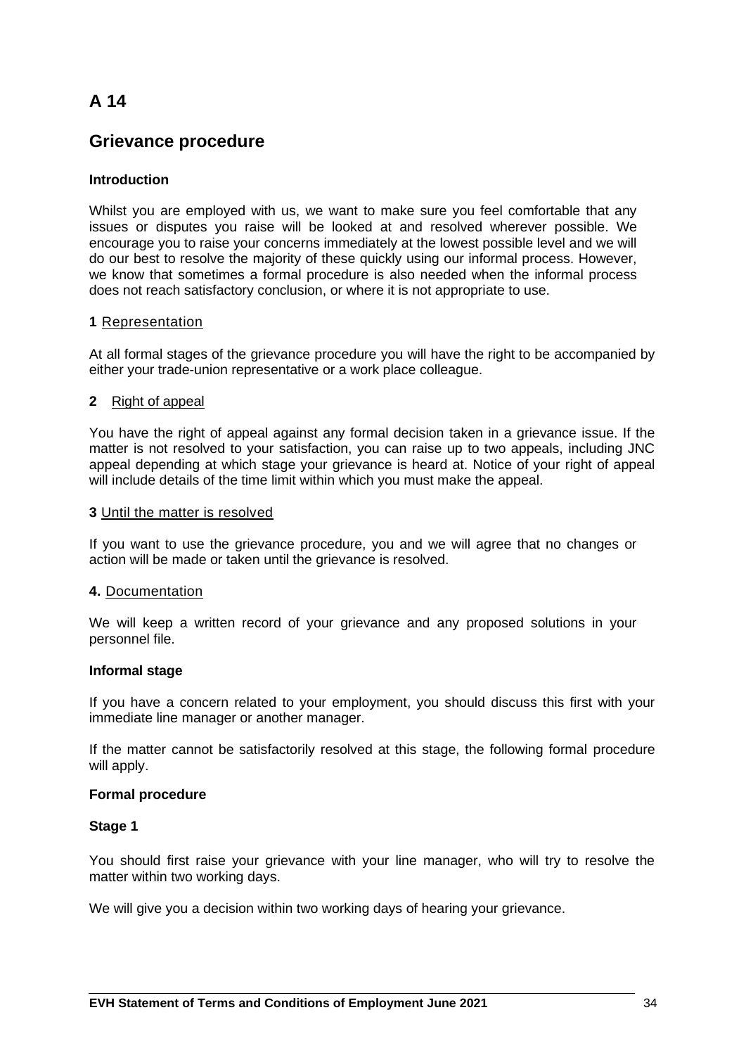# A 14

## Grievance procedure

**Introduction**

Whilst you are employed with us, we want to make sure you feel comfortable that any issues or disputes you raise will be looked at and resolved wherever possible. We encourage you to raise your concerns immediately at the lowest possible level and we will do our best to resolve the majority of these quickly using our informal process. However, we know that sometimes a formal procedure is also needed when the informal process does not reach satisfactory conclusion, or where it is not appropriate to use.

**1** Representation

At all formal stages of the grievance procedure you will have the right to be accompanied by either your trade-union representative or a work place colleague.

**2** Right of appeal

You have the right of appeal against any formal decision taken in a grievance issue. If the matter is not resolved to your satisfaction, you can raise up to two appeals, including JNC appeal depending at which stage your grievance is heard at. Notice of your right of appeal will include details of the time limit within which you must make the appeal.

**3** Until the matter is resolved

If you want to use the grievance procedure, you and we will agree that no changes or action will be made or taken until the grievance is resolved.

**4.** Documentation

We will keep a written record of your grievance and any proposed solutions in your personnel file.

**Informal stage**

If you have a concern related to your employment, you should discuss this first with your immediate line manager or another manager.

If the matter cannot be satisfactorily resolved at this stage, the following formal procedure will apply.

**Formal procedure**

**Stage 1**

You should first raise your grievance with your line manager, who will try to resolve the matter within two working days.

We will give you a decision within two working days of hearing your grievance.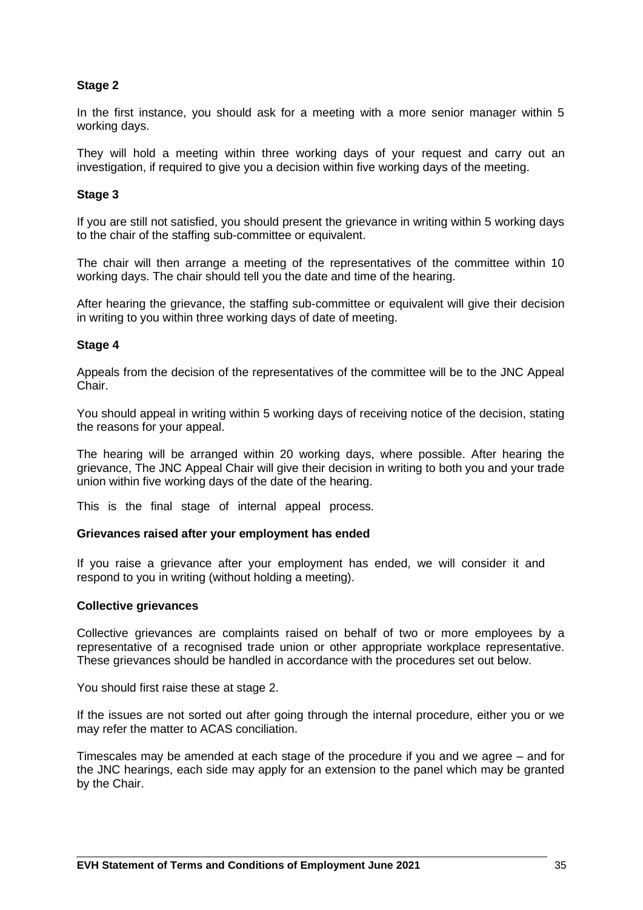### Stage 2

In the first instance, you should ask for a meeting with a more senior manager within 5 working days.

They will hold a meeting within three working days of your request and carry out an investigation, if required to give you a decision within five working days of the meeting.

### Stage 3

If you are still not satisfied, you should present the grievance in writing within 5 working days to the chair of the staffing sub-committee or equivalent.

The chair will then arrange a meeting of the representatives of the committee within 10 working days. The chair should tell you the date and time of the hearing.

After hearing the grievance, the staffing sub-committee or equivalent will give their decision in writing to you within three working days of date of meeting.

### Stage 4

Appeals from the decision of the representatives of the committee will be to the JNC Appeal Chair.

You should appeal in writing within 5 working days of receiving notice of the decision, stating the reasons for your appeal.

The hearing will be arranged within 20 working days, where possible. After hearing the grievance, The JNC Appeal Chair will give their decision in writing to both you and your trade union within five working days of the date of the hearing.

This is the final stage of internal appeal process.

### Grievances raised after your employment has ended

If you raise a grievance after your employment has ended, we will consider it and respond to you in writing (without holding a meeting).

### Collective grievances

Collective grievances are complaints raised on behalf of two or more employees by a representative of a recognised trade union or other appropriate workplace representative. These grievances should be handled in accordance with the procedures set out below.

You should first raise these at stage 2.

If the issues are not sorted out after going through the internal procedure, either you or we may refer the matter to ACAS conciliation.

Timescales may be amended at each stage of the procedure if you and we agree – and for the JNC hearings, each side may apply for an extension to the panel which may be granted by the Chair.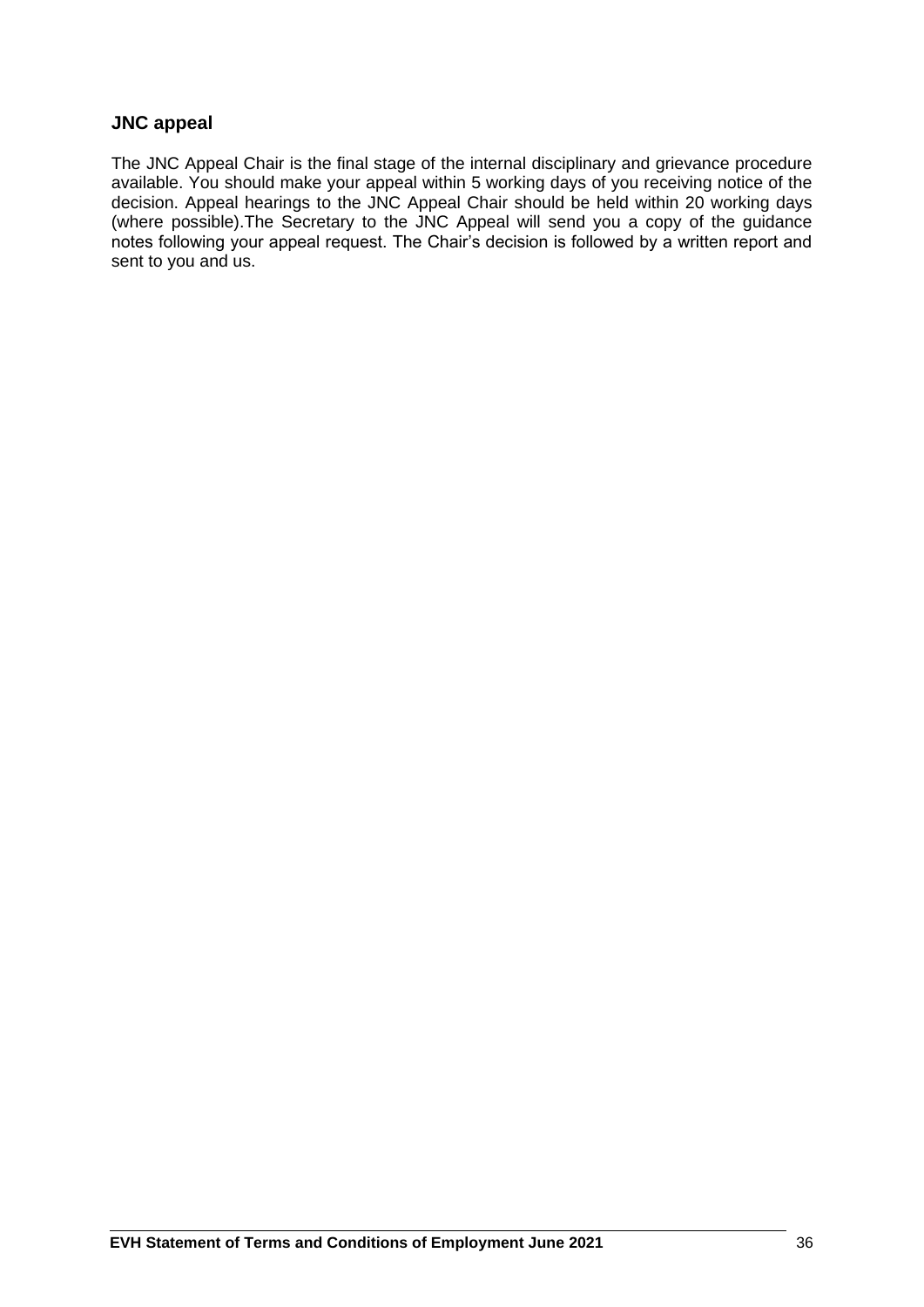### JNC appeal

The JNC Appeal Chair is the final stage of the internal disciplinary and grievance procedure available. You should make your appeal within 5 working days of you receiving notice of the decision. Appeal hearings to the JNC Appeal Chair should be held within 20 working days (where possible).The Secretary to the JNC Appeal will send you a copy of the guidance notes following your appeal request. The Chair's decision is followed by a written report and sent to you and us.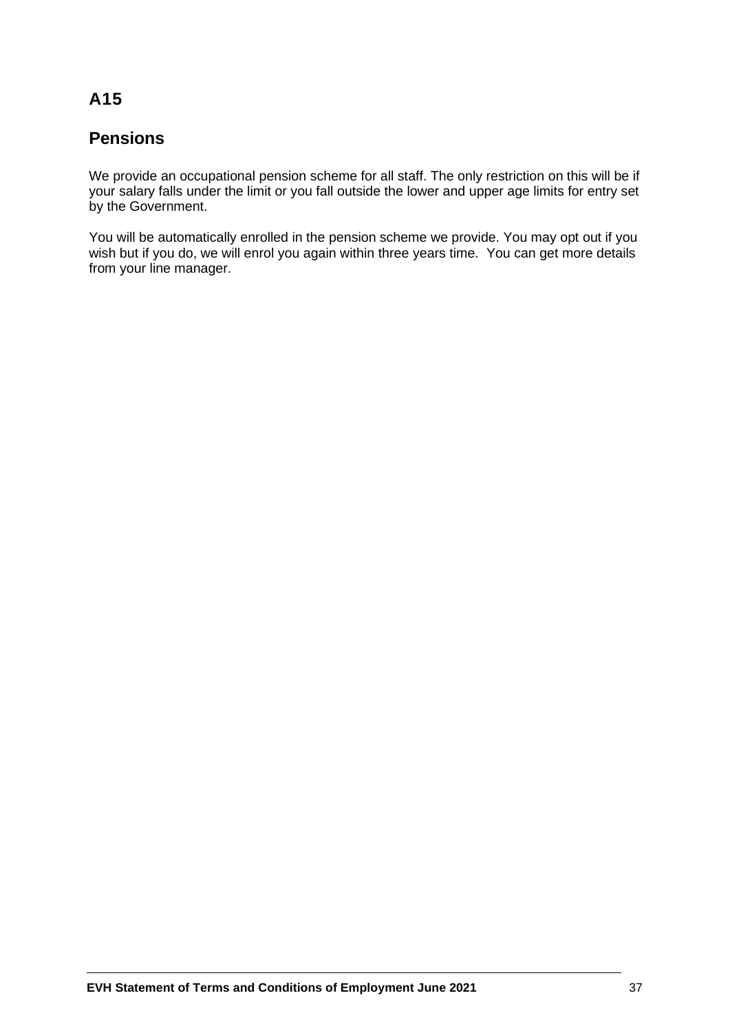## A15

## Pensions

We provide an occupational pension scheme for all staff. The only restriction on this will be if your salary falls under the limit or you fall outside the lower and upper age limits for entry set by the Government.

You will be automatically enrolled in the pension scheme we provide. You may opt out if you wish but if you do, we will enrol you again within three years time. You can get more details from your line manager.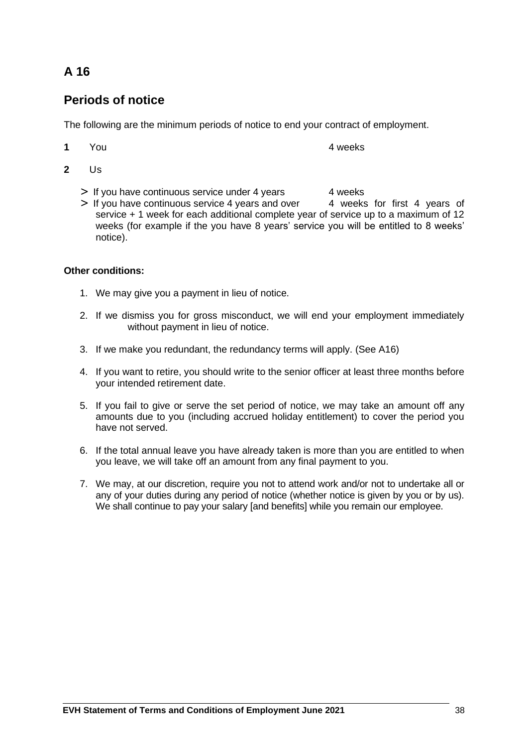## A 16

## Periods of notice

The following are the minimum periods of notice to end your contract of employment.

**1** You 4 weeks

**2** Us

- > If you have continuous service under 4 years 4 weeks
- > If you have continuous service 4 years and over 4 weeks for first 4 years of service + 1 week for each additional complete year of service up to a maximum of 12 weeks (for example if the you have 8 years' service you will be entitled to 8 weeks' notice).

**Other conditions:**

1. We may give you a payment in lieu of notice.
2. If we dismiss you for gross misconduct, we will end your employment immediately without payment in lieu of notice.
3. If we make you redundant, the redundancy terms will apply. (See A16)
4. If you want to retire, you should write to the senior officer at least three months before your intended retirement date.
5. If you fail to give or serve the set period of notice, we may take an amount off any amounts due to you (including accrued holiday entitlement) to cover the period you have not served.
6. If the total annual leave you have already taken is more than you are entitled to when you leave, we will take off an amount from any final payment to you.
7. We may, at our discretion, require you not to attend work and/or not to undertake all or any of your duties during any period of notice (whether notice is given by you or by us). We shall continue to pay your salary [and benefits] while you remain our employee.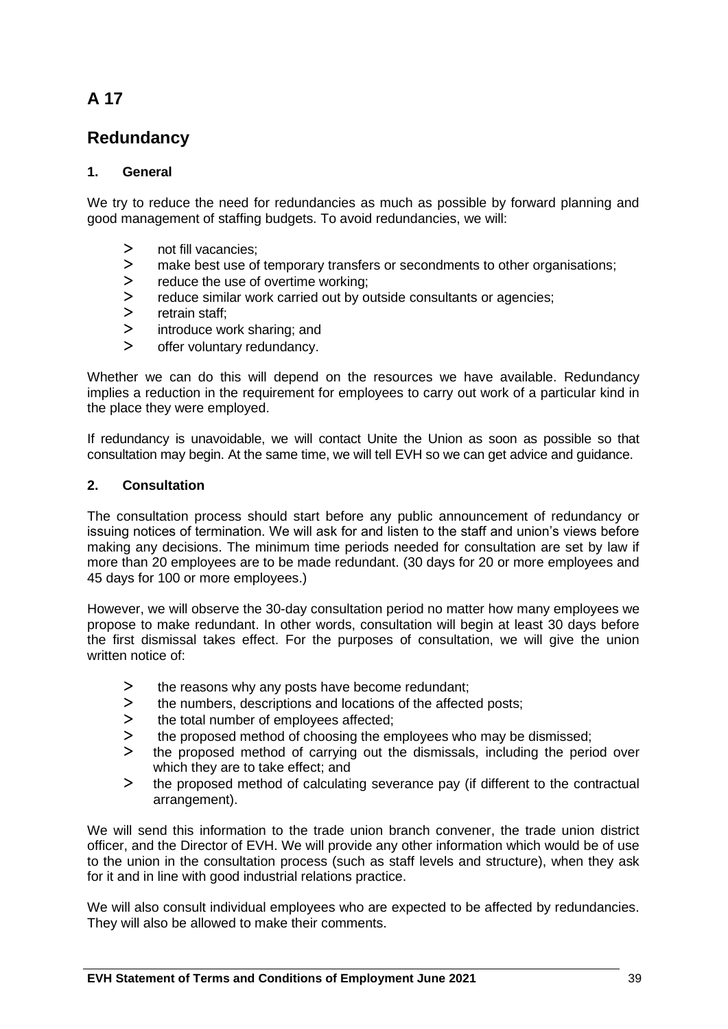# A 17

# Redundancy

### 1. General

We try to reduce the need for redundancies as much as possible by forward planning and good management of staffing budgets. To avoid redundancies, we will:

- not fill vacancies;
- make best use of temporary transfers or secondments to other organisations;
- reduce the use of overtime working;
- reduce similar work carried out by outside consultants or agencies;
- retrain staff;
- introduce work sharing; and
- offer voluntary redundancy.

Whether we can do this will depend on the resources we have available. Redundancy implies a reduction in the requirement for employees to carry out work of a particular kind in the place they were employed.

If redundancy is unavoidable, we will contact Unite the Union as soon as possible so that consultation may begin. At the same time, we will tell EVH so we can get advice and guidance.

### 2. Consultation

The consultation process should start before any public announcement of redundancy or issuing notices of termination. We will ask for and listen to the staff and union's views before making any decisions. The minimum time periods needed for consultation are set by law if more than 20 employees are to be made redundant. (30 days for 20 or more employees and 45 days for 100 or more employees.)

However, we will observe the 30-day consultation period no matter how many employees we propose to make redundant. In other words, consultation will begin at least 30 days before the first dismissal takes effect. For the purposes of consultation, we will give the union written notice of:

- the reasons why any posts have become redundant;
- the numbers, descriptions and locations of the affected posts;
- the total number of employees affected;
- the proposed method of choosing the employees who may be dismissed;
- the proposed method of carrying out the dismissals, including the period over which they are to take effect; and
- the proposed method of calculating severance pay (if different to the contractual arrangement).

We will send this information to the trade union branch convener, the trade union district officer, and the Director of EVH. We will provide any other information which would be of use to the union in the consultation process (such as staff levels and structure), when they ask for it and in line with good industrial relations practice.

We will also consult individual employees who are expected to be affected by redundancies. They will also be allowed to make their comments.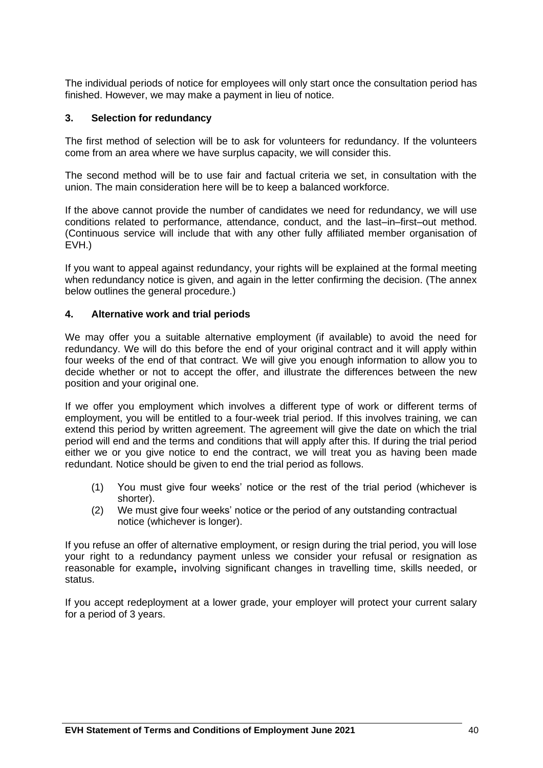The individual periods of notice for employees will only start once the consultation period has finished. However, we may make a payment in lieu of notice.

## 3. Selection for redundancy

The first method of selection will be to ask for volunteers for redundancy. If the volunteers come from an area where we have surplus capacity, we will consider this.

The second method will be to use fair and factual criteria we set, in consultation with the union. The main consideration here will be to keep a balanced workforce.

If the above cannot provide the number of candidates we need for redundancy, we will use conditions related to performance, attendance, conduct, and the last–in–first–out method. (Continuous service will include that with any other fully affiliated member organisation of EVH.)

If you want to appeal against redundancy, your rights will be explained at the formal meeting when redundancy notice is given, and again in the letter confirming the decision. (The annex below outlines the general procedure.)

## 4. Alternative work and trial periods

We may offer you a suitable alternative employment (if available) to avoid the need for redundancy. We will do this before the end of your original contract and it will apply within four weeks of the end of that contract. We will give you enough information to allow you to decide whether or not to accept the offer, and illustrate the differences between the new position and your original one.

If we offer you employment which involves a different type of work or different terms of employment, you will be entitled to a four-week trial period. If this involves training, we can extend this period by written agreement. The agreement will give the date on which the trial period will end and the terms and conditions that will apply after this. If during the trial period either we or you give notice to end the contract, we will treat you as having been made redundant. Notice should be given to end the trial period as follows.

(1) You must give four weeks' notice or the rest of the trial period (whichever is shorter).

(2) We must give four weeks' notice or the period of any outstanding contractual notice (whichever is longer).

If you refuse an offer of alternative employment, or resign during the trial period, you will lose your right to a redundancy payment unless we consider your refusal or resignation as reasonable for example**,** involving significant changes in travelling time, skills needed, or status.

If you accept redeployment at a lower grade, your employer will protect your current salary for a period of 3 years.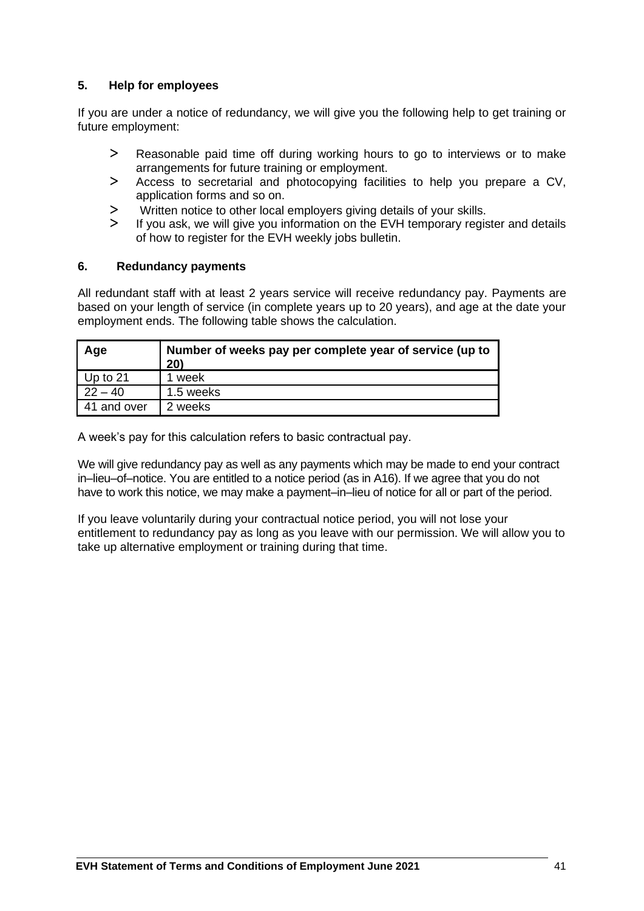## 5. Help for employees

If you are under a notice of redundancy, we will give you the following help to get training or future employment:

- Reasonable paid time off during working hours to go to interviews or to make arrangements for future training or employment.
- Access to secretarial and photocopying facilities to help you prepare a CV, application forms and so on.
- Written notice to other local employers giving details of your skills.
- If you ask, we will give you information on the EVH temporary register and details of how to register for the EVH weekly jobs bulletin.

## 6. Redundancy payments

All redundant staff with at least 2 years service will receive redundancy pay. Payments are based on your length of service (in complete years up to 20 years), and age at the date your employment ends. The following table shows the calculation.

| Age | Number of weeks pay per complete year of service (up to 20) |
| --- | --- |
| Up to 21 | 1 week |
| 22 – 40 | 1.5 weeks |
| 41 and over | 2 weeks |

A week's pay for this calculation refers to basic contractual pay.

We will give redundancy pay as well as any payments which may be made to end your contract in–lieu–of–notice. You are entitled to a notice period (as in A16). If we agree that you do not have to work this notice, we may make a payment–in–lieu of notice for all or part of the period.

If you leave voluntarily during your contractual notice period, you will not lose your entitlement to redundancy pay as long as you leave with our permission. We will allow you to take up alternative employment or training during that time.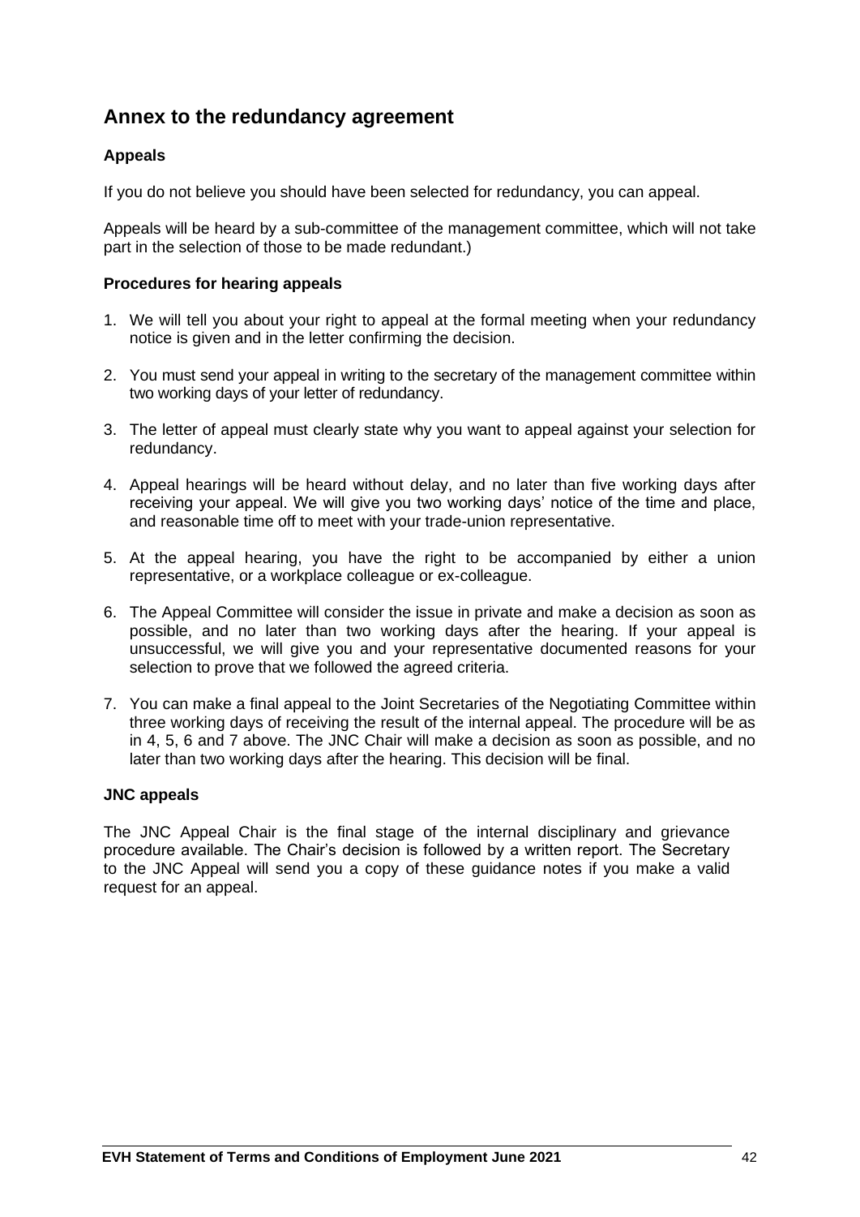## Annex to the redundancy agreement

### Appeals

If you do not believe you should have been selected for redundancy, you can appeal.

Appeals will be heard by a sub-committee of the management committee, which will not take part in the selection of those to be made redundant.)

### Procedures for hearing appeals

1. We will tell you about your right to appeal at the formal meeting when your redundancy notice is given and in the letter confirming the decision.
2. You must send your appeal in writing to the secretary of the management committee within two working days of your letter of redundancy.
3. The letter of appeal must clearly state why you want to appeal against your selection for redundancy.
4. Appeal hearings will be heard without delay, and no later than five working days after receiving your appeal. We will give you two working days' notice of the time and place, and reasonable time off to meet with your trade-union representative.
5. At the appeal hearing, you have the right to be accompanied by either a union representative, or a workplace colleague or ex-colleague.
6. The Appeal Committee will consider the issue in private and make a decision as soon as possible, and no later than two working days after the hearing. If your appeal is unsuccessful, we will give you and your representative documented reasons for your selection to prove that we followed the agreed criteria.
7. You can make a final appeal to the Joint Secretaries of the Negotiating Committee within three working days of receiving the result of the internal appeal. The procedure will be as in 4, 5, 6 and 7 above. The JNC Chair will make a decision as soon as possible, and no later than two working days after the hearing. This decision will be final.

### JNC appeals

The JNC Appeal Chair is the final stage of the internal disciplinary and grievance procedure available. The Chair's decision is followed by a written report. The Secretary to the JNC Appeal will send you a copy of these guidance notes if you make a valid request for an appeal.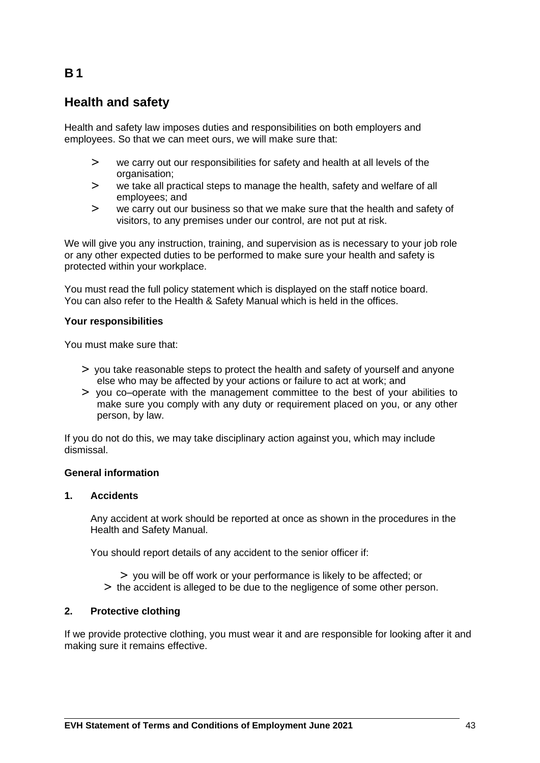# B 1

## Health and safety

Health and safety law imposes duties and responsibilities on both employers and employees. So that we can meet ours, we will make sure that:

> we carry out our responsibilities for safety and health at all levels of the organisation;

> we take all practical steps to manage the health, safety and welfare of all employees; and

> we carry out our business so that we make sure that the health and safety of visitors, to any premises under our control, are not put at risk.

We will give you any instruction, training, and supervision as is necessary to your job role or any other expected duties to be performed to make sure your health and safety is protected within your workplace.

You must read the full policy statement which is displayed on the staff notice board. You can also refer to the Health & Safety Manual which is held in the offices.

**Your responsibilities**

You must make sure that:

> you take reasonable steps to protect the health and safety of yourself and anyone else who may be affected by your actions or failure to act at work; and

> you co–operate with the management committee to the best of your abilities to make sure you comply with any duty or requirement placed on you, or any other person, by law.

If you do not do this, we may take disciplinary action against you, which may include dismissal.

**General information**

**1. Accidents**

Any accident at work should be reported at once as shown in the procedures in the Health and Safety Manual.

You should report details of any accident to the senior officer if:

> you will be off work or your performance is likely to be affected; or

> the accident is alleged to be due to the negligence of some other person.

**2. Protective clothing**

If we provide protective clothing, you must wear it and are responsible for looking after it and making sure it remains effective.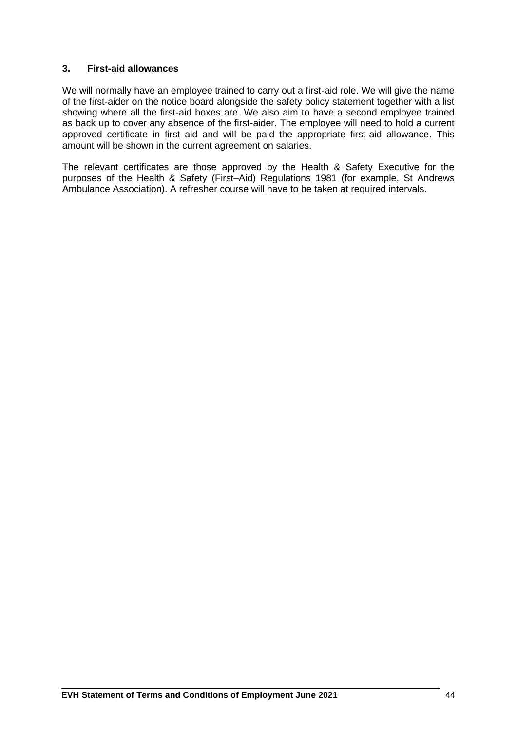### 3. First-aid allowances

We will normally have an employee trained to carry out a first-aid role. We will give the name of the first-aider on the notice board alongside the safety policy statement together with a list showing where all the first-aid boxes are. We also aim to have a second employee trained as back up to cover any absence of the first-aider. The employee will need to hold a current approved certificate in first aid and will be paid the appropriate first-aid allowance. This amount will be shown in the current agreement on salaries.

The relevant certificates are those approved by the Health & Safety Executive for the purposes of the Health & Safety (First–Aid) Regulations 1981 (for example, St Andrews Ambulance Association). A refresher course will have to be taken at required intervals.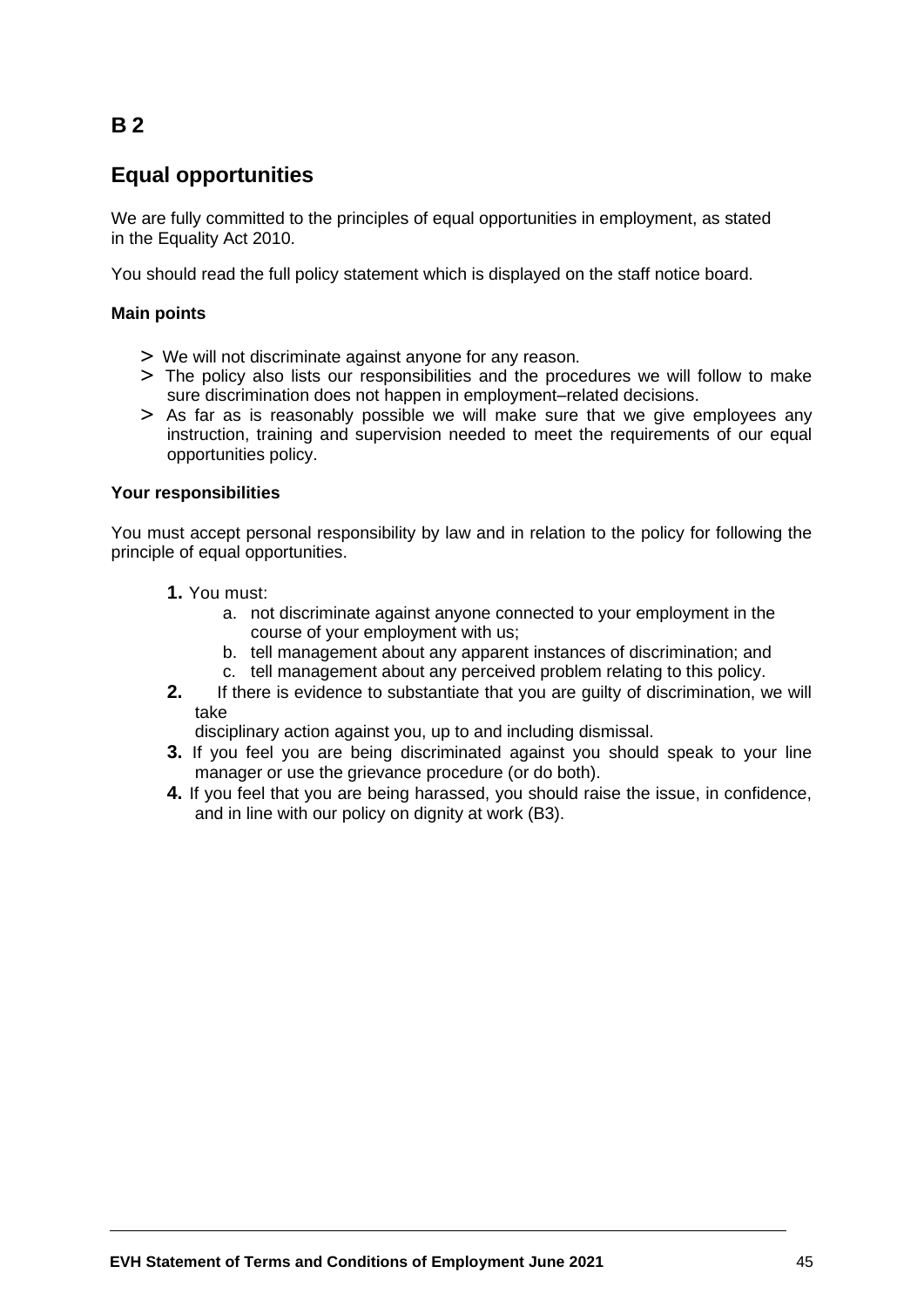## B 2

# Equal opportunities

We are fully committed to the principles of equal opportunities in employment, as stated in the Equality Act 2010.

You should read the full policy statement which is displayed on the staff notice board.

**Main points**

- We will not discriminate against anyone for any reason.
- The policy also lists our responsibilities and the procedures we will follow to make sure discrimination does not happen in employment–related decisions.
- As far as is reasonably possible we will make sure that we give employees any instruction, training and supervision needed to meet the requirements of our equal opportunities policy.

**Your responsibilities**

You must accept personal responsibility by law and in relation to the policy for following the principle of equal opportunities.

1. You must:
   a. not discriminate against anyone connected to your employment in the course of your employment with us;
   b. tell management about any apparent instances of discrimination; and
   c. tell management about any perceived problem relating to this policy.
2. If there is evidence to substantiate that you are guilty of discrimination, we will take disciplinary action against you, up to and including dismissal.
3. If you feel you are being discriminated against you should speak to your line manager or use the grievance procedure (or do both).
4. If you feel that you are being harassed, you should raise the issue, in confidence, and in line with our policy on dignity at work (B3).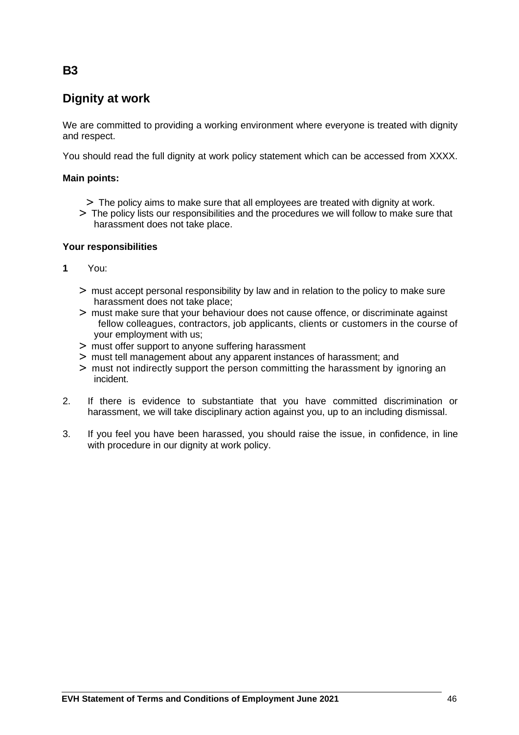# B3

## Dignity at work

We are committed to providing a working environment where everyone is treated with dignity and respect.

You should read the full dignity at work policy statement which can be accessed from XXXX.

**Main points:**

- The policy aims to make sure that all employees are treated with dignity at work.
- The policy lists our responsibilities and the procedures we will follow to make sure that harassment does not take place.

**Your responsibilities**

**1** You:

- must accept personal responsibility by law and in relation to the policy to make sure harassment does not take place;
- must make sure that your behaviour does not cause offence, or discriminate against fellow colleagues, contractors, job applicants, clients or customers in the course of your employment with us;
- must offer support to anyone suffering harassment
- must tell management about any apparent instances of harassment; and
- must not indirectly support the person committing the harassment by ignoring an incident.

2. If there is evidence to substantiate that you have committed discrimination or harassment, we will take disciplinary action against you, up to an including dismissal.

3. If you feel you have been harassed, you should raise the issue, in confidence, in line with procedure in our dignity at work policy.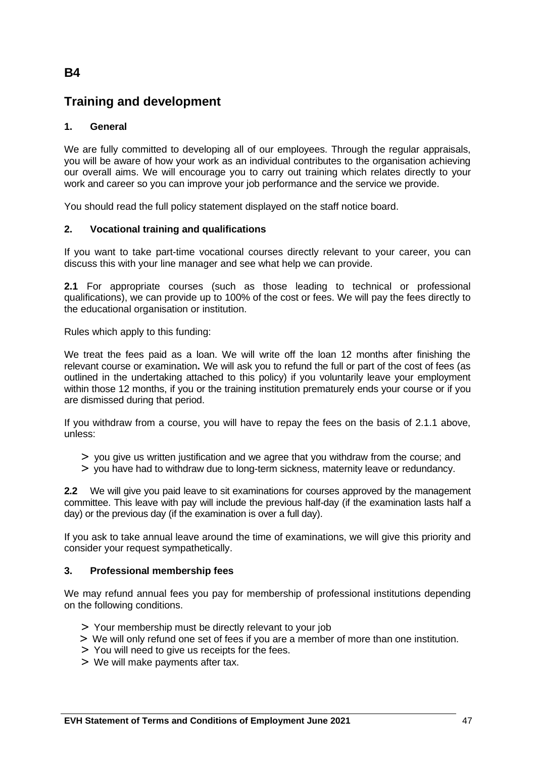# B4

## Training and development

### 1. General

We are fully committed to developing all of our employees. Through the regular appraisals, you will be aware of how your work as an individual contributes to the organisation achieving our overall aims. We will encourage you to carry out training which relates directly to your work and career so you can improve your job performance and the service we provide.

You should read the full policy statement displayed on the staff notice board.

### 2. Vocational training and qualifications

If you want to take part-time vocational courses directly relevant to your career, you can discuss this with your line manager and see what help we can provide.

**2.1** For appropriate courses (such as those leading to technical or professional qualifications), we can provide up to 100% of the cost or fees. We will pay the fees directly to the educational organisation or institution.

Rules which apply to this funding:

We treat the fees paid as a loan. We will write off the loan 12 months after finishing the relevant course or examination**.** We will ask you to refund the full or part of the cost of fees (as outlined in the undertaking attached to this policy) if you voluntarily leave your employment within those 12 months, if you or the training institution prematurely ends your course or if you are dismissed during that period.

If you withdraw from a course, you will have to repay the fees on the basis of 2.1.1 above, unless:

- you give us written justification and we agree that you withdraw from the course; and
- you have had to withdraw due to long-term sickness, maternity leave or redundancy.

**2.2** We will give you paid leave to sit examinations for courses approved by the management committee. This leave with pay will include the previous half-day (if the examination lasts half a day) or the previous day (if the examination is over a full day).

If you ask to take annual leave around the time of examinations, we will give this priority and consider your request sympathetically.

### 3. Professional membership fees

We may refund annual fees you pay for membership of professional institutions depending on the following conditions.

- Your membership must be directly relevant to your job
- We will only refund one set of fees if you are a member of more than one institution.
- You will need to give us receipts for the fees.
- We will make payments after tax.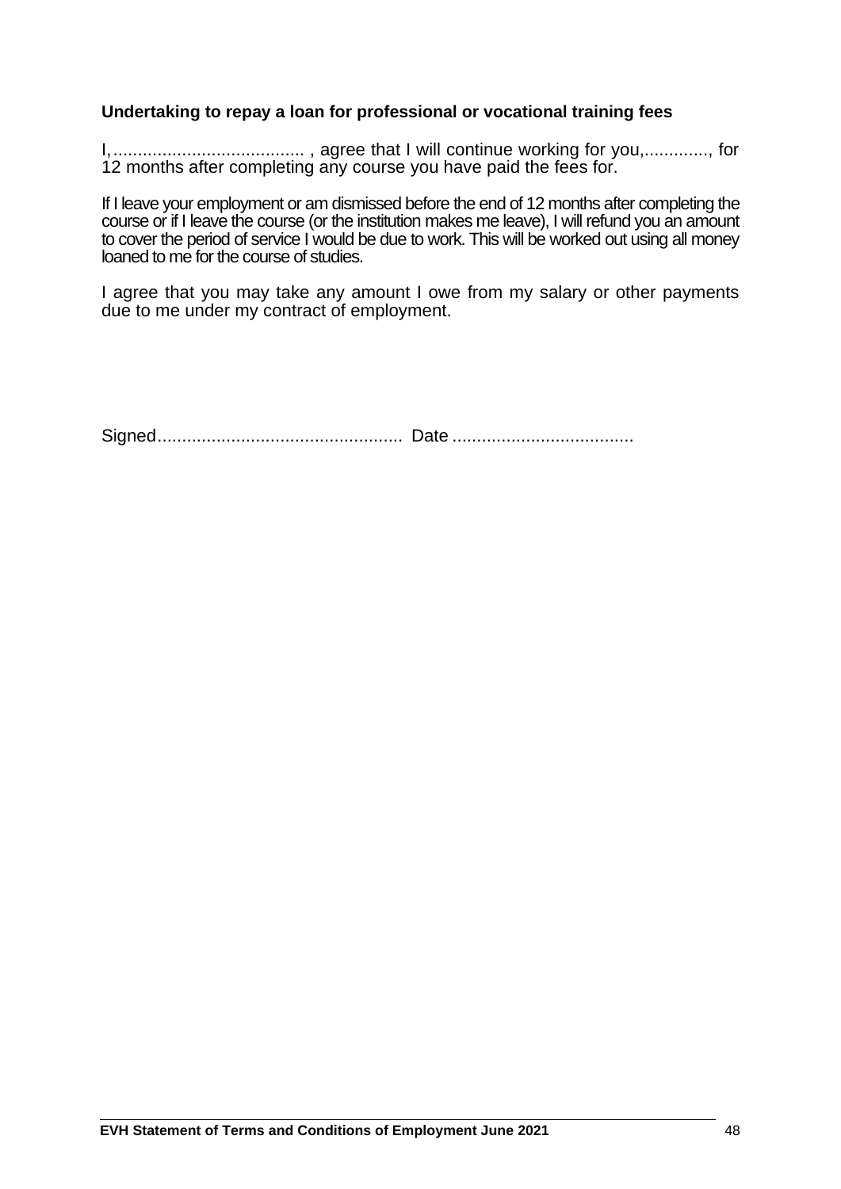**Undertaking to repay a loan for professional or vocational training fees**

I,....................................... , agree that I will continue working for you,............., for 12 months after completing any course you have paid the fees for.

If I leave your employment or am dismissed before the end of 12 months after completing the course or if I leave the course (or the institution makes me leave), I will refund you an amount to cover the period of service I would be due to work. This will be worked out using all money loaned to me for the course of studies.

I agree that you may take any amount I owe from my salary or other payments due to me under my contract of employment.

Signed.................................................. Date .....................................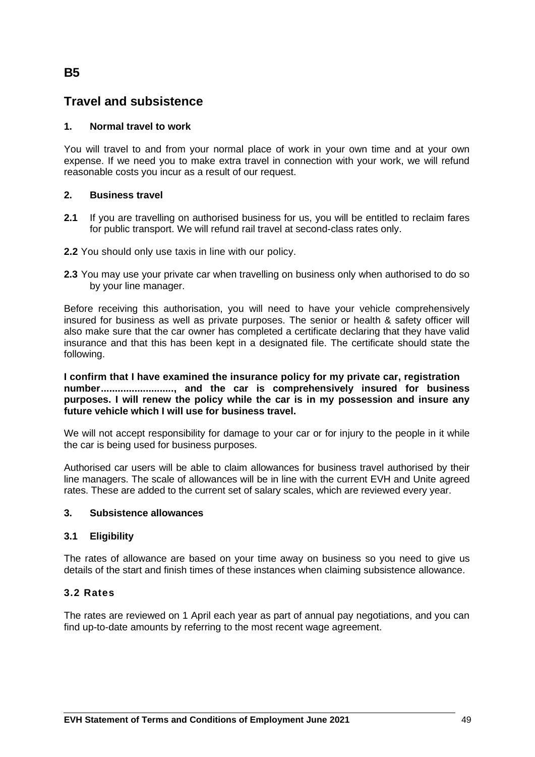# B5

## Travel and subsistence

### 1. Normal travel to work

You will travel to and from your normal place of work in your own time and at your own expense. If we need you to make extra travel in connection with your work, we will refund reasonable costs you incur as a result of our request.

### 2. Business travel

**2.1** If you are travelling on authorised business for us, you will be entitled to reclaim fares for public transport. We will refund rail travel at second-class rates only.

**2.2** You should only use taxis in line with our policy.

**2.3** You may use your private car when travelling on business only when authorised to do so by your line manager.

Before receiving this authorisation, you will need to have your vehicle comprehensively insured for business as well as private purposes. The senior or health & safety officer will also make sure that the car owner has completed a certificate declaring that they have valid insurance and that this has been kept in a designated file. The certificate should state the following.

**I confirm that I have examined the insurance policy for my private car, registration number.........................., and the car is comprehensively insured for business purposes. I will renew the policy while the car is in my possession and insure any future vehicle which I will use for business travel.**

We will not accept responsibility for damage to your car or for injury to the people in it while the car is being used for business purposes.

Authorised car users will be able to claim allowances for business travel authorised by their line managers. The scale of allowances will be in line with the current EVH and Unite agreed rates. These are added to the current set of salary scales, which are reviewed every year.

### 3. Subsistence allowances

#### 3.1 Eligibility

The rates of allowance are based on your time away on business so you need to give us details of the start and finish times of these instances when claiming subsistence allowance.

#### 3.2 Rates

The rates are reviewed on 1 April each year as part of annual pay negotiations, and you can find up-to-date amounts by referring to the most recent wage agreement.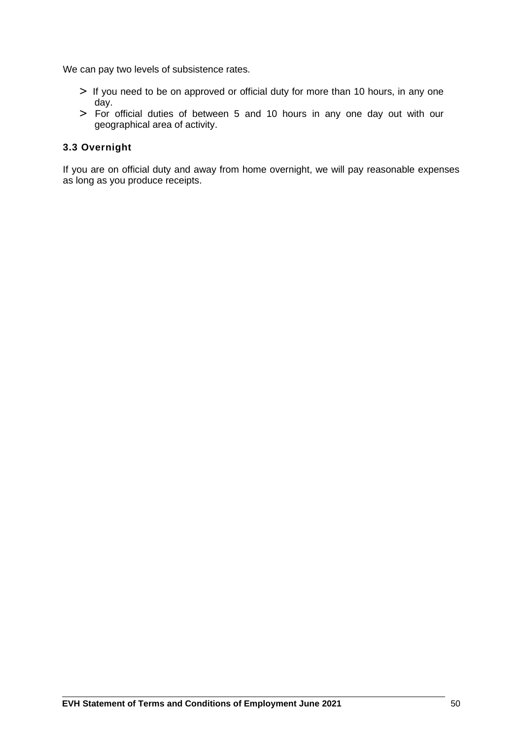We can pay two levels of subsistence rates.

- If you need to be on approved or official duty for more than 10 hours, in any one day.
- For official duties of between 5 and 10 hours in any one day out with our geographical area of activity.

### 3.3 Overnight

If you are on official duty and away from home overnight, we will pay reasonable expenses as long as you produce receipts.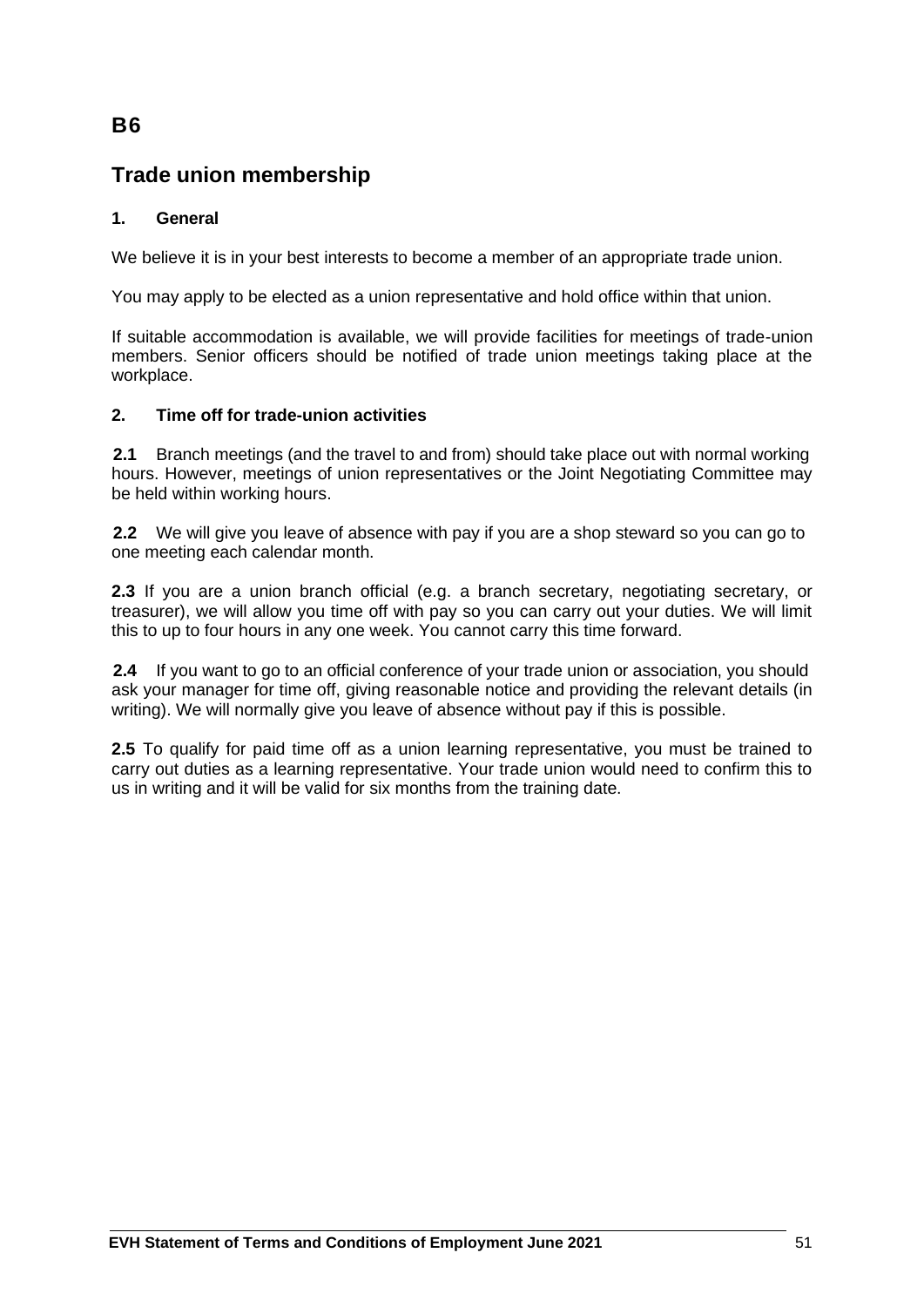# B6

## Trade union membership

### 1. General

We believe it is in your best interests to become a member of an appropriate trade union.

You may apply to be elected as a union representative and hold office within that union.

If suitable accommodation is available, we will provide facilities for meetings of trade-union members. Senior officers should be notified of trade union meetings taking place at the workplace.

### 2. Time off for trade-union activities

**2.1** Branch meetings (and the travel to and from) should take place out with normal working hours. However, meetings of union representatives or the Joint Negotiating Committee may be held within working hours.

**2.2** We will give you leave of absence with pay if you are a shop steward so you can go to one meeting each calendar month.

**2.3** If you are a union branch official (e.g. a branch secretary, negotiating secretary, or treasurer), we will allow you time off with pay so you can carry out your duties. We will limit this to up to four hours in any one week. You cannot carry this time forward.

**2.4** If you want to go to an official conference of your trade union or association, you should ask your manager for time off, giving reasonable notice and providing the relevant details (in writing). We will normally give you leave of absence without pay if this is possible.

**2.5** To qualify for paid time off as a union learning representative, you must be trained to carry out duties as a learning representative. Your trade union would need to confirm this to us in writing and it will be valid for six months from the training date.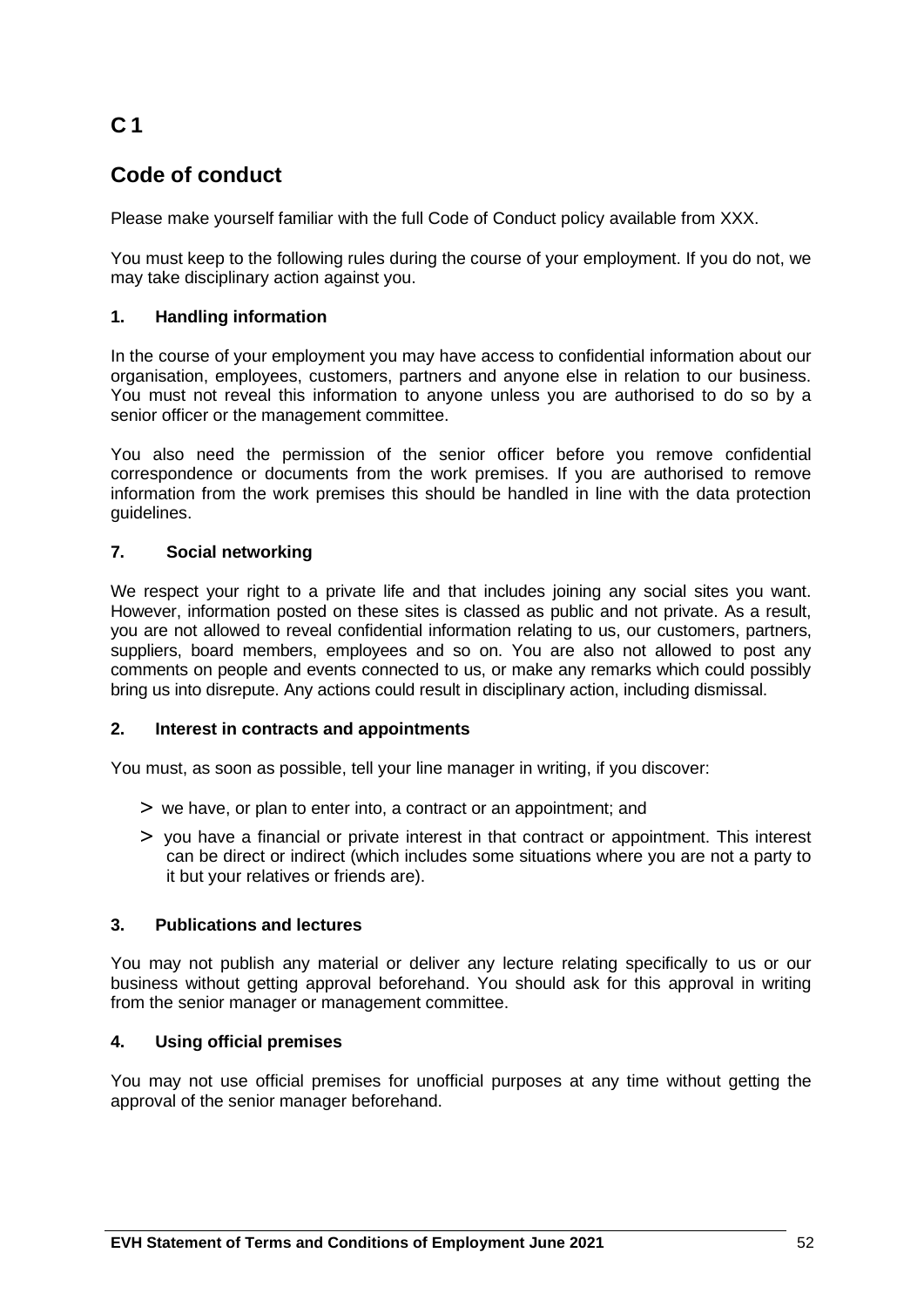# C 1

## Code of conduct

Please make yourself familiar with the full Code of Conduct policy available from XXX.

You must keep to the following rules during the course of your employment. If you do not, we may take disciplinary action against you.

### 1. Handling information

In the course of your employment you may have access to confidential information about our organisation, employees, customers, partners and anyone else in relation to our business. You must not reveal this information to anyone unless you are authorised to do so by a senior officer or the management committee.

You also need the permission of the senior officer before you remove confidential correspondence or documents from the work premises. If you are authorised to remove information from the work premises this should be handled in line with the data protection guidelines.

### 7. Social networking

We respect your right to a private life and that includes joining any social sites you want. However, information posted on these sites is classed as public and not private. As a result, you are not allowed to reveal confidential information relating to us, our customers, partners, suppliers, board members, employees and so on. You are also not allowed to post any comments on people and events connected to us, or make any remarks which could possibly bring us into disrepute. Any actions could result in disciplinary action, including dismissal.

### 2. Interest in contracts and appointments

You must, as soon as possible, tell your line manager in writing, if you discover:

- we have, or plan to enter into, a contract or an appointment; and
- you have a financial or private interest in that contract or appointment. This interest can be direct or indirect (which includes some situations where you are not a party to it but your relatives or friends are).

### 3. Publications and lectures

You may not publish any material or deliver any lecture relating specifically to us or our business without getting approval beforehand. You should ask for this approval in writing from the senior manager or management committee.

### 4. Using official premises

You may not use official premises for unofficial purposes at any time without getting the approval of the senior manager beforehand.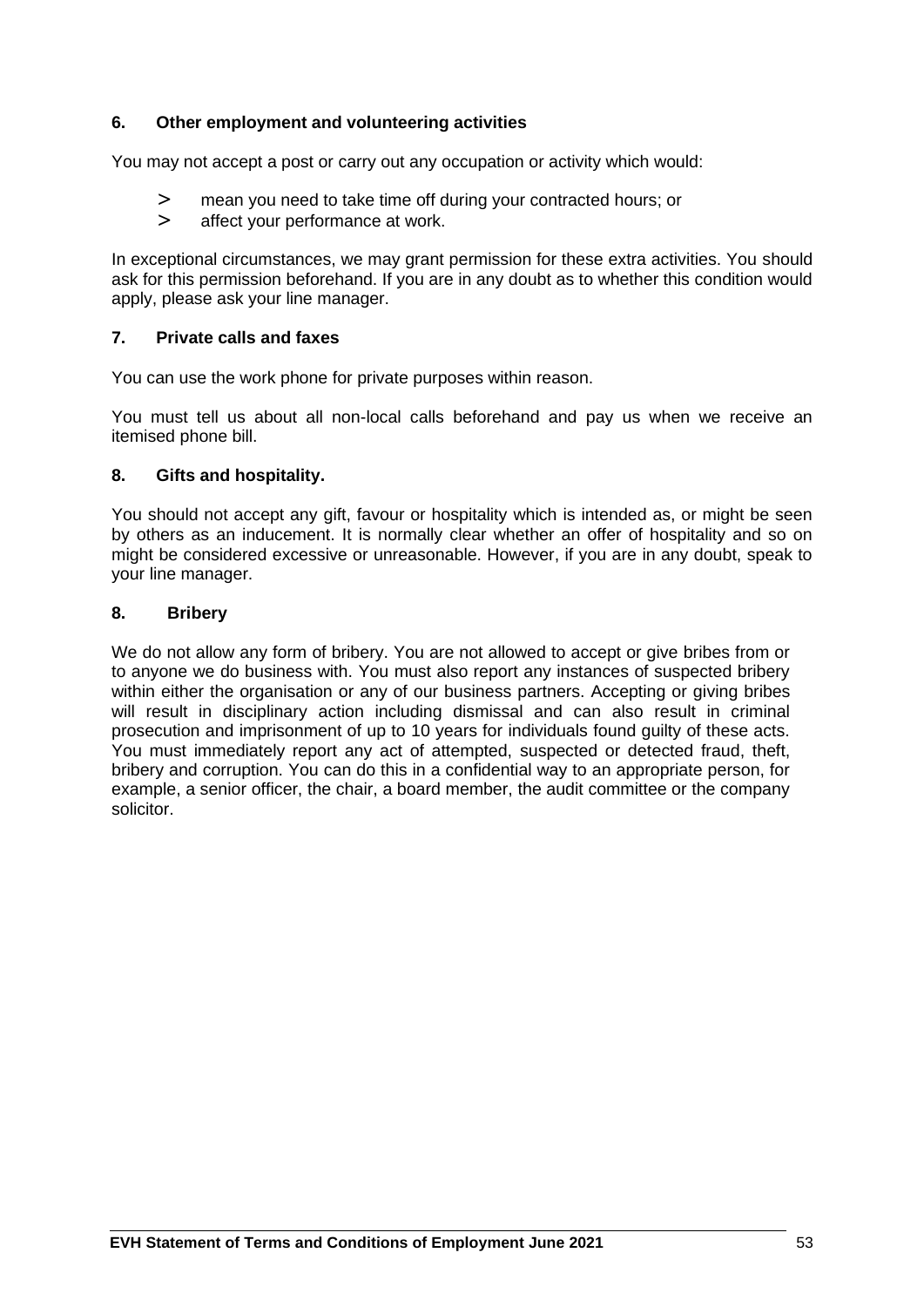### 6. Other employment and volunteering activities

You may not accept a post or carry out any occupation or activity which would:

> mean you need to take time off during your contracted hours; or
> affect your performance at work.

In exceptional circumstances, we may grant permission for these extra activities. You should ask for this permission beforehand. If you are in any doubt as to whether this condition would apply, please ask your line manager.

### 7. Private calls and faxes

You can use the work phone for private purposes within reason.

You must tell us about all non-local calls beforehand and pay us when we receive an itemised phone bill.

### 8. Gifts and hospitality.

You should not accept any gift, favour or hospitality which is intended as, or might be seen by others as an inducement. It is normally clear whether an offer of hospitality and so on might be considered excessive or unreasonable. However, if you are in any doubt, speak to your line manager.

### 8. Bribery

We do not allow any form of bribery. You are not allowed to accept or give bribes from or to anyone we do business with. You must also report any instances of suspected bribery within either the organisation or any of our business partners. Accepting or giving bribes will result in disciplinary action including dismissal and can also result in criminal prosecution and imprisonment of up to 10 years for individuals found guilty of these acts. You must immediately report any act of attempted, suspected or detected fraud, theft, bribery and corruption. You can do this in a confidential way to an appropriate person, for example, a senior officer, the chair, a board member, the audit committee or the company solicitor.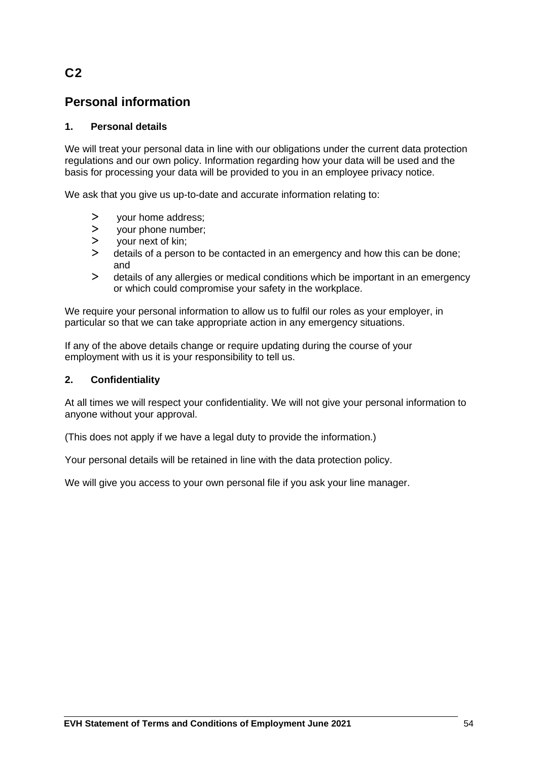# C2

## Personal information

### 1. Personal details

We will treat your personal data in line with our obligations under the current data protection regulations and our own policy. Information regarding how your data will be used and the basis for processing your data will be provided to you in an employee privacy notice.

We ask that you give us up-to-date and accurate information relating to:

- your home address;
- your phone number;
- your next of kin;
- details of a person to be contacted in an emergency and how this can be done; and
- details of any allergies or medical conditions which be important in an emergency or which could compromise your safety in the workplace.

We require your personal information to allow us to fulfil our roles as your employer, in particular so that we can take appropriate action in any emergency situations.

If any of the above details change or require updating during the course of your employment with us it is your responsibility to tell us.

### 2. Confidentiality

At all times we will respect your confidentiality. We will not give your personal information to anyone without your approval.

(This does not apply if we have a legal duty to provide the information.)

Your personal details will be retained in line with the data protection policy.

We will give you access to your own personal file if you ask your line manager.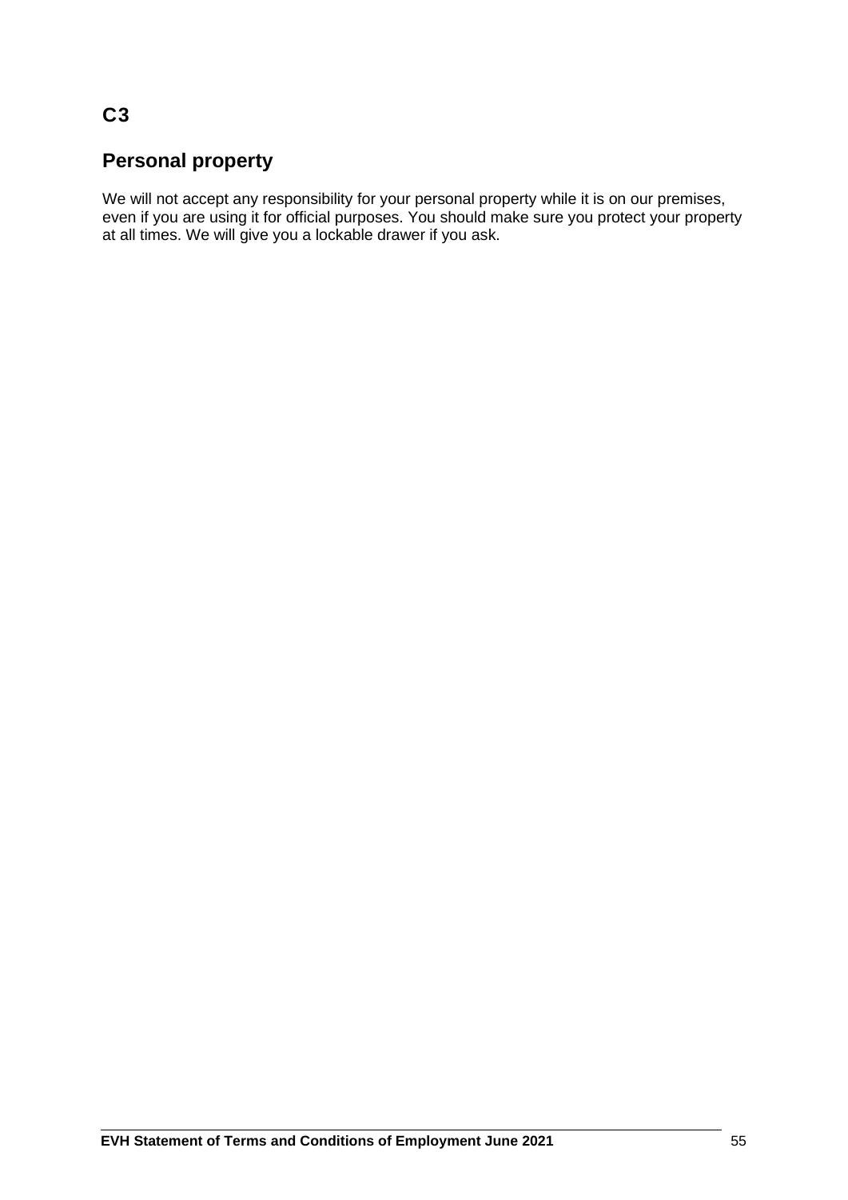## C3

## Personal property

We will not accept any responsibility for your personal property while it is on our premises, even if you are using it for official purposes. You should make sure you protect your property at all times. We will give you a lockable drawer if you ask.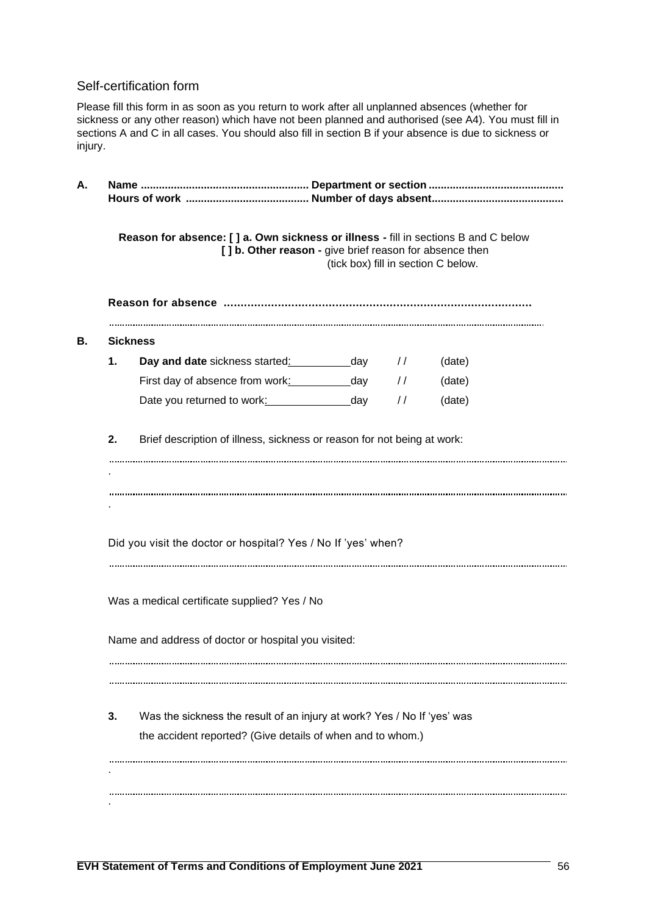## Self-certification form

Please fill this form in as soon as you return to work after all unplanned absences (whether for sickness or any other reason) which have not been planned and authorised (see A4). You must fill in sections A and C in all cases. You should also fill in section B if your absence is due to sickness or injury.

**A.** **Name ....................................................... Department or section ............................................**
**Hours of work ......................................... Number of days absent...........................................**

**Reason for absence: [ ] a. Own sickness or illness -** fill in sections B and C below
**[ ] b. Other reason -** give brief reason for absence then (tick box) fill in section C below.

**Reason for absence ..........................................................................................**

..........................................................................................................................................

**B.** **Sickness**

**1.** **Day and date** sickness started: __________day / / (date)

First day of absence from work: __________day / / (date)

Date you returned to work: ______________day / / (date)

**2.** Brief description of illness, sickness or reason for not being at work:

..........................................................................................................................................

..........................................................................................................................................

Did you visit the doctor or hospital? Yes / No If 'yes' when?

..........................................................................................................................................

Was a medical certificate supplied? Yes / No

Name and address of doctor or hospital you visited:

..........................................................................................................................................

..........................................................................................................................................

**3.** Was the sickness the result of an injury at work? Yes / No If 'yes' was the accident reported? (Give details of when and to whom.)

..........................................................................................................................................

..........................................................................................................................................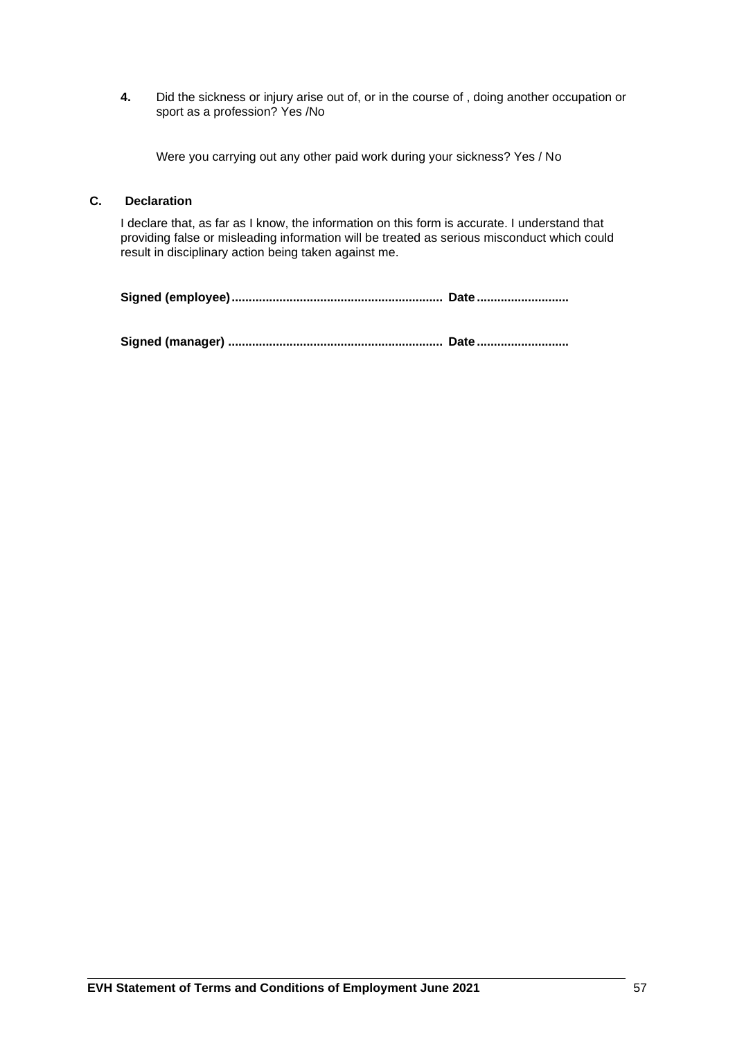**4.** Did the sickness or injury arise out of, or in the course of , doing another occupation or sport as a profession? Yes /No

Were you carrying out any other paid work during your sickness? Yes / No

## C. Declaration

I declare that, as far as I know, the information on this form is accurate. I understand that providing false or misleading information will be treated as serious misconduct which could result in disciplinary action being taken against me.

**Signed (employee)............................................................. Date...........................**

**Signed (manager) .............................................................. Date...........................**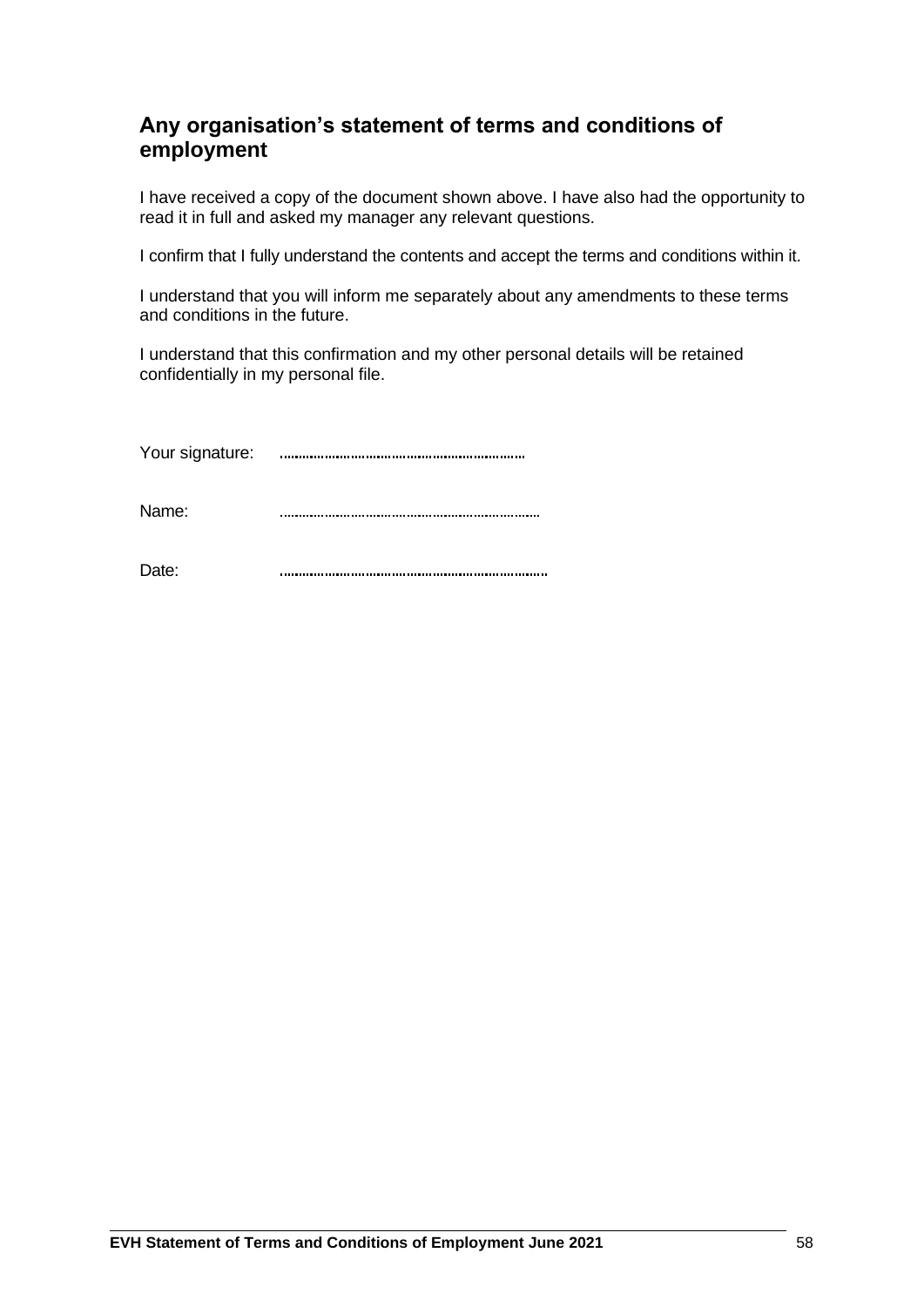## Any organisation's statement of terms and conditions of employment

I have received a copy of the document shown above. I have also had the opportunity to read it in full and asked my manager any relevant questions.

I confirm that I fully understand the contents and accept the terms and conditions within it.

I understand that you will inform me separately about any amendments to these terms and conditions in the future.

I understand that this confirmation and my other personal details will be retained confidentially in my personal file.

Your signature: ..........................................................

Name: ..........................................................

Date: ..........................................................